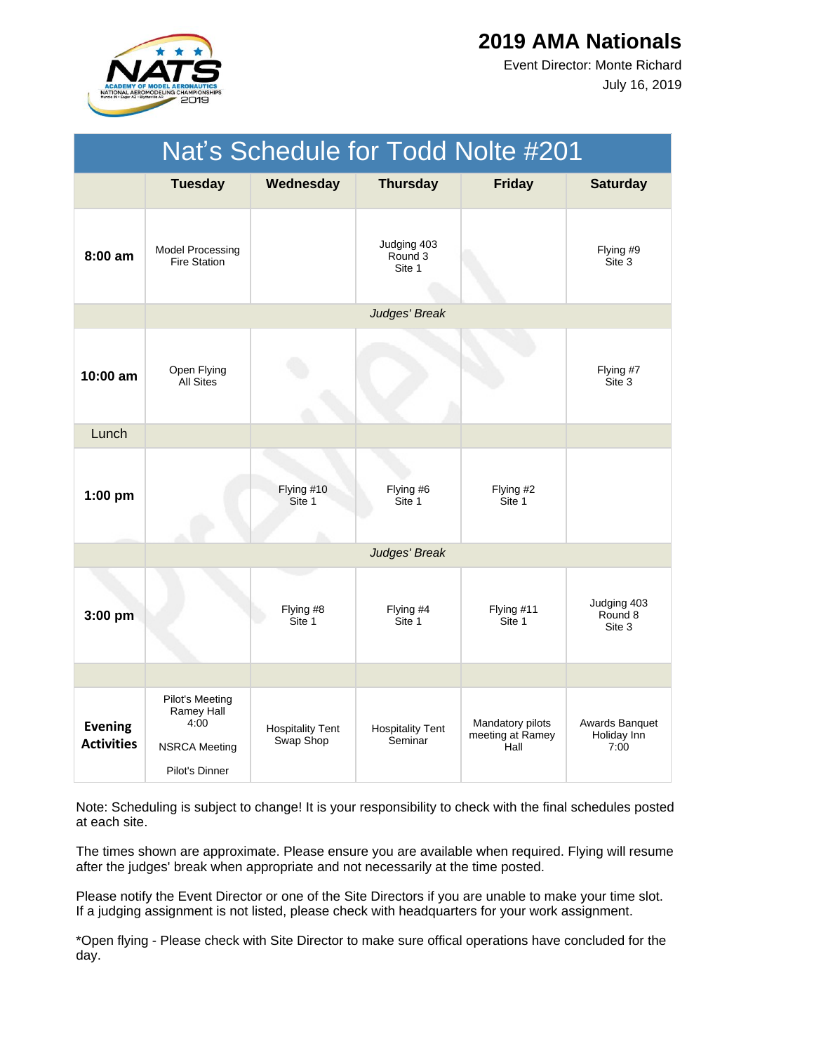# 2019 AMA Nationals

Event Director: Monte Richard

July 16, 2019

## Nat's Schedule for Todd Nolte #201

| | Tuesday | Wednesday | Thursday | Friday | Saturday |
|---|---|---|---|---|---|
| **8:00 am** | Model Processing Fire Station | | Judging 403 Round 3 Site 1 | | Flying #9 Site 3 |
| | *Judges' Break* | | | | |
| **10:00 am** | Open Flying All Sites | | | | Flying #7 Site 3 |
| Lunch | | | | | |
| **1:00 pm** | | Flying #10 Site 1 | Flying #6 Site 1 | Flying #2 Site 1 | |
| | *Judges' Break* | | | | |
| **3:00 pm** | | Flying #8 Site 1 | Flying #4 Site 1 | Flying #11 Site 1 | Judging 403 Round 8 Site 3 |
| | | | | | |
| **Evening Activities** | Pilot's Meeting Ramey Hall 4:00<br>NSRCA Meeting<br>Pilot's Dinner | Hospitality Tent Swap Shop | Hospitality Tent Seminar | Mandatory pilots meeting at Ramey Hall | Awards Banquet Holiday Inn 7:00 |

Note: Scheduling is subject to change! It is your responsibility to check with the final schedules posted at each site.

The times shown are approximate. Please ensure you are available when required. Flying will resume after the judges' break when appropriate and not necessarily at the time posted.

Please notify the Event Director or one of the Site Directors if you are unable to make your time slot. If a judging assignment is not listed, please check with headquarters for your work assignment.

*Open flying - Please check with Site Director to make sure offical operations have concluded for the day.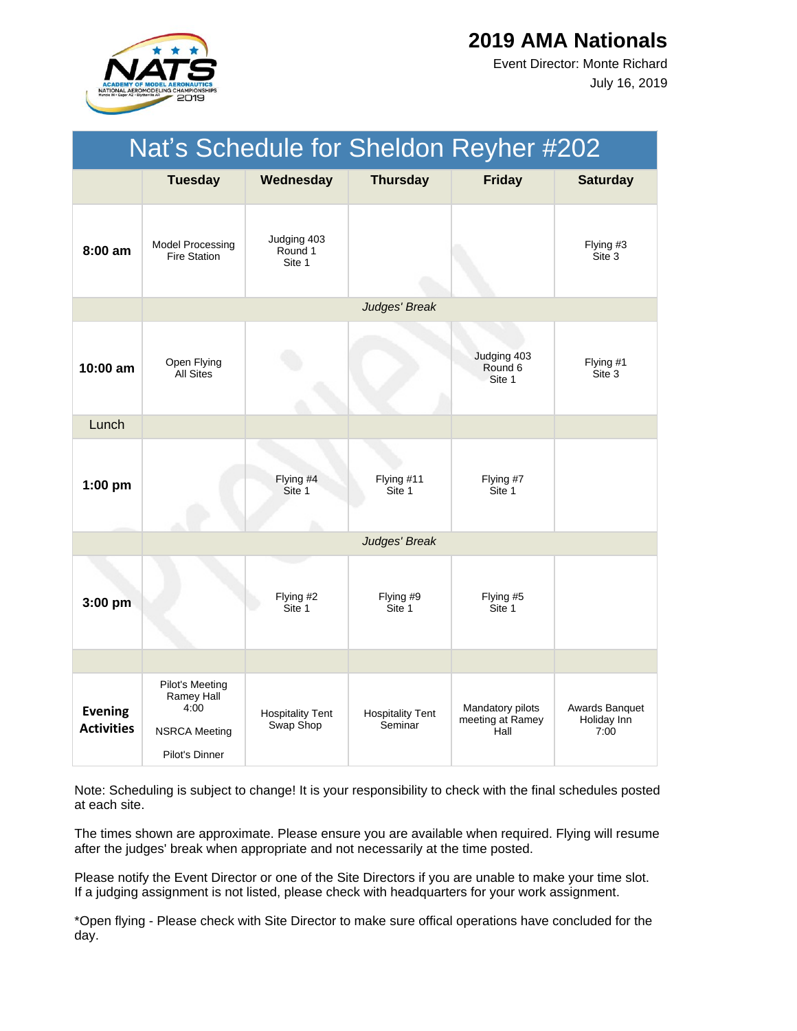# 2019 AMA Nationals

Event Director: Monte Richard

July 16, 2019

## Nat's Schedule for Sheldon Reyher #202

| | Tuesday | Wednesday | Thursday | Friday | Saturday |
|---|---|---|---|---|---|
| **8:00 am** | Model Processing Fire Station | Judging 403 Round 1 Site 1 | | | Flying #3 Site 3 |
| | *Judges' Break* | | | | |
| **10:00 am** | Open Flying All Sites | | | Judging 403 Round 6 Site 1 | Flying #1 Site 3 |
| Lunch | | | | | |
| **1:00 pm** | | Flying #4 Site 1 | Flying #11 Site 1 | Flying #7 Site 1 | |
| | *Judges' Break* | | | | |
| **3:00 pm** | | Flying #2 Site 1 | Flying #9 Site 1 | Flying #5 Site 1 | |
| | | | | | |
| **Evening Activities** | Pilot's Meeting Ramey Hall 4:00<br>NSRCA Meeting<br>Pilot's Dinner | Hospitality Tent Swap Shop | Hospitality Tent Seminar | Mandatory pilots meeting at Ramey Hall | Awards Banquet Holiday Inn 7:00 |

Note: Scheduling is subject to change! It is your responsibility to check with the final schedules posted at each site.

The times shown are approximate. Please ensure you are available when required. Flying will resume after the judges' break when appropriate and not necessarily at the time posted.

Please notify the Event Director or one of the Site Directors if you are unable to make your time slot. If a judging assignment is not listed, please check with headquarters for your work assignment.

*Open flying - Please check with Site Director to make sure offical operations have concluded for the day.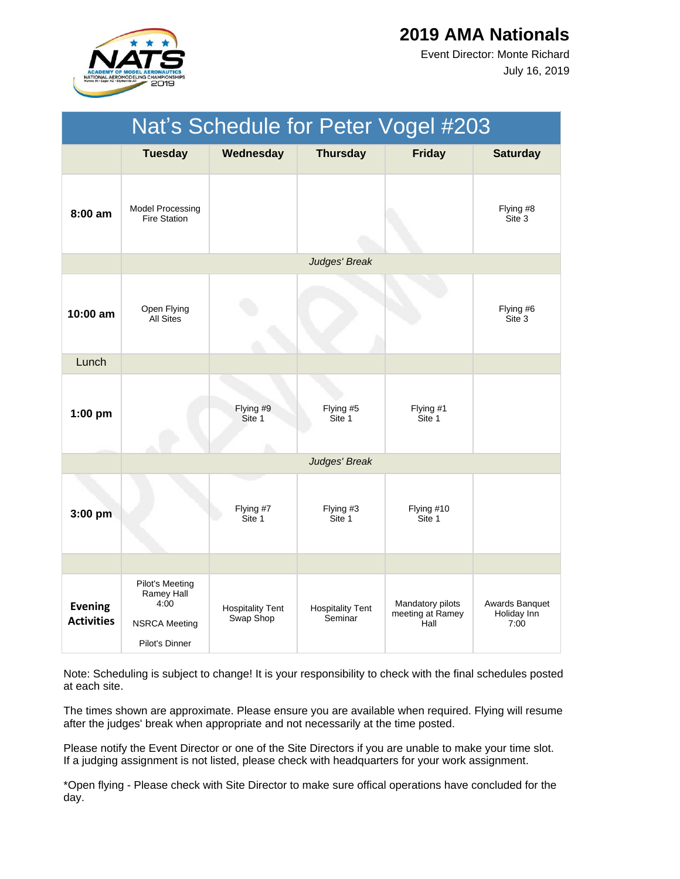# 2019 AMA Nationals

Event Director: Monte Richard

July 16, 2019

## Nat's Schedule for Peter Vogel #203

| | Tuesday | Wednesday | Thursday | Friday | Saturday |
|---|---|---|---|---|---|
| **8:00 am** | Model Processing Fire Station | | | | Flying #8 Site 3 |
| | *Judges' Break* | | | | |
| **10:00 am** | Open Flying All Sites | | | | Flying #6 Site 3 |
| Lunch | | | | | |
| **1:00 pm** | | Flying #9 Site 1 | Flying #5 Site 1 | Flying #1 Site 1 | |
| | *Judges' Break* | | | | |
| **3:00 pm** | | Flying #7 Site 1 | Flying #3 Site 1 | Flying #10 Site 1 | |
| | | | | | |
| **Evening Activities** | Pilot's Meeting Ramey Hall 4:00<br><br>NSRCA Meeting<br><br>Pilot's Dinner | Hospitality Tent Swap Shop | Hospitality Tent Seminar | Mandatory pilots meeting at Ramey Hall | Awards Banquet Holiday Inn 7:00 |

Note: Scheduling is subject to change! It is your responsibility to check with the final schedules posted at each site.

The times shown are approximate. Please ensure you are available when required. Flying will resume after the judges' break when appropriate and not necessarily at the time posted.

Please notify the Event Director or one of the Site Directors if you are unable to make your time slot. If a judging assignment is not listed, please check with headquarters for your work assignment.

*Open flying - Please check with Site Director to make sure offical operations have concluded for the day.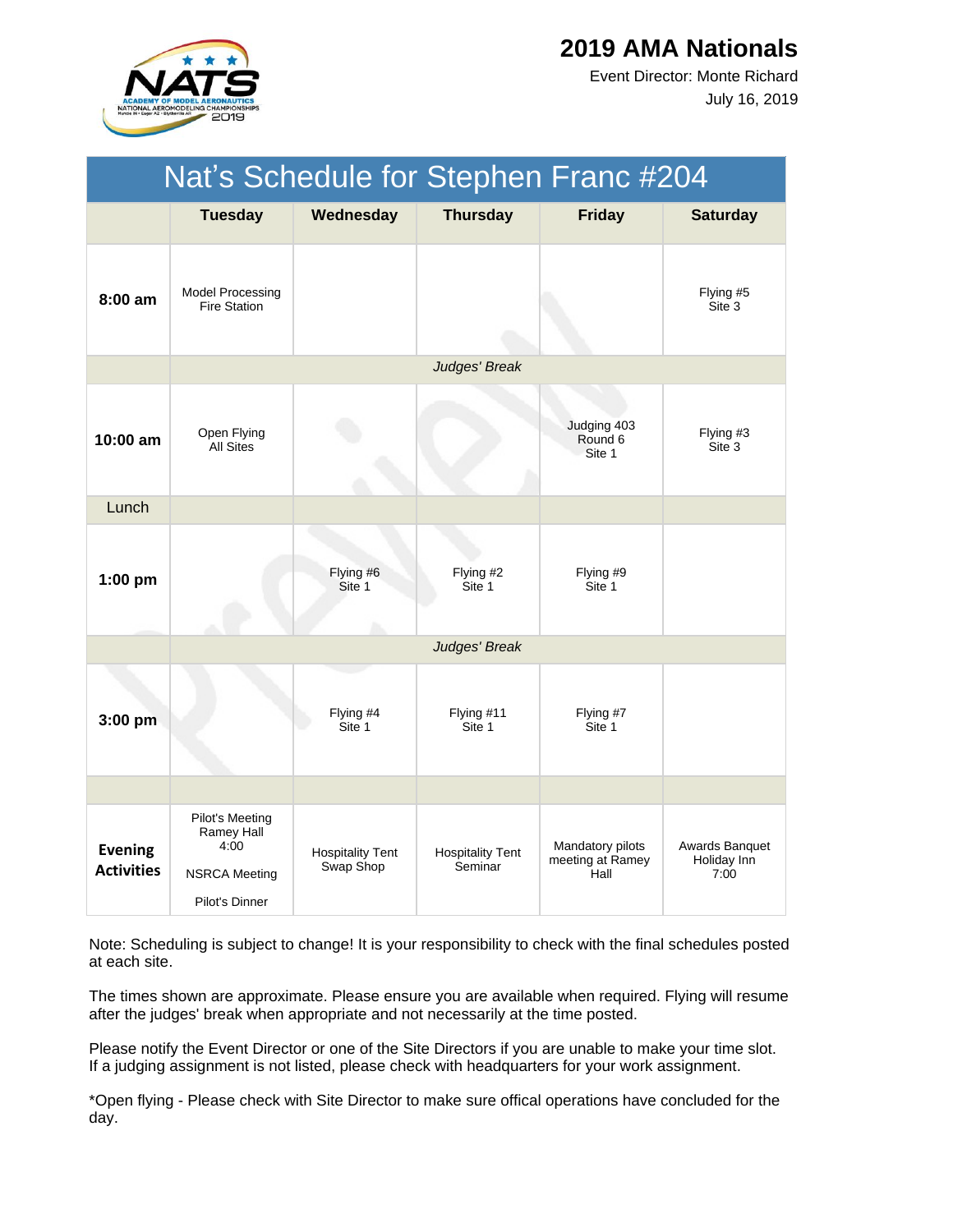# 2019 AMA Nationals

Event Director: Monte Richard

July 16, 2019

## Nat's Schedule for Stephen Franc #204

| | Tuesday | Wednesday | Thursday | Friday | Saturday |
|---|---|---|---|---|---|
| **8:00 am** | Model Processing Fire Station | | | | Flying #5 Site 3 |
| | *Judges' Break* | | | | |
| **10:00 am** | Open Flying All Sites | | | Judging 403 Round 6 Site 1 | Flying #3 Site 3 |
| Lunch | | | | | |
| **1:00 pm** | | Flying #6 Site 1 | Flying #2 Site 1 | Flying #9 Site 1 | |
| | *Judges' Break* | | | | |
| **3:00 pm** | | Flying #4 Site 1 | Flying #11 Site 1 | Flying #7 Site 1 | |
| | | | | | |
| **Evening Activities** | Pilot's Meeting Ramey Hall 4:00<br><br>NSRCA Meeting<br><br>Pilot's Dinner | Hospitality Tent Swap Shop | Hospitality Tent Seminar | Mandatory pilots meeting at Ramey Hall | Awards Banquet Holiday Inn 7:00 |

Note: Scheduling is subject to change! It is your responsibility to check with the final schedules posted at each site.

The times shown are approximate. Please ensure you are available when required. Flying will resume after the judges' break when appropriate and not necessarily at the time posted.

Please notify the Event Director or one of the Site Directors if you are unable to make your time slot. If a judging assignment is not listed, please check with headquarters for your work assignment.

*Open flying - Please check with Site Director to make sure offical operations have concluded for the day.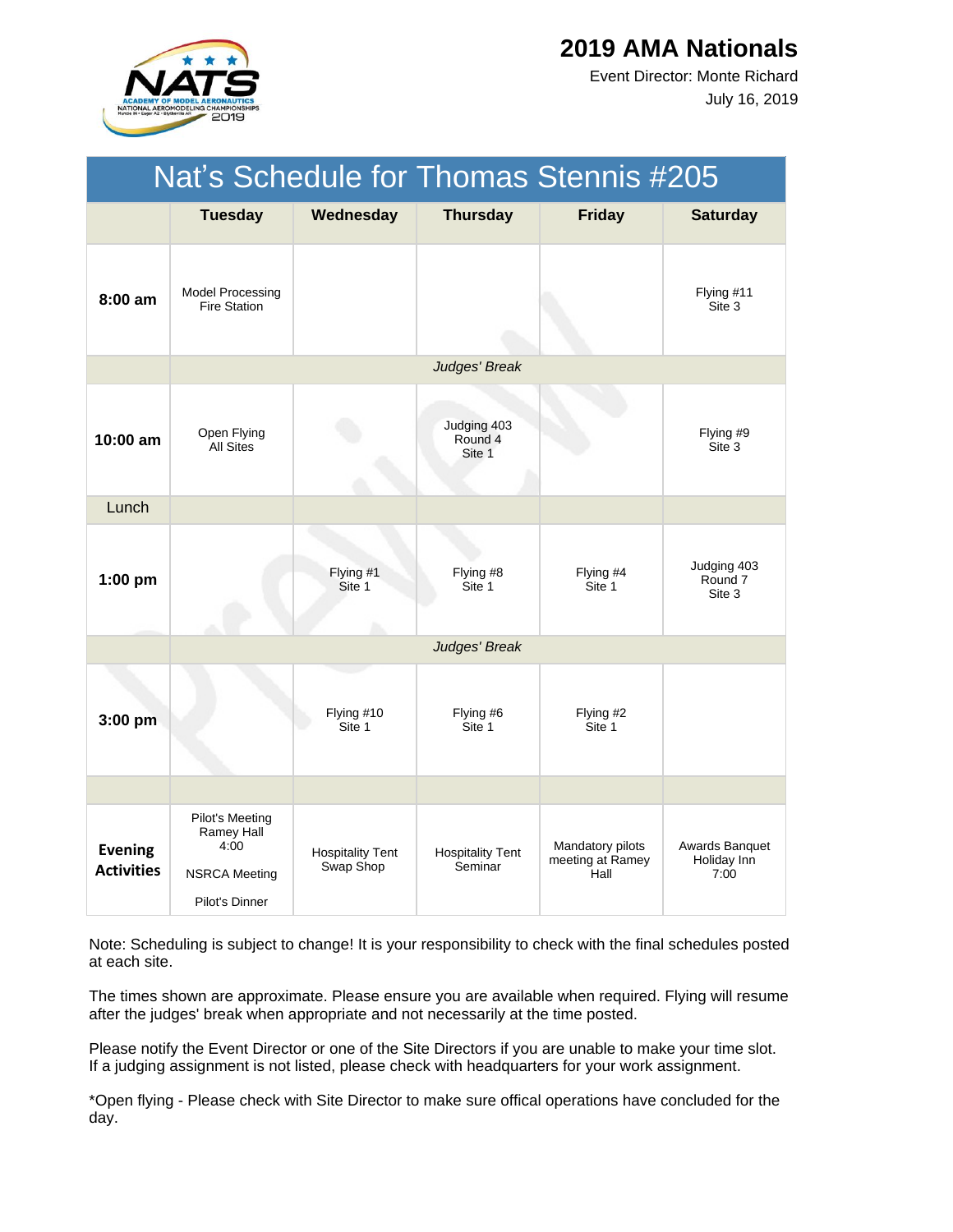# 2019 AMA Nationals

Event Director: Monte Richard

July 16, 2019

| Nat's Schedule for Thomas Stennis #205 | | | | | |
|---|---|---|---|---|---|
| | **Tuesday** | **Wednesday** | **Thursday** | **Friday** | **Saturday** |
| **8:00 am** | Model Processing Fire Station | | | | Flying #11 Site 3 |
| | *Judges' Break* | | | | |
| **10:00 am** | Open Flying All Sites | | Judging 403 Round 4 Site 1 | | Flying #9 Site 3 |
| Lunch | | | | | |
| **1:00 pm** | | Flying #1 Site 1 | Flying #8 Site 1 | Flying #4 Site 1 | Judging 403 Round 7 Site 3 |
| | *Judges' Break* | | | | |
| **3:00 pm** | | Flying #10 Site 1 | Flying #6 Site 1 | Flying #2 Site 1 | |
| | | | | | |
| **Evening Activities** | Pilot's Meeting Ramey Hall 4:00<br>NSRCA Meeting<br>Pilot's Dinner | Hospitality Tent Swap Shop | Hospitality Tent Seminar | Mandatory pilots meeting at Ramey Hall | Awards Banquet Holiday Inn 7:00 |

Note: Scheduling is subject to change! It is your responsibility to check with the final schedules posted at each site.

The times shown are approximate. Please ensure you are available when required. Flying will resume after the judges' break when appropriate and not necessarily at the time posted.

Please notify the Event Director or one of the Site Directors if you are unable to make your time slot. If a judging assignment is not listed, please check with headquarters for your work assignment.

*Open flying - Please check with Site Director to make sure offical operations have concluded for the day.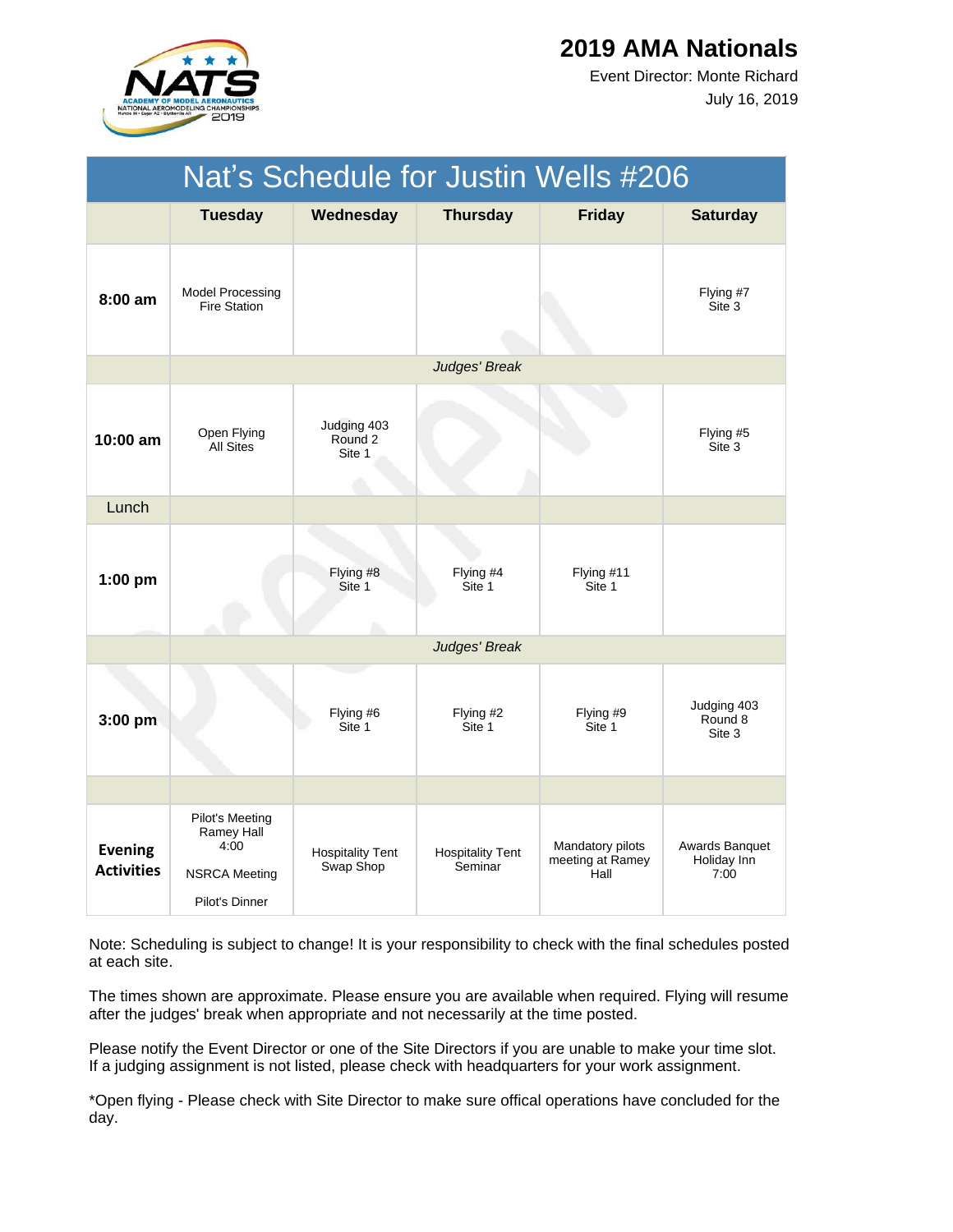# 2019 AMA Nationals

Event Director: Monte Richard

July 16, 2019

| Nat's Schedule for Justin Wells #206 | | | | | |
|---|---|---|---|---|---|
| | **Tuesday** | **Wednesday** | **Thursday** | **Friday** | **Saturday** |
| **8:00 am** | Model Processing Fire Station | | | | Flying #7 Site 3 |
| | | | *Judges' Break* | | |
| **10:00 am** | Open Flying All Sites | Judging 403 Round 2 Site 1 | | | Flying #5 Site 3 |
| Lunch | | | | | |
| **1:00 pm** | | Flying #8 Site 1 | Flying #4 Site 1 | Flying #11 Site 1 | |
| | | | *Judges' Break* | | |
| **3:00 pm** | | Flying #6 Site 1 | Flying #2 Site 1 | Flying #9 Site 1 | Judging 403 Round 8 Site 3 |
| | | | | | |
| **Evening Activities** | Pilot's Meeting Ramey Hall 4:00<br><br>NSRCA Meeting<br><br>Pilot's Dinner | Hospitality Tent Swap Shop | Hospitality Tent Seminar | Mandatory pilots meeting at Ramey Hall | Awards Banquet Holiday Inn 7:00 |

Note: Scheduling is subject to change! It is your responsibility to check with the final schedules posted at each site.

The times shown are approximate. Please ensure you are available when required. Flying will resume after the judges' break when appropriate and not necessarily at the time posted.

Please notify the Event Director or one of the Site Directors if you are unable to make your time slot. If a judging assignment is not listed, please check with headquarters for your work assignment.

*Open flying - Please check with Site Director to make sure offical operations have concluded for the day.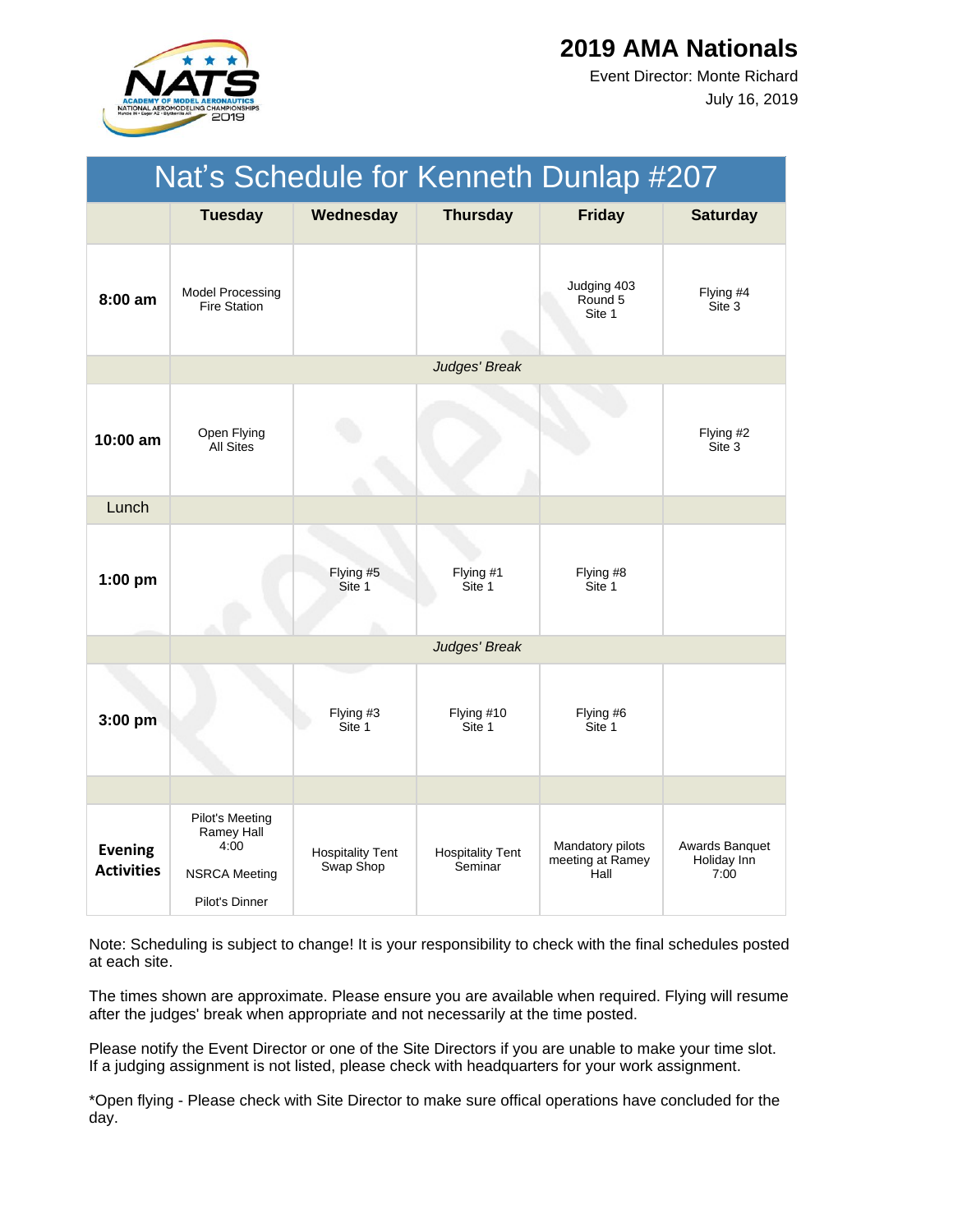# 2019 AMA Nationals

Event Director: Monte Richard

July 16, 2019

## Nat's Schedule for Kenneth Dunlap #207

| | Tuesday | Wednesday | Thursday | Friday | Saturday |
|---|---|---|---|---|---|
| **8:00 am** | Model Processing Fire Station | | | Judging 403 Round 5 Site 1 | Flying #4 Site 3 |
| | *Judges' Break* | | | | |
| **10:00 am** | Open Flying All Sites | | | | Flying #2 Site 3 |
| Lunch | | | | | |
| **1:00 pm** | | Flying #5 Site 1 | Flying #1 Site 1 | Flying #8 Site 1 | |
| | *Judges' Break* | | | | |
| **3:00 pm** | | Flying #3 Site 1 | Flying #10 Site 1 | Flying #6 Site 1 | |
| | | | | | |
| **Evening Activities** | Pilot's Meeting Ramey Hall 4:00<br>NSRCA Meeting<br>Pilot's Dinner | Hospitality Tent Swap Shop | Hospitality Tent Seminar | Mandatory pilots meeting at Ramey Hall | Awards Banquet Holiday Inn 7:00 |

Note: Scheduling is subject to change! It is your responsibility to check with the final schedules posted at each site.

The times shown are approximate. Please ensure you are available when required. Flying will resume after the judges' break when appropriate and not necessarily at the time posted.

Please notify the Event Director or one of the Site Directors if you are unable to make your time slot. If a judging assignment is not listed, please check with headquarters for your work assignment.

*Open flying - Please check with Site Director to make sure offical operations have concluded for the day.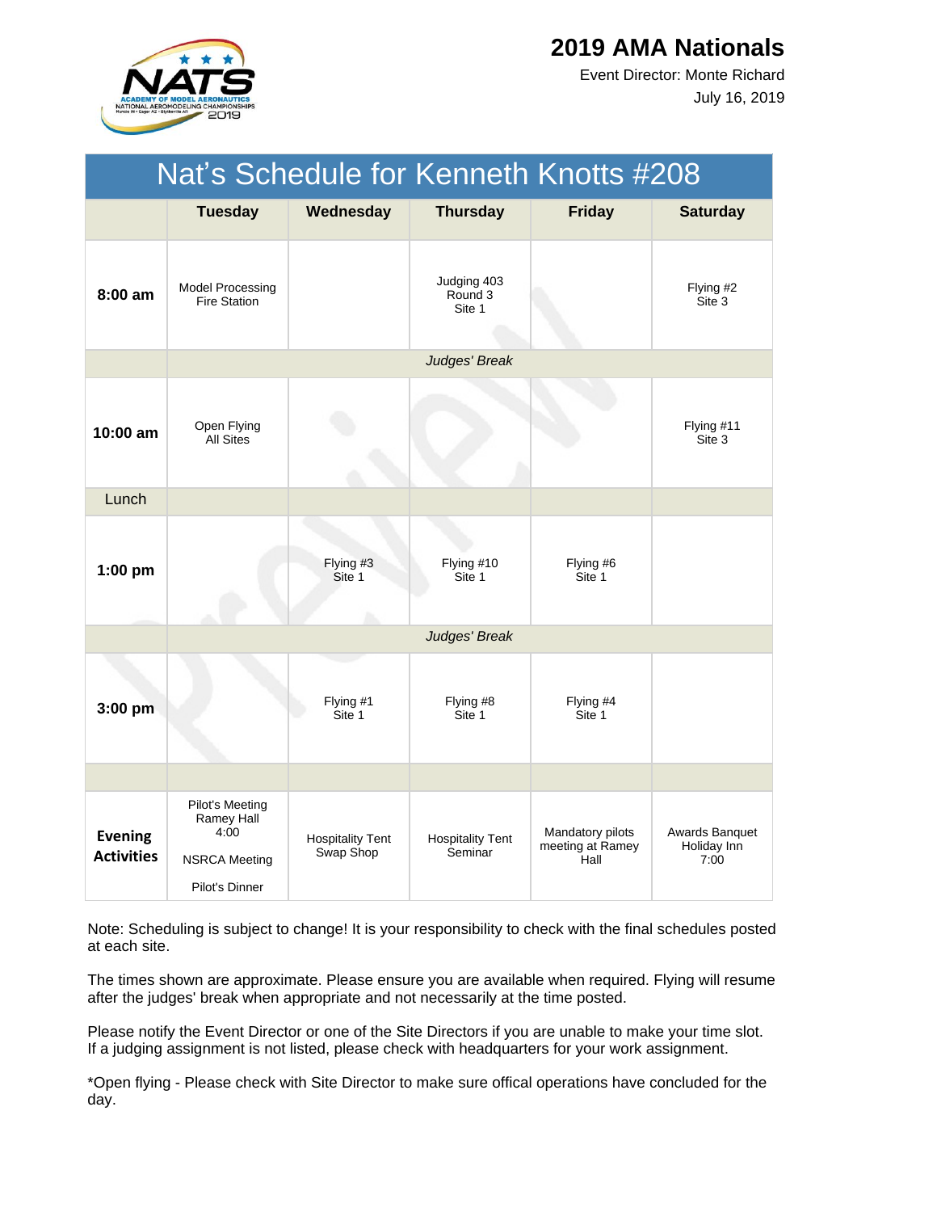# 2019 AMA Nationals

Event Director: Monte Richard

July 16, 2019

| Nat's Schedule for Kenneth Knotts #208 | | | | | |
|---|---|---|---|---|---|
| | **Tuesday** | **Wednesday** | **Thursday** | **Friday** | **Saturday** |
| **8:00 am** | Model Processing Fire Station | | Judging 403 Round 3 Site 1 | | Flying #2 Site 3 |
| | *Judges' Break* | | | | |
| **10:00 am** | Open Flying All Sites | | | | Flying #11 Site 3 |
| Lunch | | | | | |
| **1:00 pm** | | Flying #3 Site 1 | Flying #10 Site 1 | Flying #6 Site 1 | |
| | *Judges' Break* | | | | |
| **3:00 pm** | | Flying #1 Site 1 | Flying #8 Site 1 | Flying #4 Site 1 | |
| | | | | | |
| **Evening Activities** | Pilot's Meeting Ramey Hall 4:00<br>NSRCA Meeting<br>Pilot's Dinner | Hospitality Tent Swap Shop | Hospitality Tent Seminar | Mandatory pilots meeting at Ramey Hall | Awards Banquet Holiday Inn 7:00 |

Note: Scheduling is subject to change! It is your responsibility to check with the final schedules posted at each site.

The times shown are approximate. Please ensure you are available when required. Flying will resume after the judges' break when appropriate and not necessarily at the time posted.

Please notify the Event Director or one of the Site Directors if you are unable to make your time slot. If a judging assignment is not listed, please check with headquarters for your work assignment.

*Open flying - Please check with Site Director to make sure offical operations have concluded for the day.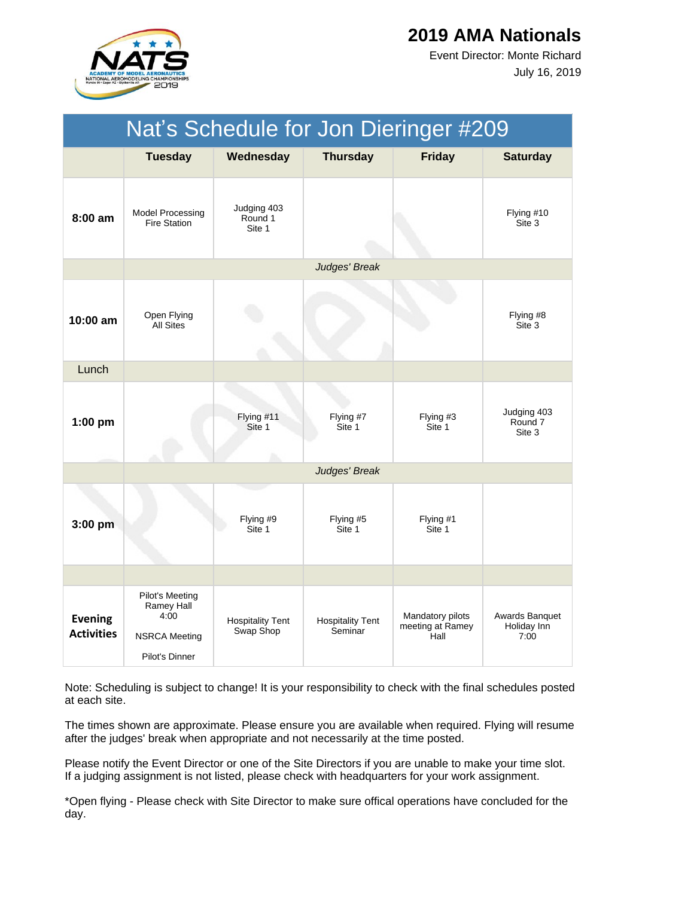# 2019 AMA Nationals

Event Director: Monte Richard

July 16, 2019

## Nat's Schedule for Jon Dieringer #209

| | Tuesday | Wednesday | Thursday | Friday | Saturday |
|---|---|---|---|---|---|
| **8:00 am** | Model Processing Fire Station | Judging 403 Round 1 Site 1 | | | Flying #10 Site 3 |
| | *Judges' Break* | | | | |
| **10:00 am** | Open Flying All Sites | | | | Flying #8 Site 3 |
| Lunch | | | | | |
| **1:00 pm** | | Flying #11 Site 1 | Flying #7 Site 1 | Flying #3 Site 1 | Judging 403 Round 7 Site 3 |
| | *Judges' Break* | | | | |
| **3:00 pm** | | Flying #9 Site 1 | Flying #5 Site 1 | Flying #1 Site 1 | |
| | | | | | |
| **Evening Activities** | Pilot's Meeting Ramey Hall 4:00<br><br>NSRCA Meeting<br><br>Pilot's Dinner | Hospitality Tent Swap Shop | Hospitality Tent Seminar | Mandatory pilots meeting at Ramey Hall | Awards Banquet Holiday Inn 7:00 |

Note: Scheduling is subject to change! It is your responsibility to check with the final schedules posted at each site.

The times shown are approximate. Please ensure you are available when required. Flying will resume after the judges' break when appropriate and not necessarily at the time posted.

Please notify the Event Director or one of the Site Directors if you are unable to make your time slot. If a judging assignment is not listed, please check with headquarters for your work assignment.

*Open flying - Please check with Site Director to make sure offical operations have concluded for the day.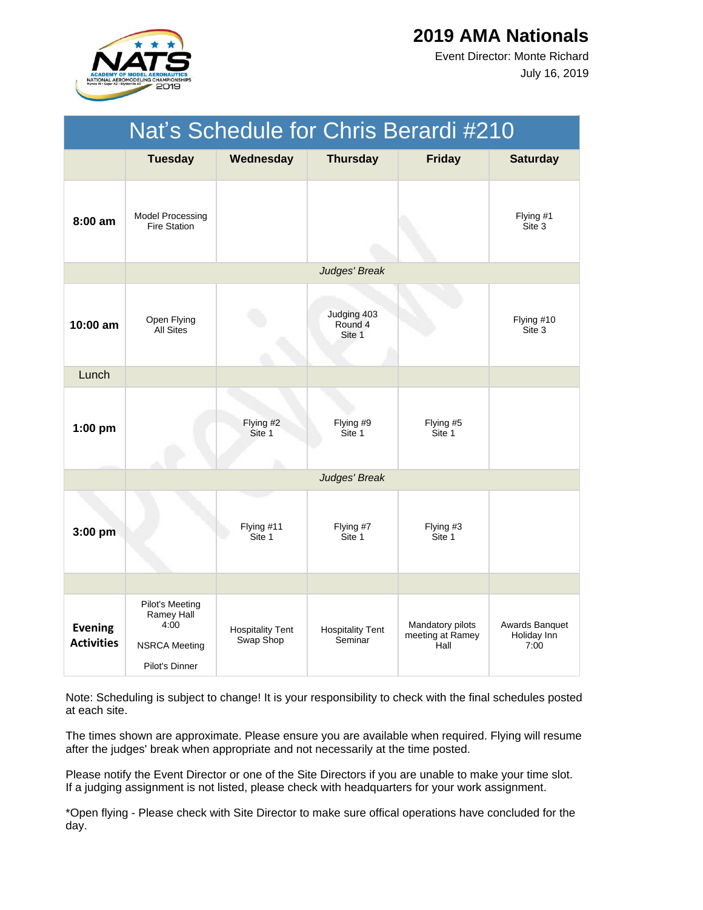# 2019 AMA Nationals

Event Director: Monte Richard

July 16, 2019

| Nat's Schedule for Chris Berardi #210 | | | | | |
|---|---|---|---|---|---|
| | **Tuesday** | **Wednesday** | **Thursday** | **Friday** | **Saturday** |
| **8:00 am** | Model Processing Fire Station | | | | Flying #1 Site 3 |
| | | | *Judges' Break* | | |
| **10:00 am** | Open Flying All Sites | | Judging 403 Round 4 Site 1 | | Flying #10 Site 3 |
| Lunch | | | | | |
| **1:00 pm** | | Flying #2 Site 1 | Flying #9 Site 1 | Flying #5 Site 1 | |
| | | | *Judges' Break* | | |
| **3:00 pm** | | Flying #11 Site 1 | Flying #7 Site 1 | Flying #3 Site 1 | |
| | | | | | |
| **Evening Activities** | Pilot's Meeting Ramey Hall 4:00<br><br>NSRCA Meeting<br><br>Pilot's Dinner | Hospitality Tent Swap Shop | Hospitality Tent Seminar | Mandatory pilots meeting at Ramey Hall | Awards Banquet Holiday Inn 7:00 |

Note: Scheduling is subject to change! It is your responsibility to check with the final schedules posted at each site.

The times shown are approximate. Please ensure you are available when required. Flying will resume after the judges' break when appropriate and not necessarily at the time posted.

Please notify the Event Director or one of the Site Directors if you are unable to make your time slot. If a judging assignment is not listed, please check with headquarters for your work assignment.

*Open flying - Please check with Site Director to make sure offical operations have concluded for the day.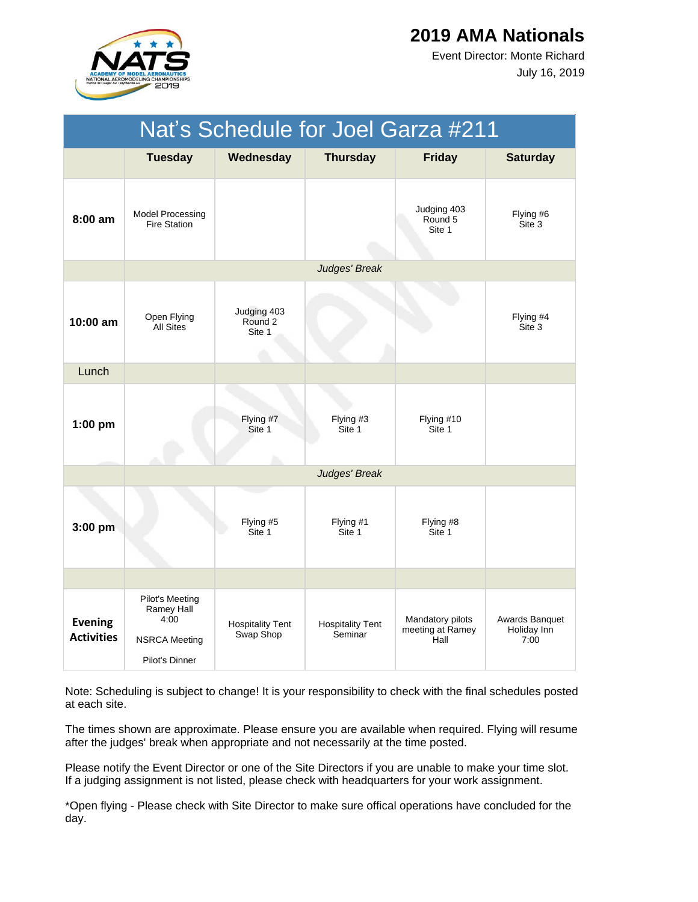# 2019 AMA Nationals

Event Director: Monte Richard

July 16, 2019

## Nat's Schedule for Joel Garza #211

| | Tuesday | Wednesday | Thursday | Friday | Saturday |
|---|---|---|---|---|---|
| **8:00 am** | Model Processing Fire Station | | | Judging 403 Round 5 Site 1 | Flying #6 Site 3 |
| | | | *Judges' Break* | | |
| **10:00 am** | Open Flying All Sites | Judging 403 Round 2 Site 1 | | | Flying #4 Site 3 |
| Lunch | | | | | |
| **1:00 pm** | | Flying #7 Site 1 | Flying #3 Site 1 | Flying #10 Site 1 | |
| | | | *Judges' Break* | | |
| **3:00 pm** | | Flying #5 Site 1 | Flying #1 Site 1 | Flying #8 Site 1 | |
| | | | | | |
| **Evening Activities** | Pilot's Meeting Ramey Hall 4:00<br><br>NSRCA Meeting<br><br>Pilot's Dinner | Hospitality Tent Swap Shop | Hospitality Tent Seminar | Mandatory pilots meeting at Ramey Hall | Awards Banquet Holiday Inn 7:00 |

Note: Scheduling is subject to change! It is your responsibility to check with the final schedules posted at each site.

The times shown are approximate. Please ensure you are available when required. Flying will resume after the judges' break when appropriate and not necessarily at the time posted.

Please notify the Event Director or one of the Site Directors if you are unable to make your time slot. If a judging assignment is not listed, please check with headquarters for your work assignment.

*Open flying - Please check with Site Director to make sure offical operations have concluded for the day.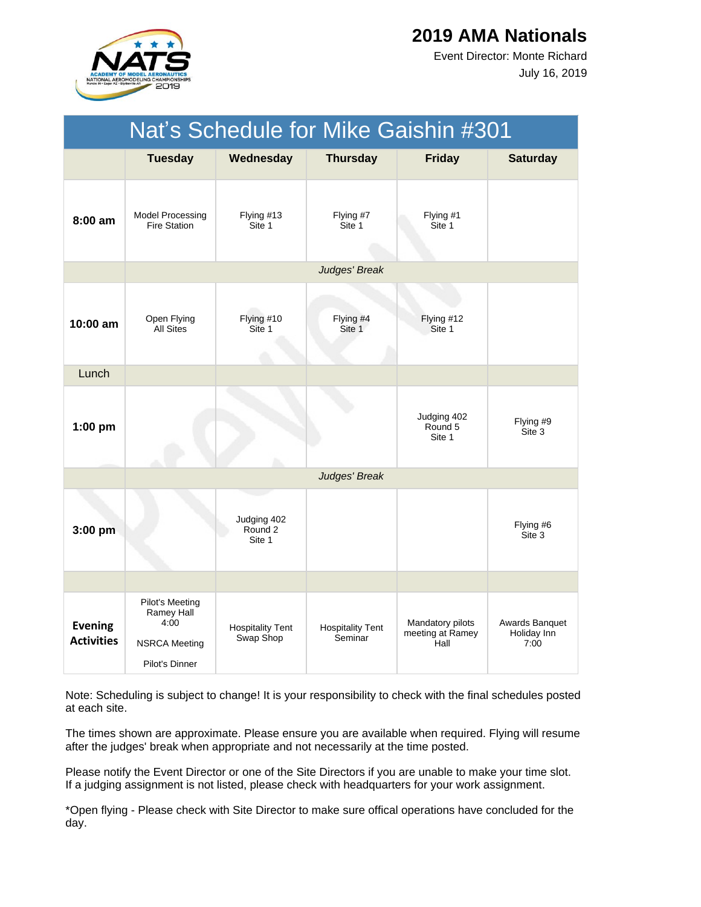# 2019 AMA Nationals

Event Director: Monte Richard

July 16, 2019

| Nat's Schedule for Mike Gaishin #301 | | | | | |
|---|---|---|---|---|---|
| | **Tuesday** | **Wednesday** | **Thursday** | **Friday** | **Saturday** |
| **8:00 am** | Model Processing Fire Station | Flying #13 Site 1 | Flying #7 Site 1 | Flying #1 Site 1 | |
| | | | *Judges' Break* | | |
| **10:00 am** | Open Flying All Sites | Flying #10 Site 1 | Flying #4 Site 1 | Flying #12 Site 1 | |
| Lunch | | | | | |
| **1:00 pm** | | | | Judging 402 Round 5 Site 1 | Flying #9 Site 3 |
| | | | *Judges' Break* | | |
| **3:00 pm** | | Judging 402 Round 2 Site 1 | | | Flying #6 Site 3 |
| | | | | | |
| **Evening Activities** | Pilot's Meeting Ramey Hall 4:00<br>NSRCA Meeting<br>Pilot's Dinner | Hospitality Tent Swap Shop | Hospitality Tent Seminar | Mandatory pilots meeting at Ramey Hall | Awards Banquet Holiday Inn 7:00 |

Note: Scheduling is subject to change! It is your responsibility to check with the final schedules posted at each site.

The times shown are approximate. Please ensure you are available when required. Flying will resume after the judges' break when appropriate and not necessarily at the time posted.

Please notify the Event Director or one of the Site Directors if you are unable to make your time slot. If a judging assignment is not listed, please check with headquarters for your work assignment.

*Open flying - Please check with Site Director to make sure offical operations have concluded for the day.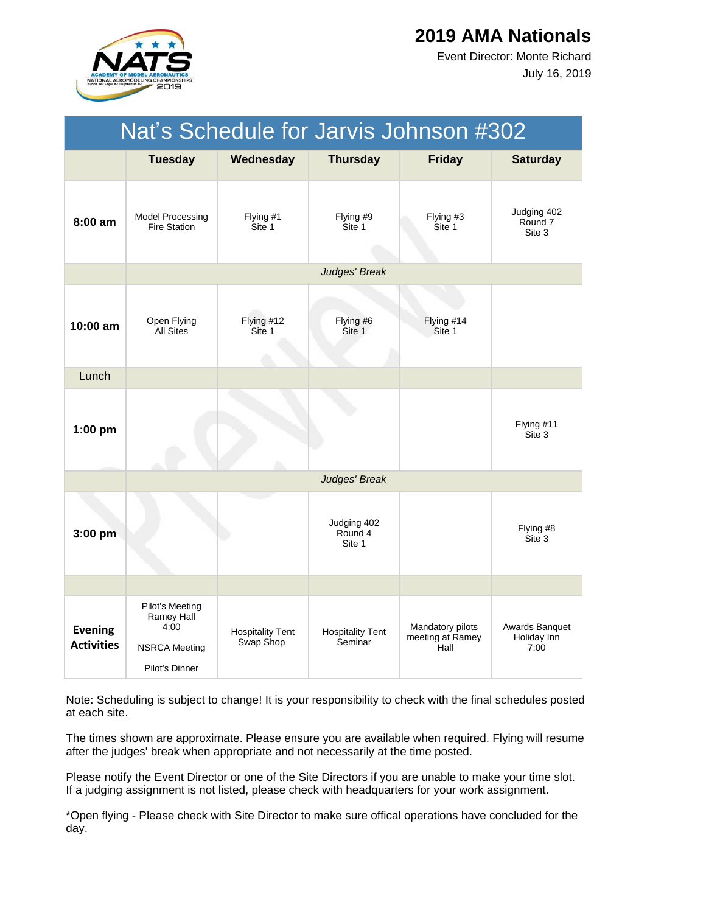# 2019 AMA Nationals

Event Director: Monte Richard

July 16, 2019

| Nat's Schedule for Jarvis Johnson #302 | | | | | |
|---|---|---|---|---|---|
| | **Tuesday** | **Wednesday** | **Thursday** | **Friday** | **Saturday** |
| **8:00 am** | Model Processing Fire Station | Flying #1 Site 1 | Flying #9 Site 1 | Flying #3 Site 1 | Judging 402 Round 7 Site 3 |
| | *Judges' Break* | | | | |
| **10:00 am** | Open Flying All Sites | Flying #12 Site 1 | Flying #6 Site 1 | Flying #14 Site 1 | |
| Lunch | | | | | |
| **1:00 pm** | | | | | Flying #11 Site 3 |
| | *Judges' Break* | | | | |
| **3:00 pm** | | | Judging 402 Round 4 Site 1 | | Flying #8 Site 3 |
| | | | | | |
| **Evening Activities** | Pilot's Meeting Ramey Hall 4:00<br>NSRCA Meeting<br>Pilot's Dinner | Hospitality Tent Swap Shop | Hospitality Tent Seminar | Mandatory pilots meeting at Ramey Hall | Awards Banquet Holiday Inn 7:00 |

Note: Scheduling is subject to change! It is your responsibility to check with the final schedules posted at each site.

The times shown are approximate. Please ensure you are available when required. Flying will resume after the judges' break when appropriate and not necessarily at the time posted.

Please notify the Event Director or one of the Site Directors if you are unable to make your time slot. If a judging assignment is not listed, please check with headquarters for your work assignment.

*Open flying - Please check with Site Director to make sure offical operations have concluded for the day.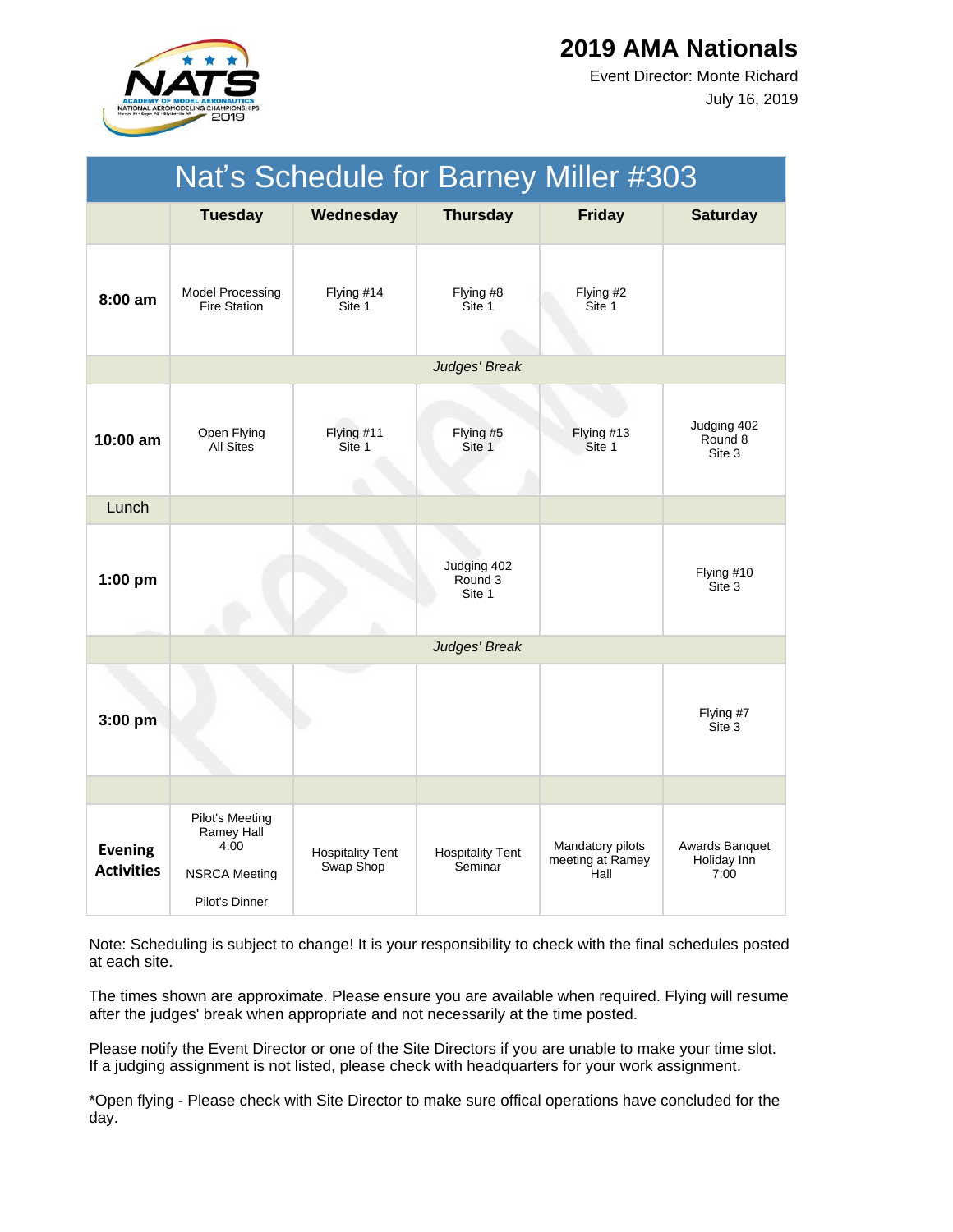# 2019 AMA Nationals

Event Director: Monte Richard

July 16, 2019

| Nat's Schedule for Barney Miller #303 | | | | | |
|---|---|---|---|---|---|
| | **Tuesday** | **Wednesday** | **Thursday** | **Friday** | **Saturday** |
| **8:00 am** | Model Processing Fire Station | Flying #14 Site 1 | Flying #8 Site 1 | Flying #2 Site 1 | |
| | | | *Judges' Break* | | |
| **10:00 am** | Open Flying All Sites | Flying #11 Site 1 | Flying #5 Site 1 | Flying #13 Site 1 | Judging 402 Round 8 Site 3 |
| Lunch | | | | | |
| **1:00 pm** | | | Judging 402 Round 3 Site 1 | | Flying #10 Site 3 |
| | | | *Judges' Break* | | |
| **3:00 pm** | | | | | Flying #7 Site 3 |
| | | | | | |
| **Evening Activities** | Pilot's Meeting Ramey Hall 4:00<br><br>NSRCA Meeting<br><br>Pilot's Dinner | Hospitality Tent Swap Shop | Hospitality Tent Seminar | Mandatory pilots meeting at Ramey Hall | Awards Banquet Holiday Inn 7:00 |

Note: Scheduling is subject to change! It is your responsibility to check with the final schedules posted at each site.

The times shown are approximate. Please ensure you are available when required. Flying will resume after the judges' break when appropriate and not necessarily at the time posted.

Please notify the Event Director or one of the Site Directors if you are unable to make your time slot. If a judging assignment is not listed, please check with headquarters for your work assignment.

*Open flying - Please check with Site Director to make sure offical operations have concluded for the day.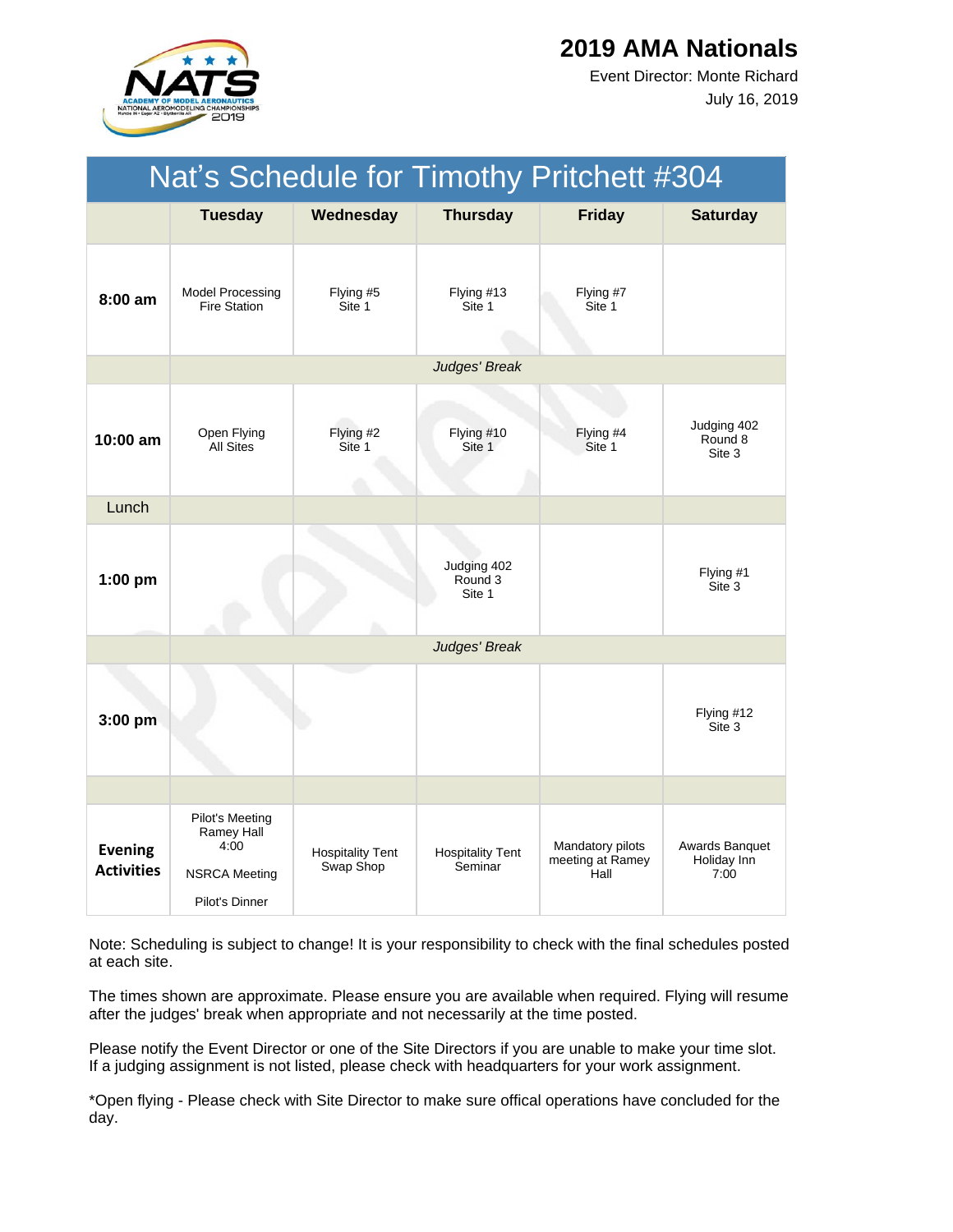# 2019 AMA Nationals

Event Director: Monte Richard

July 16, 2019

## Nat's Schedule for Timothy Pritchett #304

| | Tuesday | Wednesday | Thursday | Friday | Saturday |
|---|---|---|---|---|---|
| **8:00 am** | Model Processing Fire Station | Flying #5 Site 1 | Flying #13 Site 1 | Flying #7 Site 1 | |
| | | | *Judges' Break* | | |
| **10:00 am** | Open Flying All Sites | Flying #2 Site 1 | Flying #10 Site 1 | Flying #4 Site 1 | Judging 402 Round 8 Site 3 |
| Lunch | | | | | |
| **1:00 pm** | | | Judging 402 Round 3 Site 1 | | Flying #1 Site 3 |
| | | | *Judges' Break* | | |
| **3:00 pm** | | | | | Flying #12 Site 3 |
| | | | | | |
| **Evening Activities** | Pilot's Meeting Ramey Hall 4:00<br>NSRCA Meeting<br>Pilot's Dinner | Hospitality Tent Swap Shop | Hospitality Tent Seminar | Mandatory pilots meeting at Ramey Hall | Awards Banquet Holiday Inn 7:00 |

Note: Scheduling is subject to change! It is your responsibility to check with the final schedules posted at each site.

The times shown are approximate. Please ensure you are available when required. Flying will resume after the judges' break when appropriate and not necessarily at the time posted.

Please notify the Event Director or one of the Site Directors if you are unable to make your time slot. If a judging assignment is not listed, please check with headquarters for your work assignment.

*Open flying - Please check with Site Director to make sure offical operations have concluded for the day.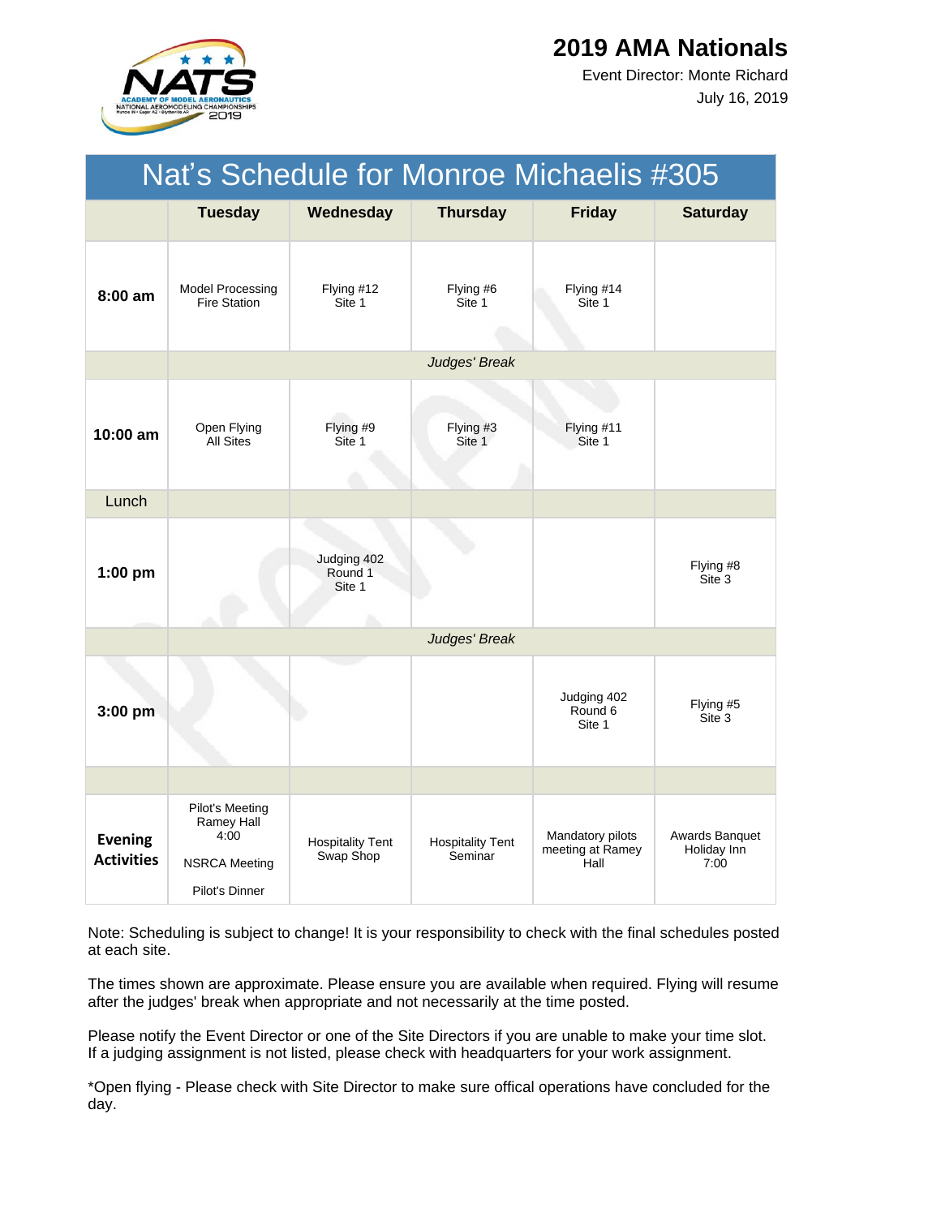# 2019 AMA Nationals

Event Director: Monte Richard

July 16, 2019

## Nat's Schedule for Monroe Michaelis #305

| | Tuesday | Wednesday | Thursday | Friday | Saturday |
|---|---|---|---|---|---|
| **8:00 am** | Model Processing Fire Station | Flying #12 Site 1 | Flying #6 Site 1 | Flying #14 Site 1 | |
| | *Judges' Break* | | | | |
| **10:00 am** | Open Flying All Sites | Flying #9 Site 1 | Flying #3 Site 1 | Flying #11 Site 1 | |
| Lunch | | | | | |
| **1:00 pm** | | Judging 402 Round 1 Site 1 | | | Flying #8 Site 3 |
| | *Judges' Break* | | | | |
| **3:00 pm** | | | | Judging 402 Round 6 Site 1 | Flying #5 Site 3 |
| | | | | | |
| **Evening Activities** | Pilot's Meeting Ramey Hall 4:00<br>NSRCA Meeting<br>Pilot's Dinner | Hospitality Tent Swap Shop | Hospitality Tent Seminar | Mandatory pilots meeting at Ramey Hall | Awards Banquet Holiday Inn 7:00 |

Note: Scheduling is subject to change! It is your responsibility to check with the final schedules posted at each site.

The times shown are approximate. Please ensure you are available when required. Flying will resume after the judges' break when appropriate and not necessarily at the time posted.

Please notify the Event Director or one of the Site Directors if you are unable to make your time slot. If a judging assignment is not listed, please check with headquarters for your work assignment.

*Open flying - Please check with Site Director to make sure offical operations have concluded for the day.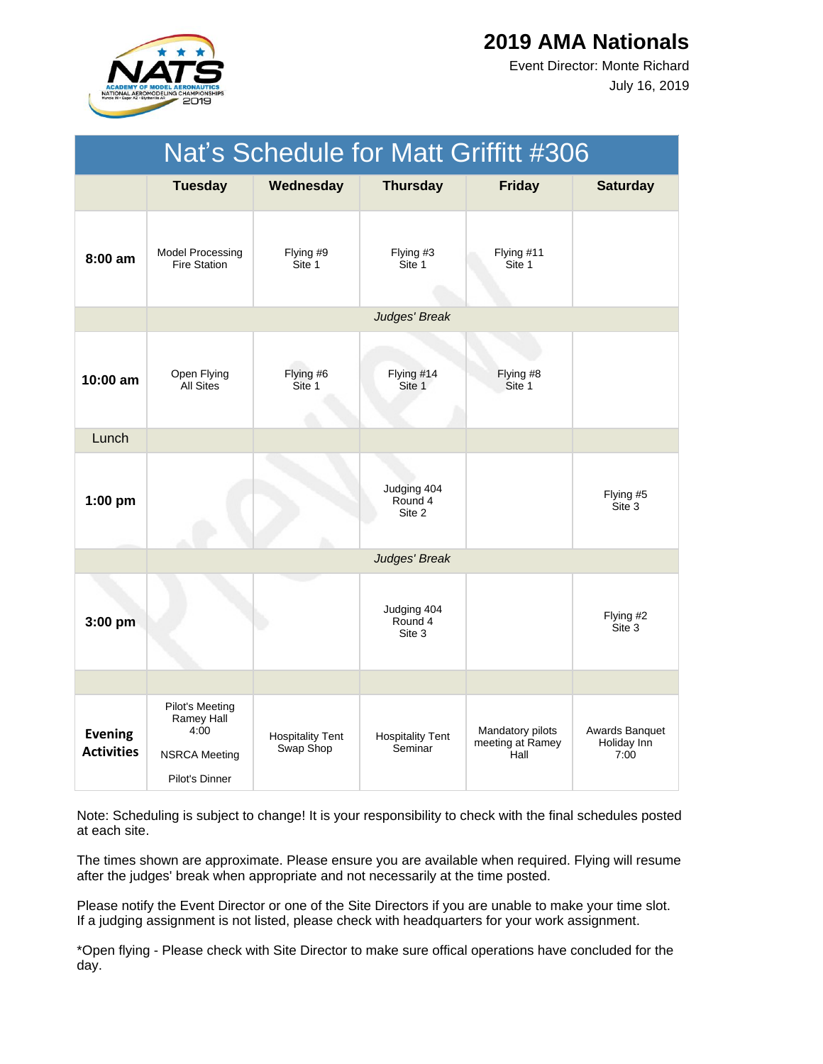# 2019 AMA Nationals

Event Director: Monte Richard

July 16, 2019

## Nat's Schedule for Matt Griffitt #306

| | Tuesday | Wednesday | Thursday | Friday | Saturday |
|---|---|---|---|---|---|
| **8:00 am** | Model Processing Fire Station | Flying #9 Site 1 | Flying #3 Site 1 | Flying #11 Site 1 | |
| | | | *Judges' Break* | | |
| **10:00 am** | Open Flying All Sites | Flying #6 Site 1 | Flying #14 Site 1 | Flying #8 Site 1 | |
| Lunch | | | | | |
| **1:00 pm** | | | Judging 404 Round 4 Site 2 | | Flying #5 Site 3 |
| | | | *Judges' Break* | | |
| **3:00 pm** | | | Judging 404 Round 4 Site 3 | | Flying #2 Site 3 |
| | | | | | |
| **Evening Activities** | Pilot's Meeting Ramey Hall 4:00<br><br>NSRCA Meeting<br><br>Pilot's Dinner | Hospitality Tent Swap Shop | Hospitality Tent Seminar | Mandatory pilots meeting at Ramey Hall | Awards Banquet Holiday Inn 7:00 |

Note: Scheduling is subject to change! It is your responsibility to check with the final schedules posted at each site.

The times shown are approximate. Please ensure you are available when required. Flying will resume after the judges' break when appropriate and not necessarily at the time posted.

Please notify the Event Director or one of the Site Directors if you are unable to make your time slot. If a judging assignment is not listed, please check with headquarters for your work assignment.

*Open flying - Please check with Site Director to make sure offical operations have concluded for the day.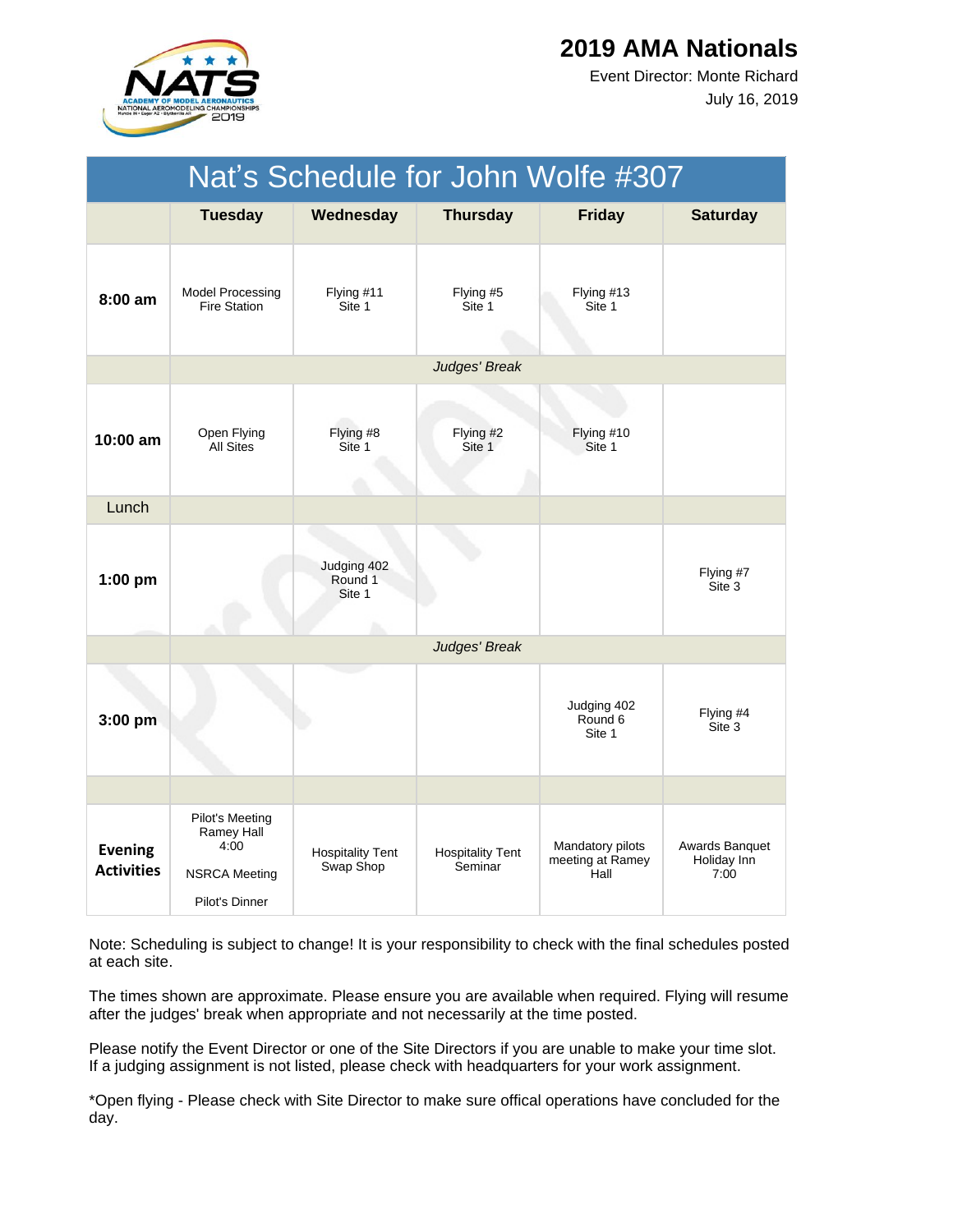# 2019 AMA Nationals

Event Director: Monte Richard

July 16, 2019

| Nat's Schedule for John Wolfe #307 | | | | | |
|---|---|---|---|---|---|
| | **Tuesday** | **Wednesday** | **Thursday** | **Friday** | **Saturday** |
| **8:00 am** | Model Processing Fire Station | Flying #11 Site 1 | Flying #5 Site 1 | Flying #13 Site 1 | |
| | | | *Judges' Break* | | |
| **10:00 am** | Open Flying All Sites | Flying #8 Site 1 | Flying #2 Site 1 | Flying #10 Site 1 | |
| Lunch | | | | | |
| **1:00 pm** | | Judging 402 Round 1 Site 1 | | | Flying #7 Site 3 |
| | | | *Judges' Break* | | |
| **3:00 pm** | | | | Judging 402 Round 6 Site 1 | Flying #4 Site 3 |
| | | | | | |
| **Evening Activities** | Pilot's Meeting Ramey Hall 4:00<br>NSRCA Meeting<br>Pilot's Dinner | Hospitality Tent Swap Shop | Hospitality Tent Seminar | Mandatory pilots meeting at Ramey Hall | Awards Banquet Holiday Inn 7:00 |

Note: Scheduling is subject to change! It is your responsibility to check with the final schedules posted at each site.

The times shown are approximate. Please ensure you are available when required. Flying will resume after the judges' break when appropriate and not necessarily at the time posted.

Please notify the Event Director or one of the Site Directors if you are unable to make your time slot. If a judging assignment is not listed, please check with headquarters for your work assignment.

*Open flying - Please check with Site Director to make sure offical operations have concluded for the day.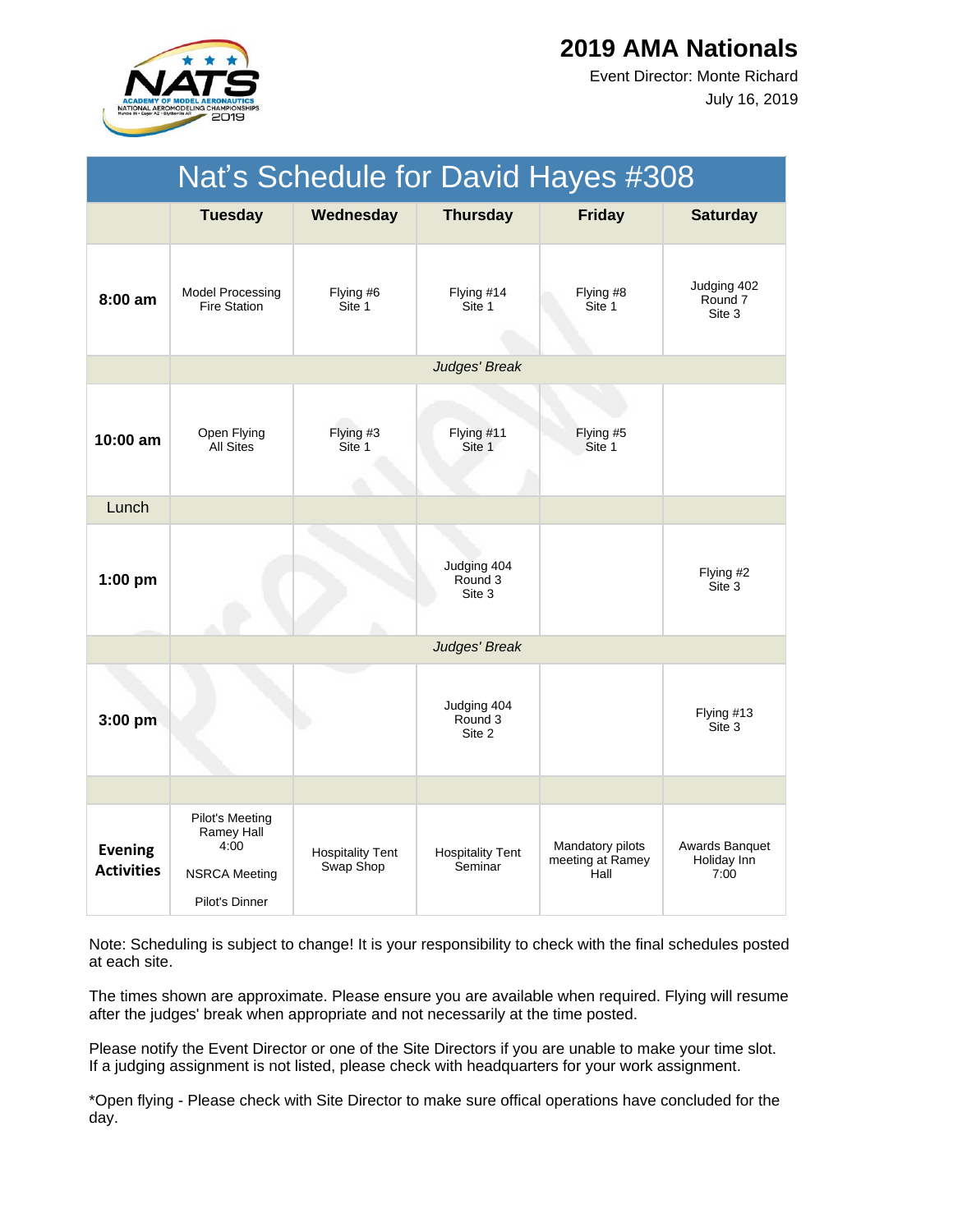# 2019 AMA Nationals

Event Director: Monte Richard

July 16, 2019

## Nat's Schedule for David Hayes #308

| | Tuesday | Wednesday | Thursday | Friday | Saturday |
|---|---|---|---|---|---|
| **8:00 am** | Model Processing Fire Station | Flying #6 Site 1 | Flying #14 Site 1 | Flying #8 Site 1 | Judging 402 Round 7 Site 3 |
| | *Judges' Break* | | | | |
| **10:00 am** | Open Flying All Sites | Flying #3 Site 1 | Flying #11 Site 1 | Flying #5 Site 1 | |
| Lunch | | | | | |
| **1:00 pm** | | | Judging 404 Round 3 Site 3 | | Flying #2 Site 3 |
| | *Judges' Break* | | | | |
| **3:00 pm** | | | Judging 404 Round 3 Site 2 | | Flying #13 Site 3 |
| | | | | | |
| **Evening Activities** | Pilot's Meeting Ramey Hall 4:00<br><br>NSRCA Meeting<br><br>Pilot's Dinner | Hospitality Tent Swap Shop | Hospitality Tent Seminar | Mandatory pilots meeting at Ramey Hall | Awards Banquet Holiday Inn 7:00 |

Note: Scheduling is subject to change! It is your responsibility to check with the final schedules posted at each site.

The times shown are approximate. Please ensure you are available when required. Flying will resume after the judges' break when appropriate and not necessarily at the time posted.

Please notify the Event Director or one of the Site Directors if you are unable to make your time slot. If a judging assignment is not listed, please check with headquarters for your work assignment.

*Open flying - Please check with Site Director to make sure offical operations have concluded for the day.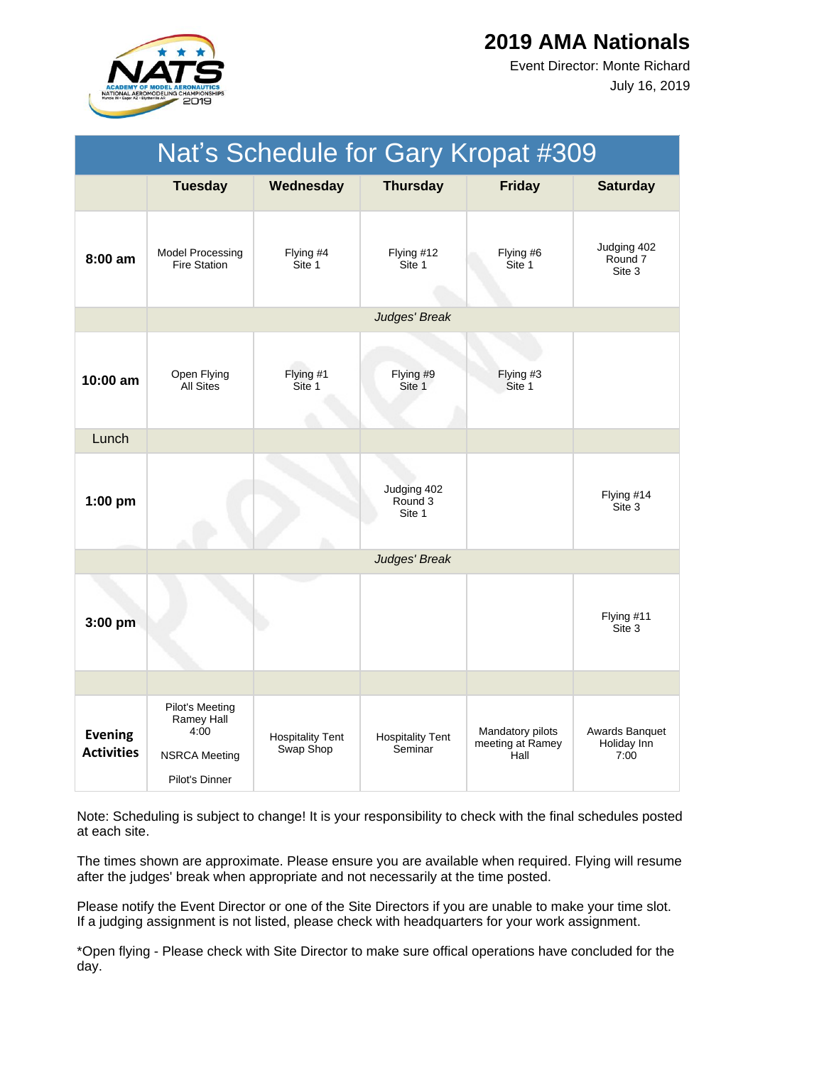# 2019 AMA Nationals

Event Director: Monte Richard

July 16, 2019

| Nat's Schedule for Gary Kropat #309 | | | | | |
|---|---|---|---|---|---|
| | **Tuesday** | **Wednesday** | **Thursday** | **Friday** | **Saturday** |
| **8:00 am** | Model Processing Fire Station | Flying #4 Site 1 | Flying #12 Site 1 | Flying #6 Site 1 | Judging 402 Round 7 Site 3 |
| | | | *Judges' Break* | | |
| **10:00 am** | Open Flying All Sites | Flying #1 Site 1 | Flying #9 Site 1 | Flying #3 Site 1 | |
| Lunch | | | | | |
| **1:00 pm** | | | Judging 402 Round 3 Site 1 | | Flying #14 Site 3 |
| | | | *Judges' Break* | | |
| **3:00 pm** | | | | | Flying #11 Site 3 |
| | | | | | |
| **Evening Activities** | Pilot's Meeting Ramey Hall 4:00<br><br>NSRCA Meeting<br><br>Pilot's Dinner | Hospitality Tent Swap Shop | Hospitality Tent Seminar | Mandatory pilots meeting at Ramey Hall | Awards Banquet Holiday Inn 7:00 |

Note: Scheduling is subject to change! It is your responsibility to check with the final schedules posted at each site.

The times shown are approximate. Please ensure you are available when required. Flying will resume after the judges' break when appropriate and not necessarily at the time posted.

Please notify the Event Director or one of the Site Directors if you are unable to make your time slot. If a judging assignment is not listed, please check with headquarters for your work assignment.

*Open flying - Please check with Site Director to make sure offical operations have concluded for the day.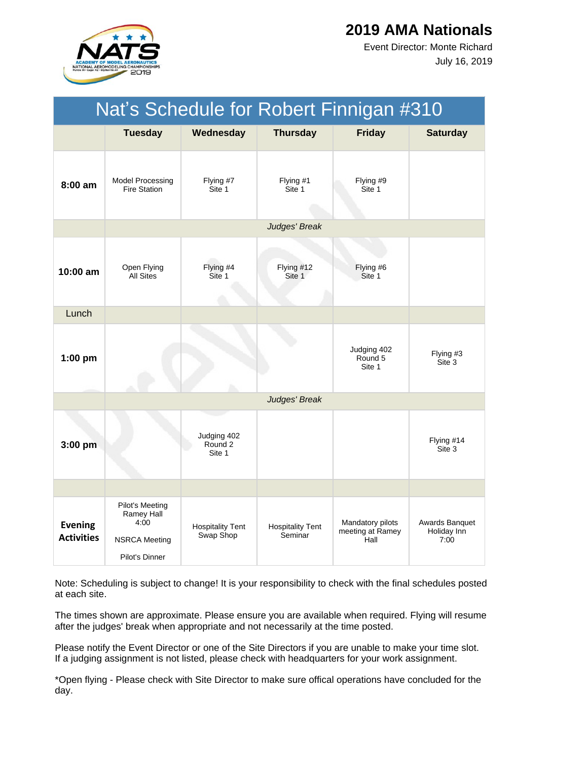# 2019 AMA Nationals

Event Director: Monte Richard

July 16, 2019

## Nat's Schedule for Robert Finnigan #310

| | Tuesday | Wednesday | Thursday | Friday | Saturday |
|---|---|---|---|---|---|
| **8:00 am** | Model Processing Fire Station | Flying #7 Site 1 | Flying #1 Site 1 | Flying #9 Site 1 | |
| | | | *Judges' Break* | | |
| **10:00 am** | Open Flying All Sites | Flying #4 Site 1 | Flying #12 Site 1 | Flying #6 Site 1 | |
| Lunch | | | | | |
| **1:00 pm** | | | | Judging 402 Round 5 Site 1 | Flying #3 Site 3 |
| | | | *Judges' Break* | | |
| **3:00 pm** | | Judging 402 Round 2 Site 1 | | | Flying #14 Site 3 |
| | | | | | |
| **Evening Activities** | Pilot's Meeting Ramey Hall 4:00<br><br>NSRCA Meeting<br><br>Pilot's Dinner | Hospitality Tent Swap Shop | Hospitality Tent Seminar | Mandatory pilots meeting at Ramey Hall | Awards Banquet Holiday Inn 7:00 |

Note: Scheduling is subject to change! It is your responsibility to check with the final schedules posted at each site.

The times shown are approximate. Please ensure you are available when required. Flying will resume after the judges' break when appropriate and not necessarily at the time posted.

Please notify the Event Director or one of the Site Directors if you are unable to make your time slot. If a judging assignment is not listed, please check with headquarters for your work assignment.

*Open flying - Please check with Site Director to make sure offical operations have concluded for the day.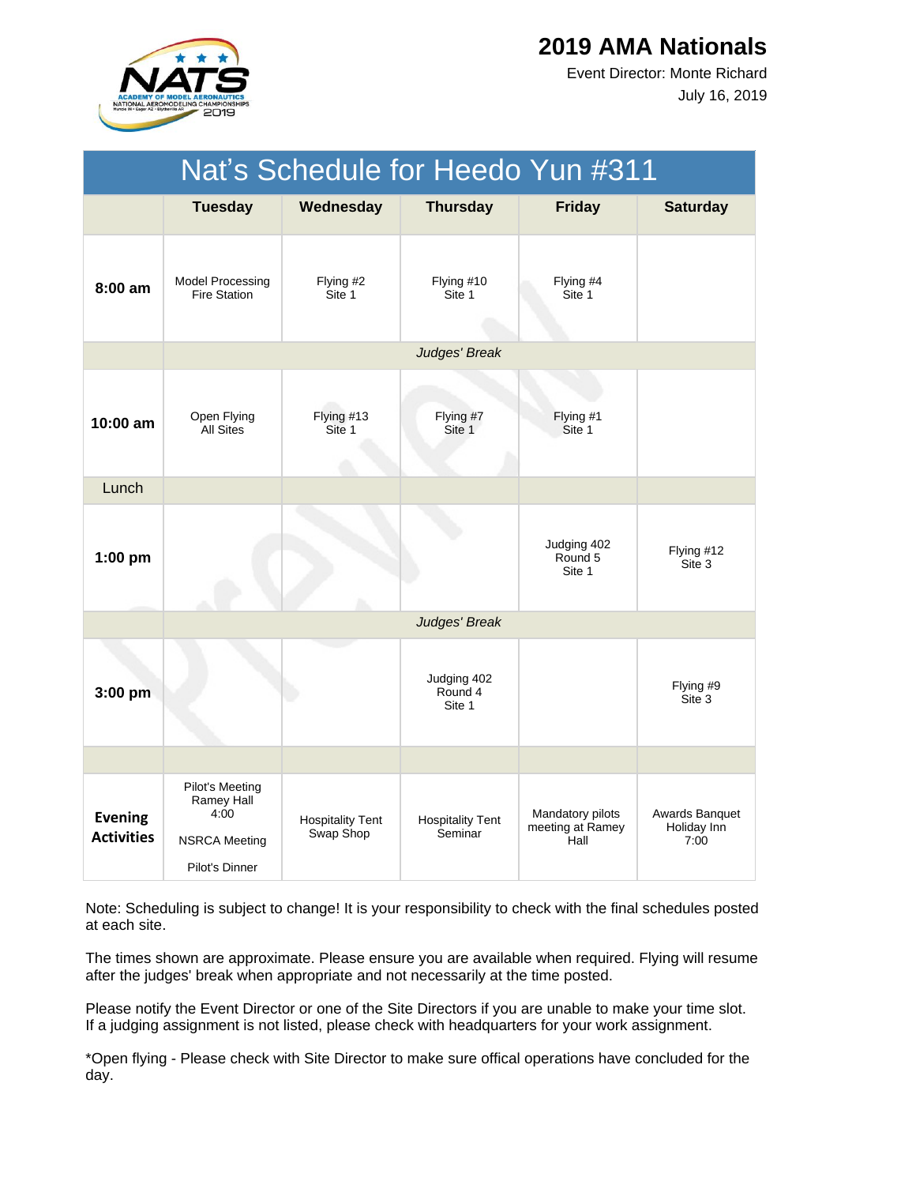# 2019 AMA Nationals

Event Director: Monte Richard

July 16, 2019

| Nat's Schedule for Heedo Yun #311 | | | | | |
|---|---|---|---|---|---|
| | **Tuesday** | **Wednesday** | **Thursday** | **Friday** | **Saturday** |
| **8:00 am** | Model Processing Fire Station | Flying #2 Site 1 | Flying #10 Site 1 | Flying #4 Site 1 | |
| | *Judges' Break* | | | | |
| **10:00 am** | Open Flying All Sites | Flying #13 Site 1 | Flying #7 Site 1 | Flying #1 Site 1 | |
| Lunch | | | | | |
| **1:00 pm** | | | | Judging 402 Round 5 Site 1 | Flying #12 Site 3 |
| | *Judges' Break* | | | | |
| **3:00 pm** | | | Judging 402 Round 4 Site 1 | | Flying #9 Site 3 |
| | | | | | |
| **Evening Activities** | Pilot's Meeting Ramey Hall 4:00<br>NSRCA Meeting<br>Pilot's Dinner | Hospitality Tent Swap Shop | Hospitality Tent Seminar | Mandatory pilots meeting at Ramey Hall | Awards Banquet Holiday Inn 7:00 |

Note: Scheduling is subject to change! It is your responsibility to check with the final schedules posted at each site.

The times shown are approximate. Please ensure you are available when required. Flying will resume after the judges' break when appropriate and not necessarily at the time posted.

Please notify the Event Director or one of the Site Directors if you are unable to make your time slot. If a judging assignment is not listed, please check with headquarters for your work assignment.

*Open flying - Please check with Site Director to make sure offical operations have concluded for the day.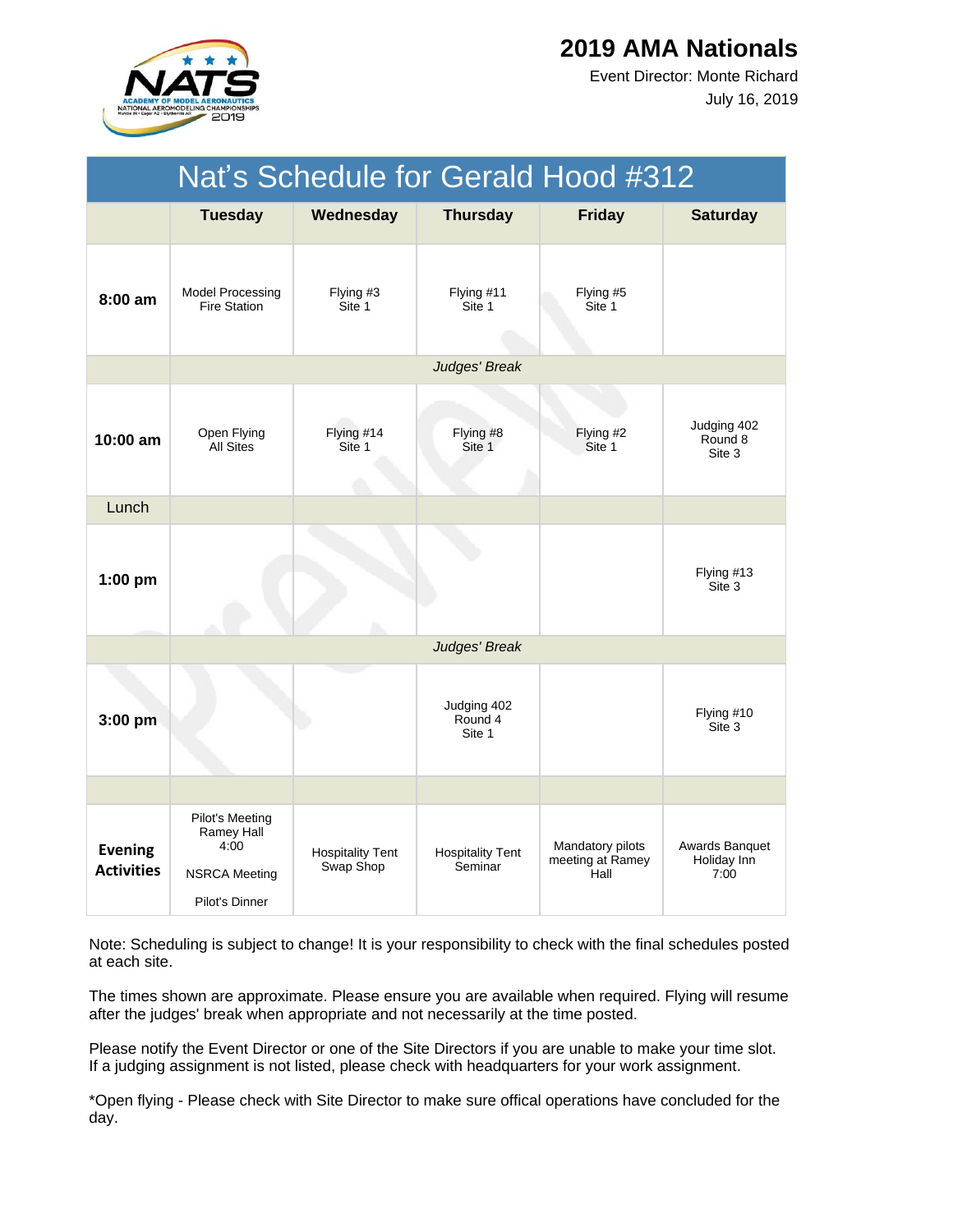# 2019 AMA Nationals

Event Director: Monte Richard

July 16, 2019

## Nat's Schedule for Gerald Hood #312

| | Tuesday | Wednesday | Thursday | Friday | Saturday |
|---|---|---|---|---|---|
| **8:00 am** | Model Processing Fire Station | Flying #3 Site 1 | Flying #11 Site 1 | Flying #5 Site 1 | |
| | | | *Judges' Break* | | |
| **10:00 am** | Open Flying All Sites | Flying #14 Site 1 | Flying #8 Site 1 | Flying #2 Site 1 | Judging 402 Round 8 Site 3 |
| Lunch | | | | | |
| **1:00 pm** | | | | | Flying #13 Site 3 |
| | | | *Judges' Break* | | |
| **3:00 pm** | | | Judging 402 Round 4 Site 1 | | Flying #10 Site 3 |
| | | | | | |
| **Evening Activities** | Pilot's Meeting Ramey Hall 4:00<br>NSRCA Meeting<br>Pilot's Dinner | Hospitality Tent Swap Shop | Hospitality Tent Seminar | Mandatory pilots meeting at Ramey Hall | Awards Banquet Holiday Inn 7:00 |

Note: Scheduling is subject to change! It is your responsibility to check with the final schedules posted at each site.

The times shown are approximate. Please ensure you are available when required. Flying will resume after the judges' break when appropriate and not necessarily at the time posted.

Please notify the Event Director or one of the Site Directors if you are unable to make your time slot. If a judging assignment is not listed, please check with headquarters for your work assignment.

*Open flying - Please check with Site Director to make sure offical operations have concluded for the day.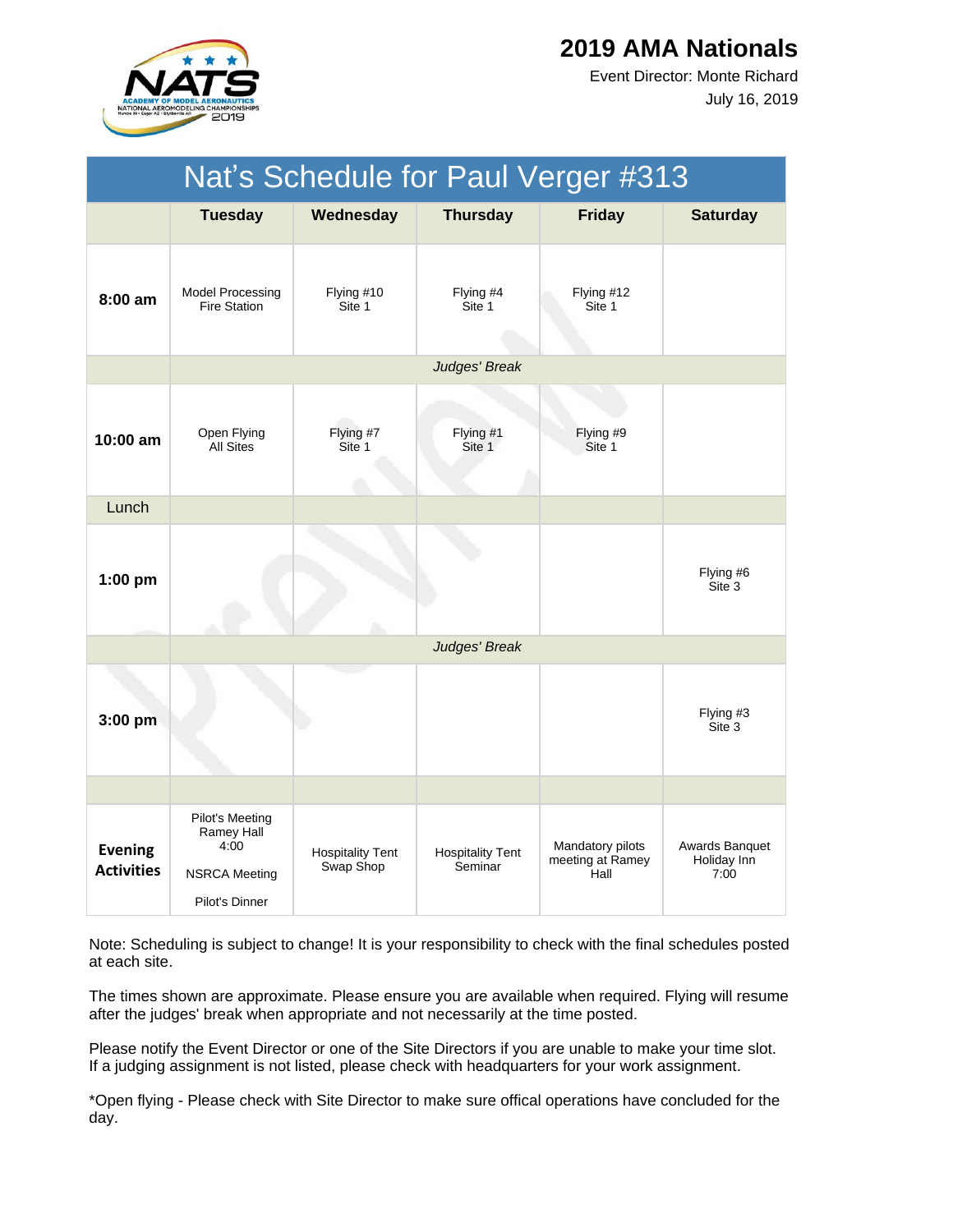# 2019 AMA Nationals

Event Director: Monte Richard

July 16, 2019

## Nat's Schedule for Paul Verger #313

| | Tuesday | Wednesday | Thursday | Friday | Saturday |
|---|---|---|---|---|---|
| **8:00 am** | Model Processing Fire Station | Flying #10 Site 1 | Flying #4 Site 1 | Flying #12 Site 1 | |
| | | | *Judges' Break* | | |
| **10:00 am** | Open Flying All Sites | Flying #7 Site 1 | Flying #1 Site 1 | Flying #9 Site 1 | |
| Lunch | | | | | |
| **1:00 pm** | | | | | Flying #6 Site 3 |
| | | | *Judges' Break* | | |
| **3:00 pm** | | | | | Flying #3 Site 3 |
| | | | | | |
| **Evening Activities** | Pilot's Meeting Ramey Hall 4:00<br><br>NSRCA Meeting<br><br>Pilot's Dinner | Hospitality Tent Swap Shop | Hospitality Tent Seminar | Mandatory pilots meeting at Ramey Hall | Awards Banquet Holiday Inn 7:00 |

Note: Scheduling is subject to change! It is your responsibility to check with the final schedules posted at each site.

The times shown are approximate. Please ensure you are available when required. Flying will resume after the judges' break when appropriate and not necessarily at the time posted.

Please notify the Event Director or one of the Site Directors if you are unable to make your time slot. If a judging assignment is not listed, please check with headquarters for your work assignment.

*Open flying - Please check with Site Director to make sure offical operations have concluded for the day.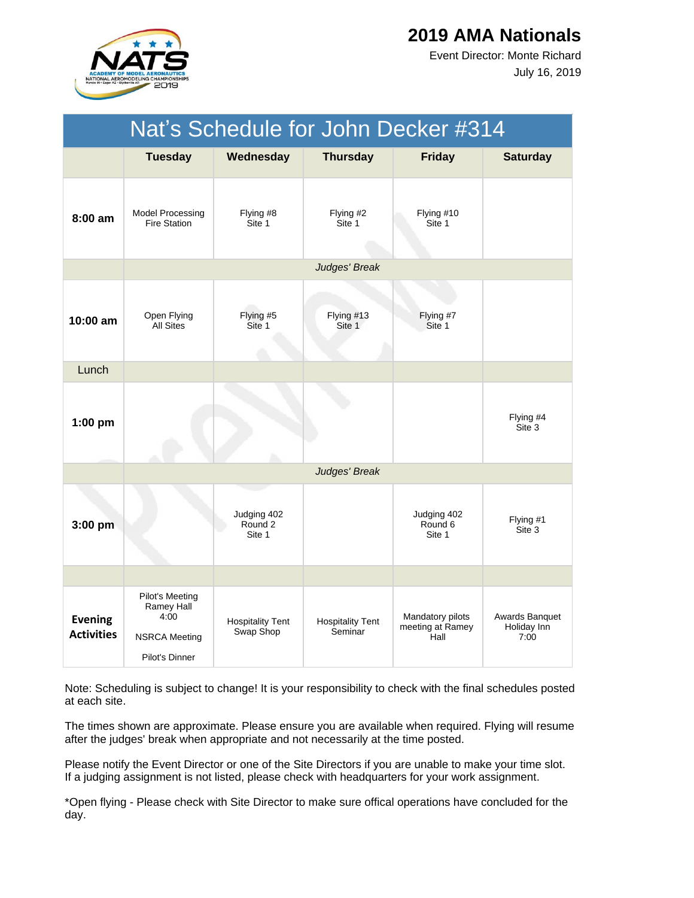# 2019 AMA Nationals

Event Director: Monte Richard

July 16, 2019

| Nat's Schedule for John Decker #314 | | | | | |
|---|---|---|---|---|---|
| | **Tuesday** | **Wednesday** | **Thursday** | **Friday** | **Saturday** |
| **8:00 am** | Model Processing Fire Station | Flying #8 Site 1 | Flying #2 Site 1 | Flying #10 Site 1 | |
| | | | *Judges' Break* | | |
| **10:00 am** | Open Flying All Sites | Flying #5 Site 1 | Flying #13 Site 1 | Flying #7 Site 1 | |
| Lunch | | | | | |
| **1:00 pm** | | | | | Flying #4 Site 3 |
| | | | *Judges' Break* | | |
| **3:00 pm** | | Judging 402 Round 2 Site 1 | | Judging 402 Round 6 Site 1 | Flying #1 Site 3 |
| | | | | | |
| **Evening Activities** | Pilot's Meeting Ramey Hall 4:00<br><br>NSRCA Meeting<br><br>Pilot's Dinner | Hospitality Tent Swap Shop | Hospitality Tent Seminar | Mandatory pilots meeting at Ramey Hall | Awards Banquet Holiday Inn 7:00 |

Note: Scheduling is subject to change! It is your responsibility to check with the final schedules posted at each site.

The times shown are approximate. Please ensure you are available when required. Flying will resume after the judges' break when appropriate and not necessarily at the time posted.

Please notify the Event Director or one of the Site Directors if you are unable to make your time slot. If a judging assignment is not listed, please check with headquarters for your work assignment.

*Open flying - Please check with Site Director to make sure offical operations have concluded for the day.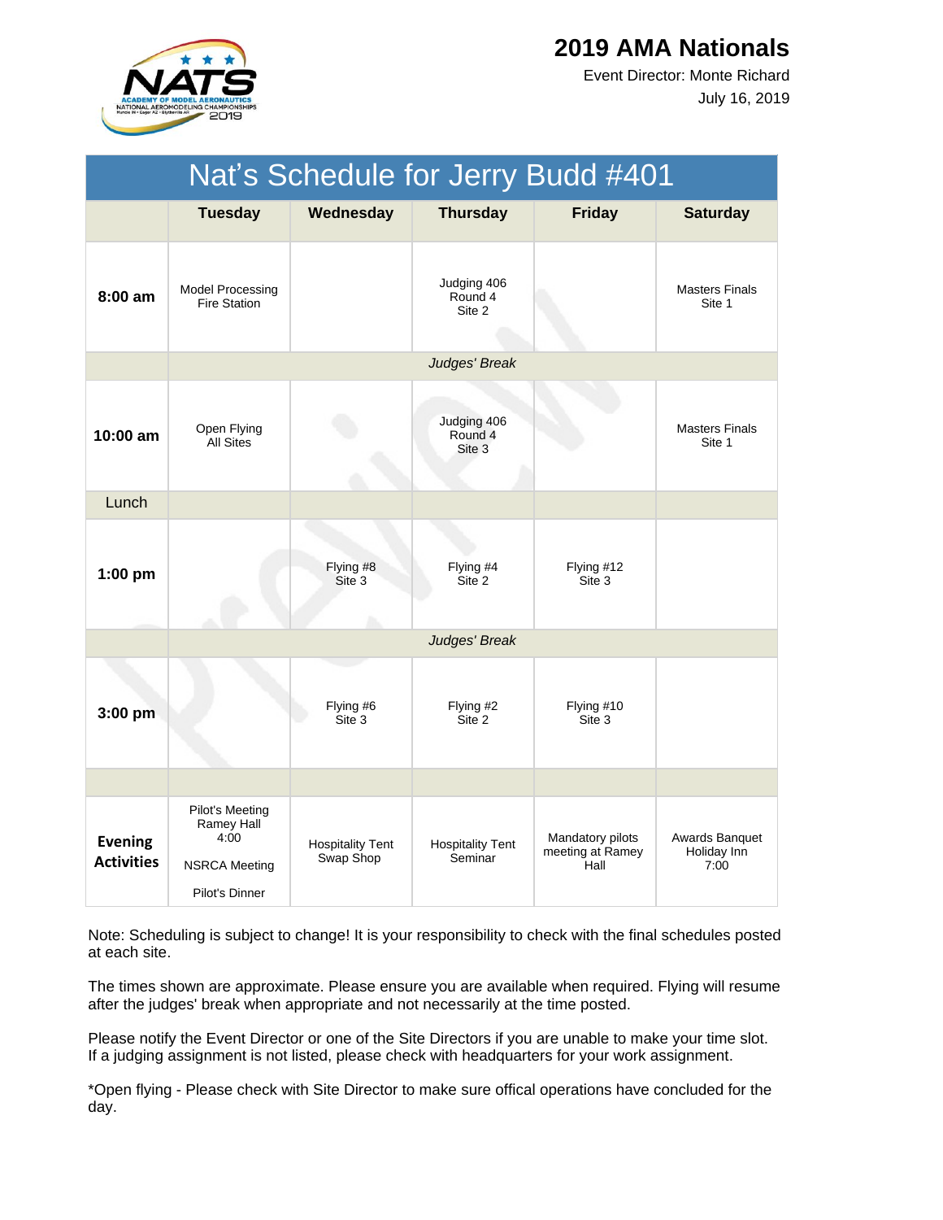# 2019 AMA Nationals

Event Director: Monte Richard

July 16, 2019

| Nat's Schedule for Jerry Budd #401 | | | | | |
|---|---|---|---|---|---|
| | **Tuesday** | **Wednesday** | **Thursday** | **Friday** | **Saturday** |
| **8:00 am** | Model Processing Fire Station | | Judging 406 Round 4 Site 2 | | Masters Finals Site 1 |
| | *Judges' Break* | | | | |
| **10:00 am** | Open Flying All Sites | | Judging 406 Round 4 Site 3 | | Masters Finals Site 1 |
| Lunch | | | | | |
| **1:00 pm** | | Flying #8 Site 3 | Flying #4 Site 2 | Flying #12 Site 3 | |
| | *Judges' Break* | | | | |
| **3:00 pm** | | Flying #6 Site 3 | Flying #2 Site 2 | Flying #10 Site 3 | |
| | | | | | |
| **Evening Activities** | Pilot's Meeting Ramey Hall 4:00<br>NSRCA Meeting<br>Pilot's Dinner | Hospitality Tent Swap Shop | Hospitality Tent Seminar | Mandatory pilots meeting at Ramey Hall | Awards Banquet Holiday Inn 7:00 |

Note: Scheduling is subject to change! It is your responsibility to check with the final schedules posted at each site.

The times shown are approximate. Please ensure you are available when required. Flying will resume after the judges' break when appropriate and not necessarily at the time posted.

Please notify the Event Director or one of the Site Directors if you are unable to make your time slot. If a judging assignment is not listed, please check with headquarters for your work assignment.

*Open flying - Please check with Site Director to make sure offical operations have concluded for the day.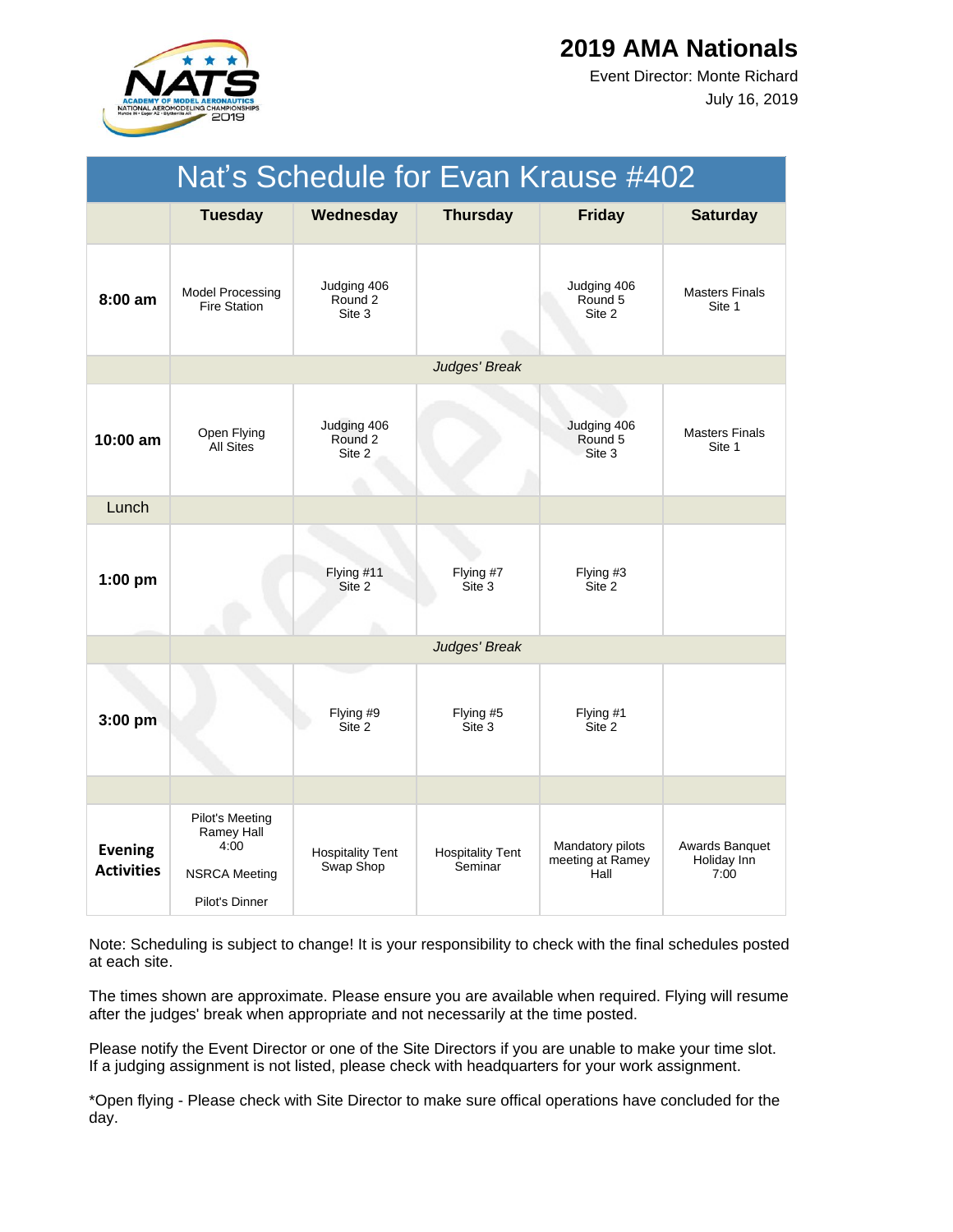# 2019 AMA Nationals

Event Director: Monte Richard

July 16, 2019

| Nat's Schedule for Evan Krause #402 | | | | | |
|---|---|---|---|---|---|
| | **Tuesday** | **Wednesday** | **Thursday** | **Friday** | **Saturday** |
| **8:00 am** | Model Processing Fire Station | Judging 406 Round 2 Site 3 | | Judging 406 Round 5 Site 2 | Masters Finals Site 1 |
| | *Judges' Break* | | | | |
| **10:00 am** | Open Flying All Sites | Judging 406 Round 2 Site 2 | | Judging 406 Round 5 Site 3 | Masters Finals Site 1 |
| Lunch | | | | | |
| **1:00 pm** | | Flying #11 Site 2 | Flying #7 Site 3 | Flying #3 Site 2 | |
| | *Judges' Break* | | | | |
| **3:00 pm** | | Flying #9 Site 2 | Flying #5 Site 3 | Flying #1 Site 2 | |
| | | | | | |
| **Evening Activities** | Pilot's Meeting Ramey Hall 4:00<br><br>NSRCA Meeting<br><br>Pilot's Dinner | Hospitality Tent Swap Shop | Hospitality Tent Seminar | Mandatory pilots meeting at Ramey Hall | Awards Banquet Holiday Inn 7:00 |

Note: Scheduling is subject to change! It is your responsibility to check with the final schedules posted at each site.

The times shown are approximate. Please ensure you are available when required. Flying will resume after the judges' break when appropriate and not necessarily at the time posted.

Please notify the Event Director or one of the Site Directors if you are unable to make your time slot. If a judging assignment is not listed, please check with headquarters for your work assignment.

*Open flying - Please check with Site Director to make sure offical operations have concluded for the day.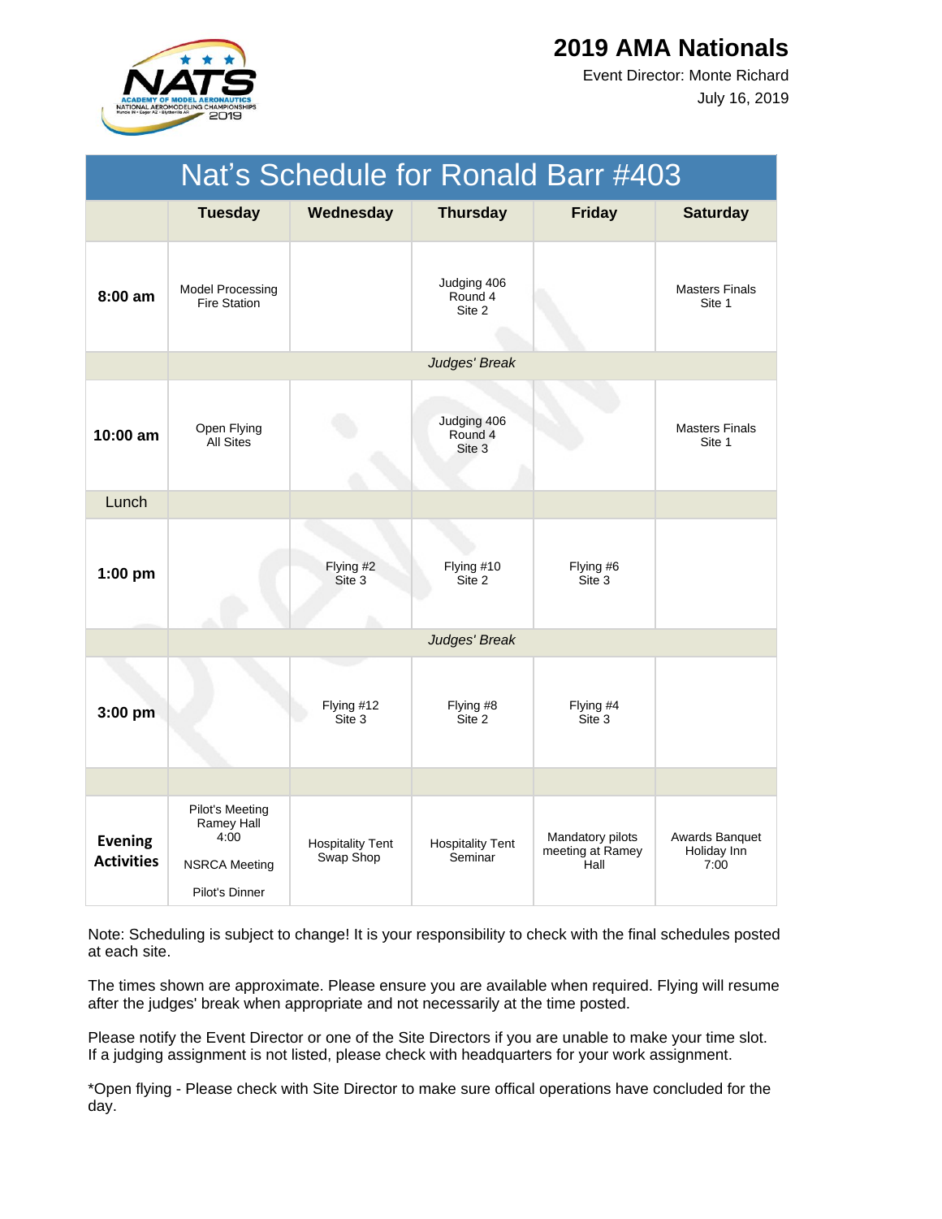# 2019 AMA Nationals

Event Director: Monte Richard

July 16, 2019

| Nat's Schedule for Ronald Barr #403 | | | | | |
|---|---|---|---|---|---|
| | **Tuesday** | **Wednesday** | **Thursday** | **Friday** | **Saturday** |
| **8:00 am** | Model Processing Fire Station | | Judging 406 Round 4 Site 2 | | Masters Finals Site 1 |
| | *Judges' Break* | | | | |
| **10:00 am** | Open Flying All Sites | | Judging 406 Round 4 Site 3 | | Masters Finals Site 1 |
| Lunch | | | | | |
| **1:00 pm** | | Flying #2 Site 3 | Flying #10 Site 2 | Flying #6 Site 3 | |
| | *Judges' Break* | | | | |
| **3:00 pm** | | Flying #12 Site 3 | Flying #8 Site 2 | Flying #4 Site 3 | |
| | | | | | |
| **Evening Activities** | Pilot's Meeting Ramey Hall 4:00<br><br>NSRCA Meeting<br><br>Pilot's Dinner | Hospitality Tent Swap Shop | Hospitality Tent Seminar | Mandatory pilots meeting at Ramey Hall | Awards Banquet Holiday Inn 7:00 |

Note: Scheduling is subject to change! It is your responsibility to check with the final schedules posted at each site.

The times shown are approximate. Please ensure you are available when required. Flying will resume after the judges' break when appropriate and not necessarily at the time posted.

Please notify the Event Director or one of the Site Directors if you are unable to make your time slot. If a judging assignment is not listed, please check with headquarters for your work assignment.

*Open flying - Please check with Site Director to make sure offical operations have concluded for the day.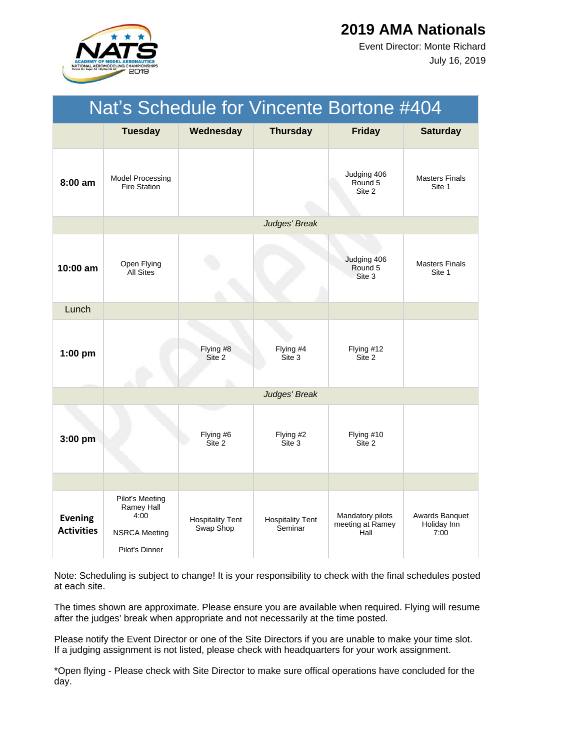# 2019 AMA Nationals

Event Director: Monte Richard

July 16, 2019

## Nat's Schedule for Vincente Bortone #404

| | Tuesday | Wednesday | Thursday | Friday | Saturday |
|---|---|---|---|---|---|
| **8:00 am** | Model Processing Fire Station | | | Judging 406 Round 5 Site 2 | Masters Finals Site 1 |
| | | | *Judges' Break* | | |
| **10:00 am** | Open Flying All Sites | | | Judging 406 Round 5 Site 3 | Masters Finals Site 1 |
| Lunch | | | | | |
| **1:00 pm** | | Flying #8 Site 2 | Flying #4 Site 3 | Flying #12 Site 2 | |
| | | | *Judges' Break* | | |
| **3:00 pm** | | Flying #6 Site 2 | Flying #2 Site 3 | Flying #10 Site 2 | |
| | | | | | |
| **Evening Activities** | Pilot's Meeting Ramey Hall 4:00<br><br>NSRCA Meeting<br><br>Pilot's Dinner | Hospitality Tent Swap Shop | Hospitality Tent Seminar | Mandatory pilots meeting at Ramey Hall | Awards Banquet Holiday Inn 7:00 |

Note: Scheduling is subject to change! It is your responsibility to check with the final schedules posted at each site.

The times shown are approximate. Please ensure you are available when required. Flying will resume after the judges' break when appropriate and not necessarily at the time posted.

Please notify the Event Director or one of the Site Directors if you are unable to make your time slot. If a judging assignment is not listed, please check with headquarters for your work assignment.

*Open flying - Please check with Site Director to make sure offical operations have concluded for the day.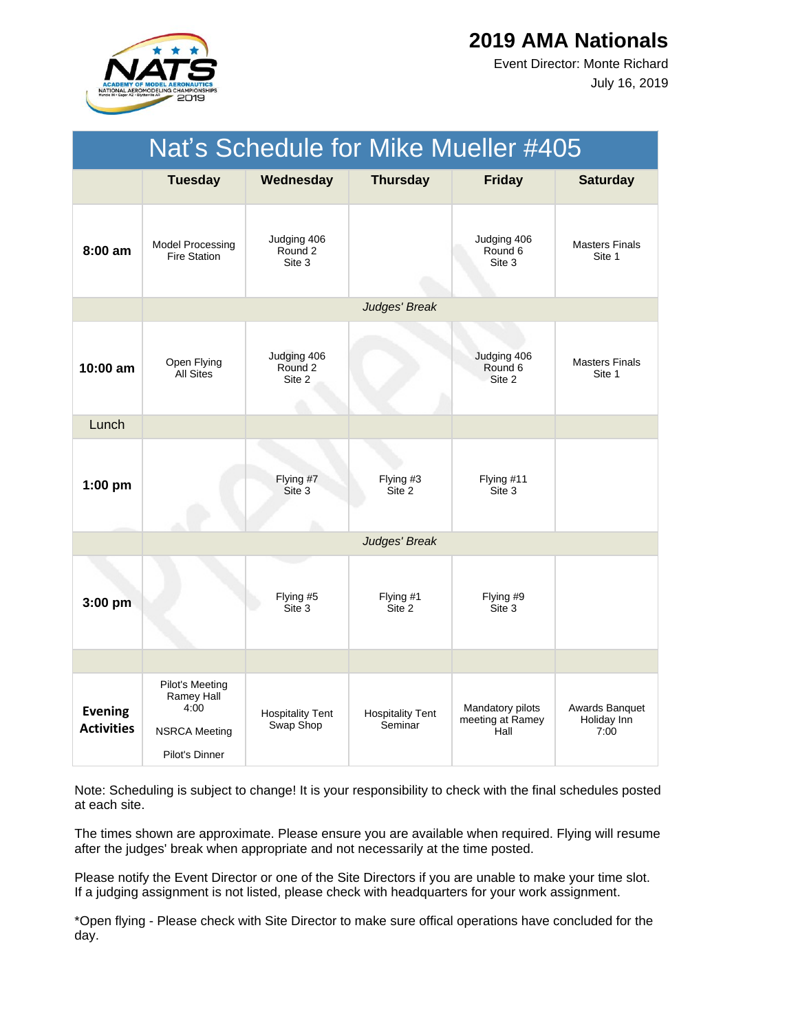# 2019 AMA Nationals

Event Director: Monte Richard

July 16, 2019

## Nat's Schedule for Mike Mueller #405

| | Tuesday | Wednesday | Thursday | Friday | Saturday |
|---|---|---|---|---|---|
| **8:00 am** | Model Processing Fire Station | Judging 406 Round 2 Site 3 | | Judging 406 Round 6 Site 3 | Masters Finals Site 1 |
| | | | *Judges' Break* | | |
| **10:00 am** | Open Flying All Sites | Judging 406 Round 2 Site 2 | | Judging 406 Round 6 Site 2 | Masters Finals Site 1 |
| Lunch | | | | | |
| **1:00 pm** | | Flying #7 Site 3 | Flying #3 Site 2 | Flying #11 Site 3 | |
| | | | *Judges' Break* | | |
| **3:00 pm** | | Flying #5 Site 3 | Flying #1 Site 2 | Flying #9 Site 3 | |
| | | | | | |
| **Evening Activities** | Pilot's Meeting Ramey Hall 4:00<br><br>NSRCA Meeting<br><br>Pilot's Dinner | Hospitality Tent Swap Shop | Hospitality Tent Seminar | Mandatory pilots meeting at Ramey Hall | Awards Banquet Holiday Inn 7:00 |

Note: Scheduling is subject to change! It is your responsibility to check with the final schedules posted at each site.

The times shown are approximate. Please ensure you are available when required. Flying will resume after the judges' break when appropriate and not necessarily at the time posted.

Please notify the Event Director or one of the Site Directors if you are unable to make your time slot. If a judging assignment is not listed, please check with headquarters for your work assignment.

*Open flying - Please check with Site Director to make sure offical operations have concluded for the day.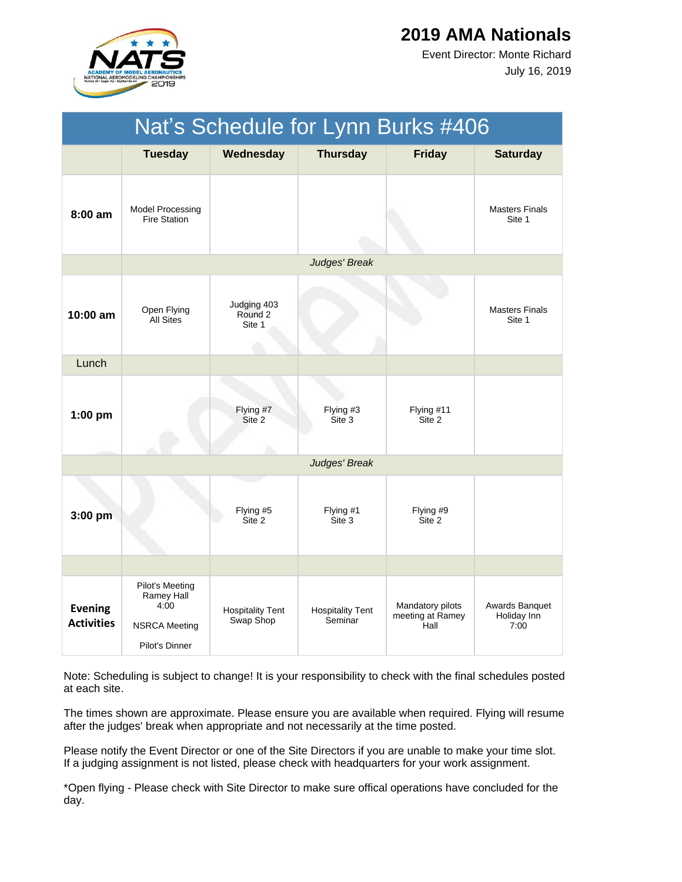# 2019 AMA Nationals

Event Director: Monte Richard

July 16, 2019

## Nat's Schedule for Lynn Burks #406

| | Tuesday | Wednesday | Thursday | Friday | Saturday |
|---|---|---|---|---|---|
| **8:00 am** | Model Processing Fire Station | | | | Masters Finals Site 1 |
| | | | *Judges' Break* | | |
| **10:00 am** | Open Flying All Sites | Judging 403 Round 2 Site 1 | | | Masters Finals Site 1 |
| Lunch | | | | | |
| **1:00 pm** | | Flying #7 Site 2 | Flying #3 Site 3 | Flying #11 Site 2 | |
| | | | *Judges' Break* | | |
| **3:00 pm** | | Flying #5 Site 2 | Flying #1 Site 3 | Flying #9 Site 2 | |
| | | | | | |
| **Evening Activities** | Pilot's Meeting Ramey Hall 4:00<br><br>NSRCA Meeting<br><br>Pilot's Dinner | Hospitality Tent Swap Shop | Hospitality Tent Seminar | Mandatory pilots meeting at Ramey Hall | Awards Banquet Holiday Inn 7:00 |

Note: Scheduling is subject to change! It is your responsibility to check with the final schedules posted at each site.

The times shown are approximate. Please ensure you are available when required. Flying will resume after the judges' break when appropriate and not necessarily at the time posted.

Please notify the Event Director or one of the Site Directors if you are unable to make your time slot. If a judging assignment is not listed, please check with headquarters for your work assignment.

*Open flying - Please check with Site Director to make sure offical operations have concluded for the day.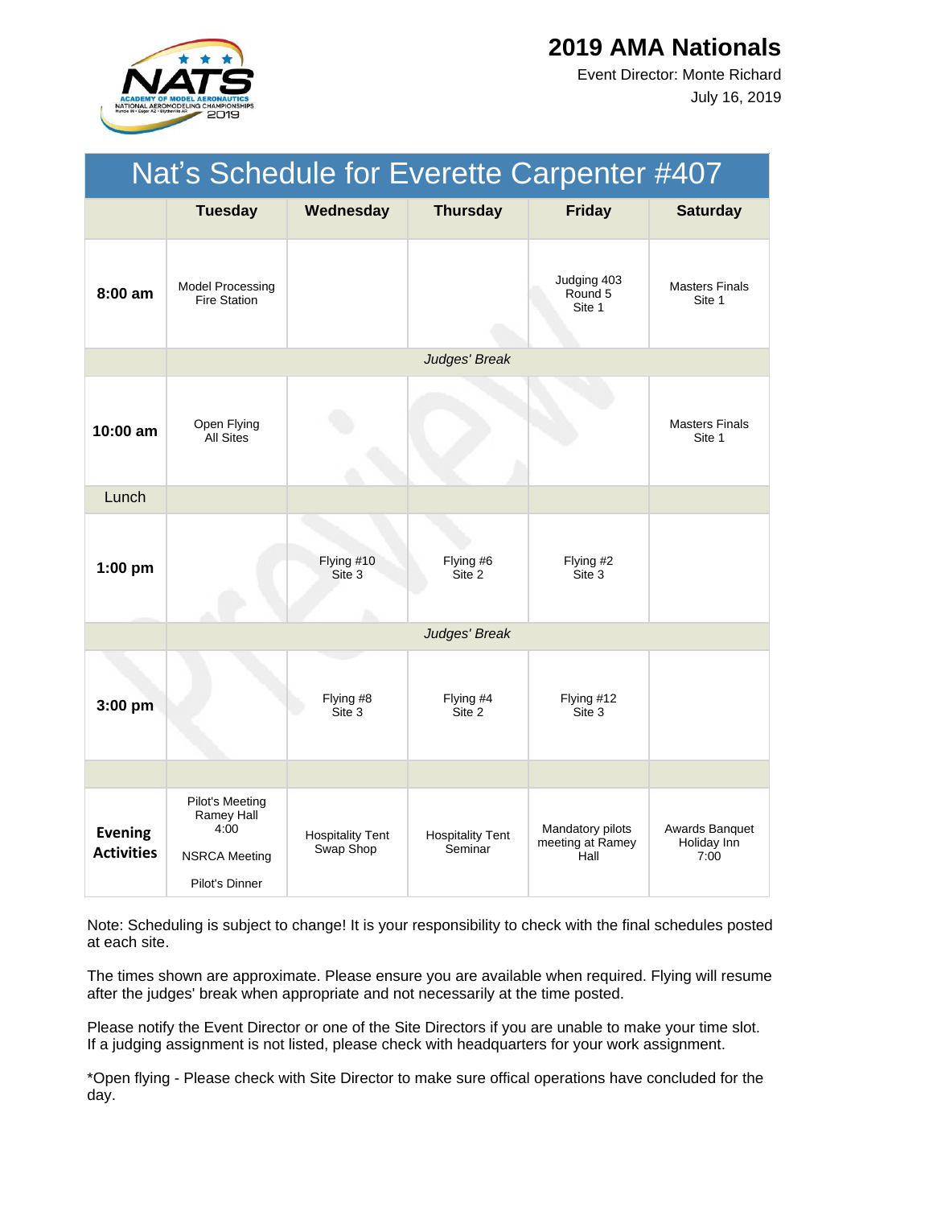# 2019 AMA Nationals

Event Director: Monte Richard

July 16, 2019

## Nat's Schedule for Everette Carpenter #407

| | Tuesday | Wednesday | Thursday | Friday | Saturday |
|---|---|---|---|---|---|
| **8:00 am** | Model Processing Fire Station | | | Judging 403 Round 5 Site 1 | Masters Finals Site 1 |
| | *Judges' Break* | | | | |
| **10:00 am** | Open Flying All Sites | | | | Masters Finals Site 1 |
| Lunch | | | | | |
| **1:00 pm** | | Flying #10 Site 3 | Flying #6 Site 2 | Flying #2 Site 3 | |
| | *Judges' Break* | | | | |
| **3:00 pm** | | Flying #8 Site 3 | Flying #4 Site 2 | Flying #12 Site 3 | |
| | | | | | |
| **Evening Activities** | Pilot's Meeting Ramey Hall 4:00<br>NSRCA Meeting<br>Pilot's Dinner | Hospitality Tent Swap Shop | Hospitality Tent Seminar | Mandatory pilots meeting at Ramey Hall | Awards Banquet Holiday Inn 7:00 |

Note: Scheduling is subject to change! It is your responsibility to check with the final schedules posted at each site.

The times shown are approximate. Please ensure you are available when required. Flying will resume after the judges' break when appropriate and not necessarily at the time posted.

Please notify the Event Director or one of the Site Directors if you are unable to make your time slot. If a judging assignment is not listed, please check with headquarters for your work assignment.

*Open flying - Please check with Site Director to make sure offical operations have concluded for the day.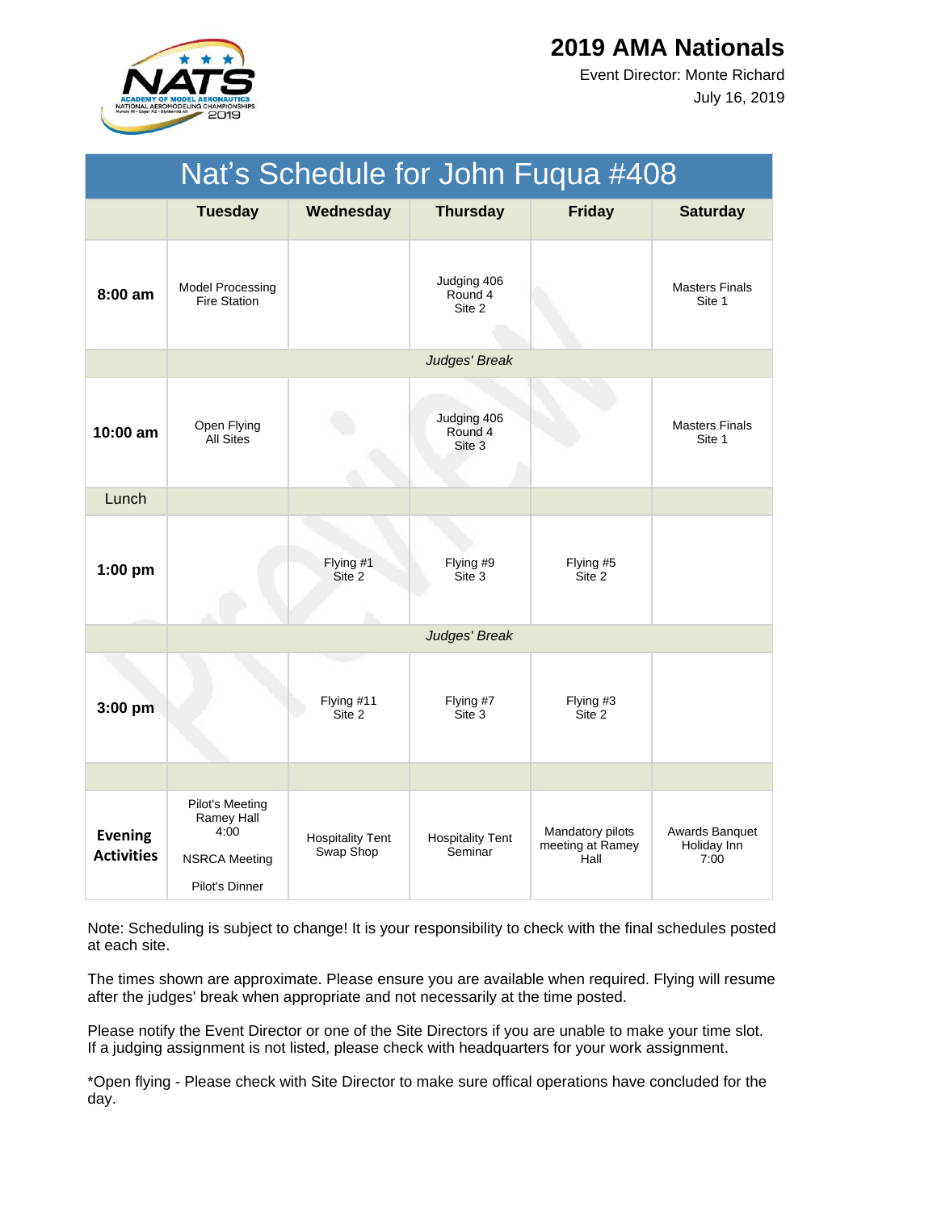# 2019 AMA Nationals

Event Director: Monte Richard

July 16, 2019

## Nat's Schedule for John Fuqua #408

| | Tuesday | Wednesday | Thursday | Friday | Saturday |
|---|---|---|---|---|---|
| **8:00 am** | Model Processing Fire Station | | Judging 406 Round 4 Site 2 | | Masters Finals Site 1 |
| | *Judges' Break* | | | | |
| **10:00 am** | Open Flying All Sites | | Judging 406 Round 4 Site 3 | | Masters Finals Site 1 |
| Lunch | | | | | |
| **1:00 pm** | | Flying #1 Site 2 | Flying #9 Site 3 | Flying #5 Site 2 | |
| | *Judges' Break* | | | | |
| **3:00 pm** | | Flying #11 Site 2 | Flying #7 Site 3 | Flying #3 Site 2 | |
| | | | | | |
| **Evening Activities** | Pilot's Meeting Ramey Hall 4:00<br>NSRCA Meeting<br>Pilot's Dinner | Hospitality Tent Swap Shop | Hospitality Tent Seminar | Mandatory pilots meeting at Ramey Hall | Awards Banquet Holiday Inn 7:00 |

Note: Scheduling is subject to change! It is your responsibility to check with the final schedules posted at each site.

The times shown are approximate. Please ensure you are available when required. Flying will resume after the judges' break when appropriate and not necessarily at the time posted.

Please notify the Event Director or one of the Site Directors if you are unable to make your time slot. If a judging assignment is not listed, please check with headquarters for your work assignment.

*Open flying - Please check with Site Director to make sure offical operations have concluded for the day.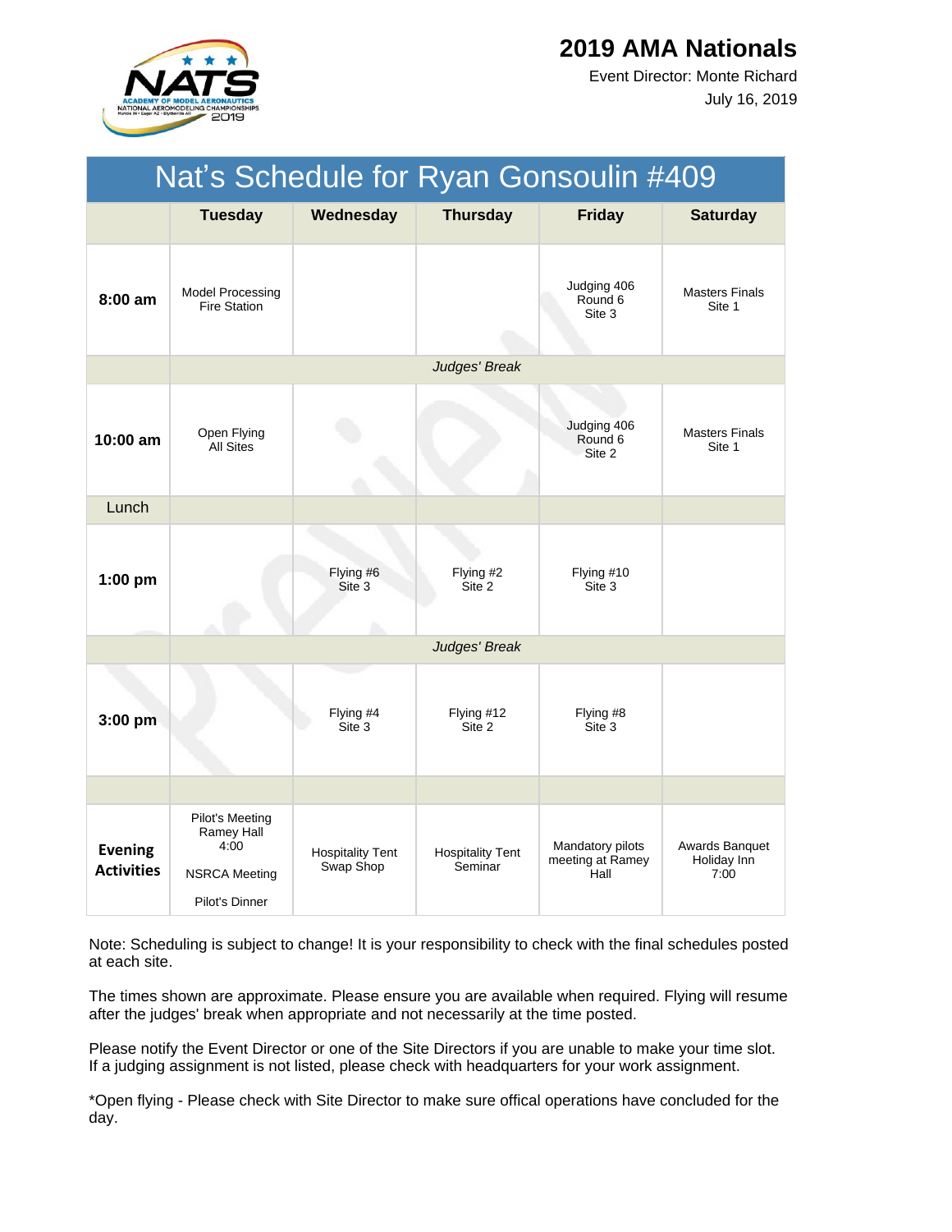# 2019 AMA Nationals

Event Director: Monte Richard

July 16, 2019

## Nat's Schedule for Ryan Gonsoulin #409

| | Tuesday | Wednesday | Thursday | Friday | Saturday |
|---|---|---|---|---|---|
| **8:00 am** | Model Processing Fire Station | | | Judging 406 Round 6 Site 3 | Masters Finals Site 1 |
| | *Judges' Break* | | | | |
| **10:00 am** | Open Flying All Sites | | | Judging 406 Round 6 Site 2 | Masters Finals Site 1 |
| Lunch | | | | | |
| **1:00 pm** | | Flying #6 Site 3 | Flying #2 Site 2 | Flying #10 Site 3 | |
| | *Judges' Break* | | | | |
| **3:00 pm** | | Flying #4 Site 3 | Flying #12 Site 2 | Flying #8 Site 3 | |
| | | | | | |
| **Evening Activities** | Pilot's Meeting Ramey Hall 4:00<br>NSRCA Meeting<br>Pilot's Dinner | Hospitality Tent Swap Shop | Hospitality Tent Seminar | Mandatory pilots meeting at Ramey Hall | Awards Banquet Holiday Inn 7:00 |

Note: Scheduling is subject to change! It is your responsibility to check with the final schedules posted at each site.

The times shown are approximate. Please ensure you are available when required. Flying will resume after the judges' break when appropriate and not necessarily at the time posted.

Please notify the Event Director or one of the Site Directors if you are unable to make your time slot. If a judging assignment is not listed, please check with headquarters for your work assignment.

*Open flying - Please check with Site Director to make sure offical operations have concluded for the day.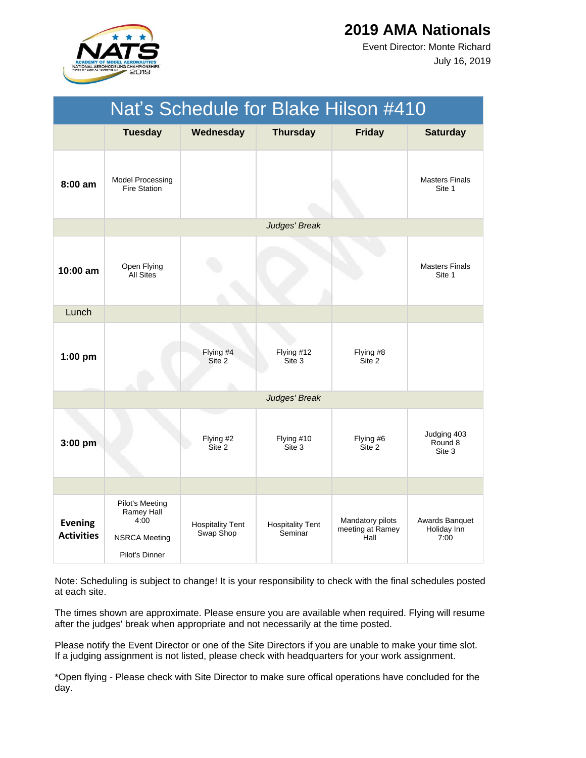# 2019 AMA Nationals

Event Director: Monte Richard

July 16, 2019

## Nat's Schedule for Blake Hilson #410

| | Tuesday | Wednesday | Thursday | Friday | Saturday |
|---|---|---|---|---|---|
| **8:00 am** | Model Processing Fire Station | | | | Masters Finals Site 1 |
| | | | *Judges' Break* | | |
| **10:00 am** | Open Flying All Sites | | | | Masters Finals Site 1 |
| Lunch | | | | | |
| **1:00 pm** | | Flying #4 Site 2 | Flying #12 Site 3 | Flying #8 Site 2 | |
| | | | *Judges' Break* | | |
| **3:00 pm** | | Flying #2 Site 2 | Flying #10 Site 3 | Flying #6 Site 2 | Judging 403 Round 8 Site 3 |
| | | | | | |
| **Evening Activities** | Pilot's Meeting Ramey Hall 4:00<br><br>NSRCA Meeting<br><br>Pilot's Dinner | Hospitality Tent Swap Shop | Hospitality Tent Seminar | Mandatory pilots meeting at Ramey Hall | Awards Banquet Holiday Inn 7:00 |

Note: Scheduling is subject to change! It is your responsibility to check with the final schedules posted at each site.

The times shown are approximate. Please ensure you are available when required. Flying will resume after the judges' break when appropriate and not necessarily at the time posted.

Please notify the Event Director or one of the Site Directors if you are unable to make your time slot. If a judging assignment is not listed, please check with headquarters for your work assignment.

*Open flying - Please check with Site Director to make sure offical operations have concluded for the day.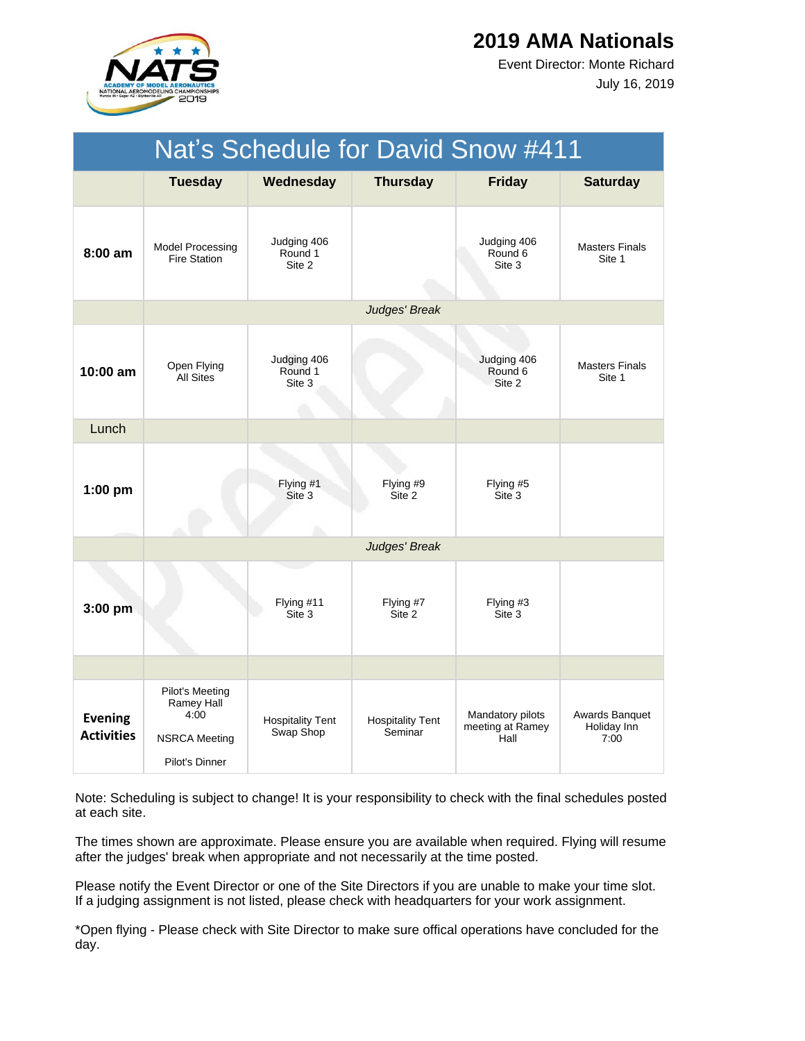# 2019 AMA Nationals

Event Director: Monte Richard

July 16, 2019

| Nat's Schedule for David Snow #411 | | | | | |
|---|---|---|---|---|---|
| | **Tuesday** | **Wednesday** | **Thursday** | **Friday** | **Saturday** |
| **8:00 am** | Model Processing Fire Station | Judging 406 Round 1 Site 2 | | Judging 406 Round 6 Site 3 | Masters Finals Site 1 |
| | | | *Judges' Break* | | |
| **10:00 am** | Open Flying All Sites | Judging 406 Round 1 Site 3 | | Judging 406 Round 6 Site 2 | Masters Finals Site 1 |
| Lunch | | | | | |
| **1:00 pm** | | Flying #1 Site 3 | Flying #9 Site 2 | Flying #5 Site 3 | |
| | | | *Judges' Break* | | |
| **3:00 pm** | | Flying #11 Site 3 | Flying #7 Site 2 | Flying #3 Site 3 | |
| | | | | | |
| **Evening Activities** | Pilot's Meeting Ramey Hall 4:00<br><br>NSRCA Meeting<br><br>Pilot's Dinner | Hospitality Tent Swap Shop | Hospitality Tent Seminar | Mandatory pilots meeting at Ramey Hall | Awards Banquet Holiday Inn 7:00 |

Note: Scheduling is subject to change! It is your responsibility to check with the final schedules posted at each site.

The times shown are approximate. Please ensure you are available when required. Flying will resume after the judges' break when appropriate and not necessarily at the time posted.

Please notify the Event Director or one of the Site Directors if you are unable to make your time slot. If a judging assignment is not listed, please check with headquarters for your work assignment.

*Open flying - Please check with Site Director to make sure offical operations have concluded for the day.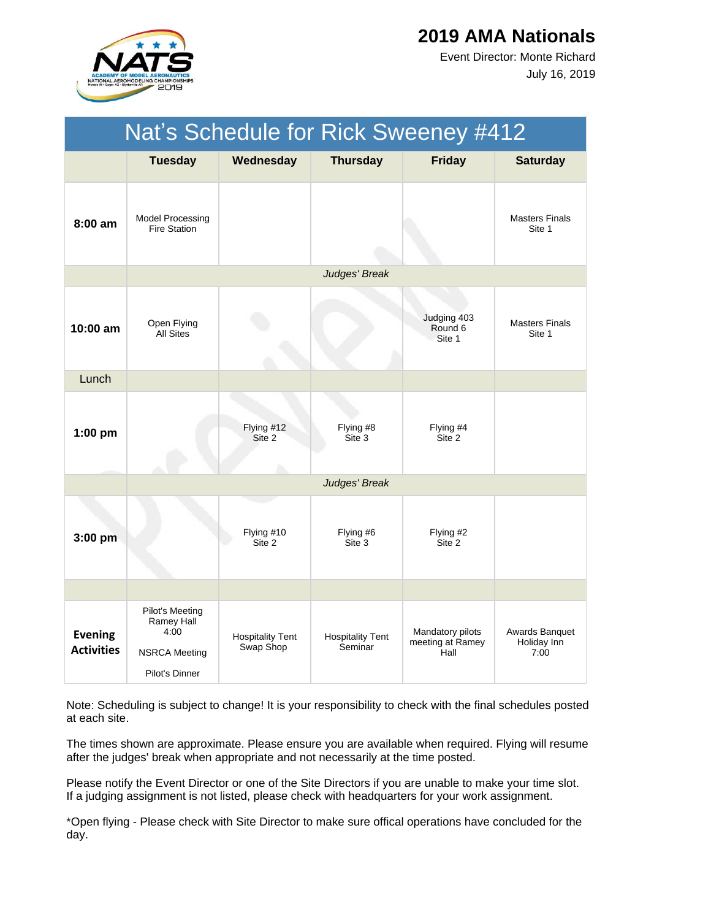# 2019 AMA Nationals

Event Director: Monte Richard

July 16, 2019

## Nat's Schedule for Rick Sweeney #412

| | Tuesday | Wednesday | Thursday | Friday | Saturday |
|---|---|---|---|---|---|
| **8:00 am** | Model Processing Fire Station | | | | Masters Finals Site 1 |
| | *Judges' Break* | | | | |
| **10:00 am** | Open Flying All Sites | | | Judging 403 Round 6 Site 1 | Masters Finals Site 1 |
| Lunch | | | | | |
| **1:00 pm** | | Flying #12 Site 2 | Flying #8 Site 3 | Flying #4 Site 2 | |
| | *Judges' Break* | | | | |
| **3:00 pm** | | Flying #10 Site 2 | Flying #6 Site 3 | Flying #2 Site 2 | |
| | | | | | |
| **Evening Activities** | Pilot's Meeting Ramey Hall 4:00<br>NSRCA Meeting<br>Pilot's Dinner | Hospitality Tent Swap Shop | Hospitality Tent Seminar | Mandatory pilots meeting at Ramey Hall | Awards Banquet Holiday Inn 7:00 |

Note: Scheduling is subject to change! It is your responsibility to check with the final schedules posted at each site.

The times shown are approximate. Please ensure you are available when required. Flying will resume after the judges' break when appropriate and not necessarily at the time posted.

Please notify the Event Director or one of the Site Directors if you are unable to make your time slot. If a judging assignment is not listed, please check with headquarters for your work assignment.

*Open flying - Please check with Site Director to make sure offical operations have concluded for the day.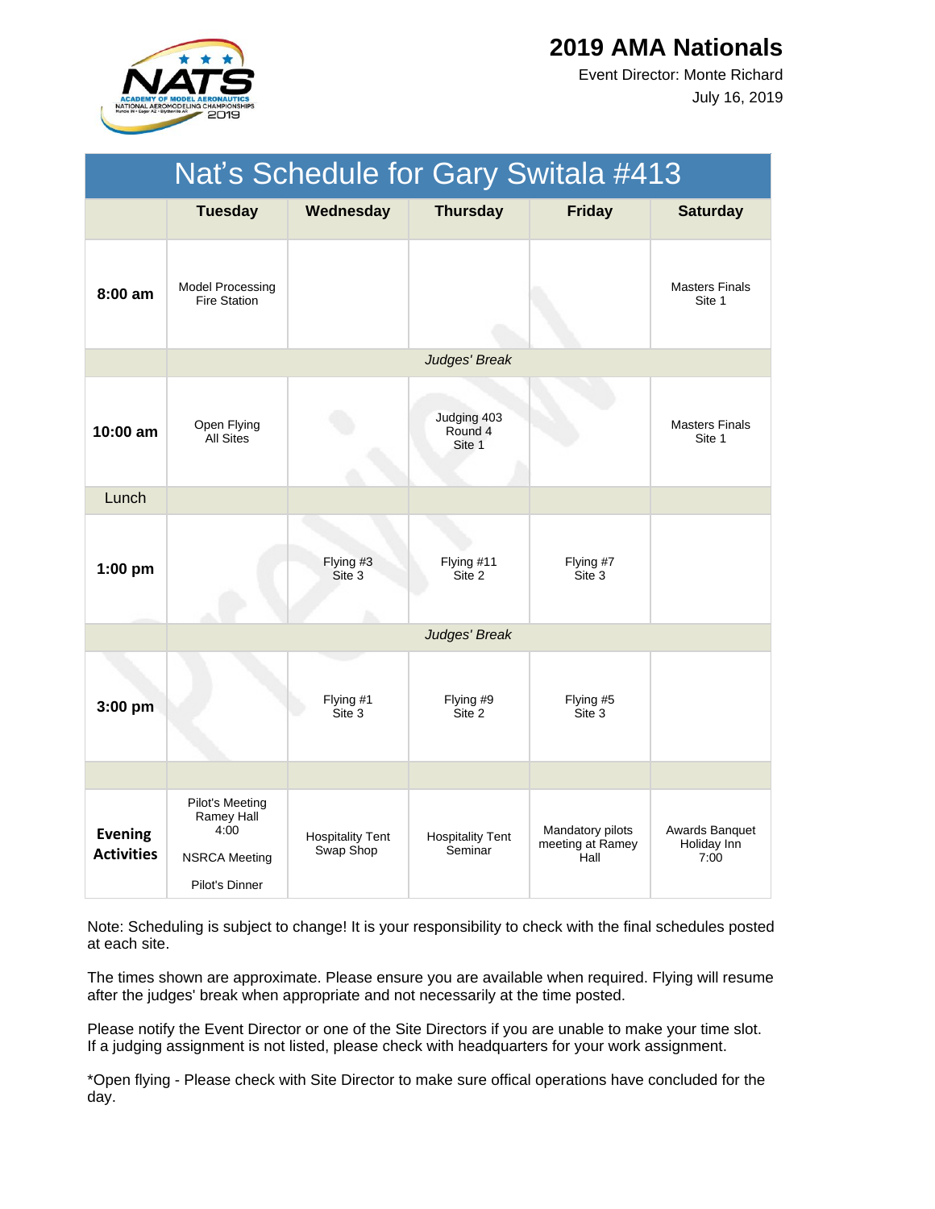# 2019 AMA Nationals

Event Director: Monte Richard

July 16, 2019

| Nat's Schedule for Gary Switala #413 | | | | | |
|---|---|---|---|---|---|
| | **Tuesday** | **Wednesday** | **Thursday** | **Friday** | **Saturday** |
| **8:00 am** | Model Processing Fire Station | | | | Masters Finals Site 1 |
| | | | *Judges' Break* | | |
| **10:00 am** | Open Flying All Sites | | Judging 403 Round 4 Site 1 | | Masters Finals Site 1 |
| Lunch | | | | | |
| **1:00 pm** | | Flying #3 Site 3 | Flying #11 Site 2 | Flying #7 Site 3 | |
| | | | *Judges' Break* | | |
| **3:00 pm** | | Flying #1 Site 3 | Flying #9 Site 2 | Flying #5 Site 3 | |
| | | | | | |
| **Evening Activities** | Pilot's Meeting Ramey Hall 4:00<br><br>NSRCA Meeting<br><br>Pilot's Dinner | Hospitality Tent Swap Shop | Hospitality Tent Seminar | Mandatory pilots meeting at Ramey Hall | Awards Banquet Holiday Inn 7:00 |

Note: Scheduling is subject to change! It is your responsibility to check with the final schedules posted at each site.

The times shown are approximate. Please ensure you are available when required. Flying will resume after the judges' break when appropriate and not necessarily at the time posted.

Please notify the Event Director or one of the Site Directors if you are unable to make your time slot. If a judging assignment is not listed, please check with headquarters for your work assignment.

*Open flying - Please check with Site Director to make sure offical operations have concluded for the day.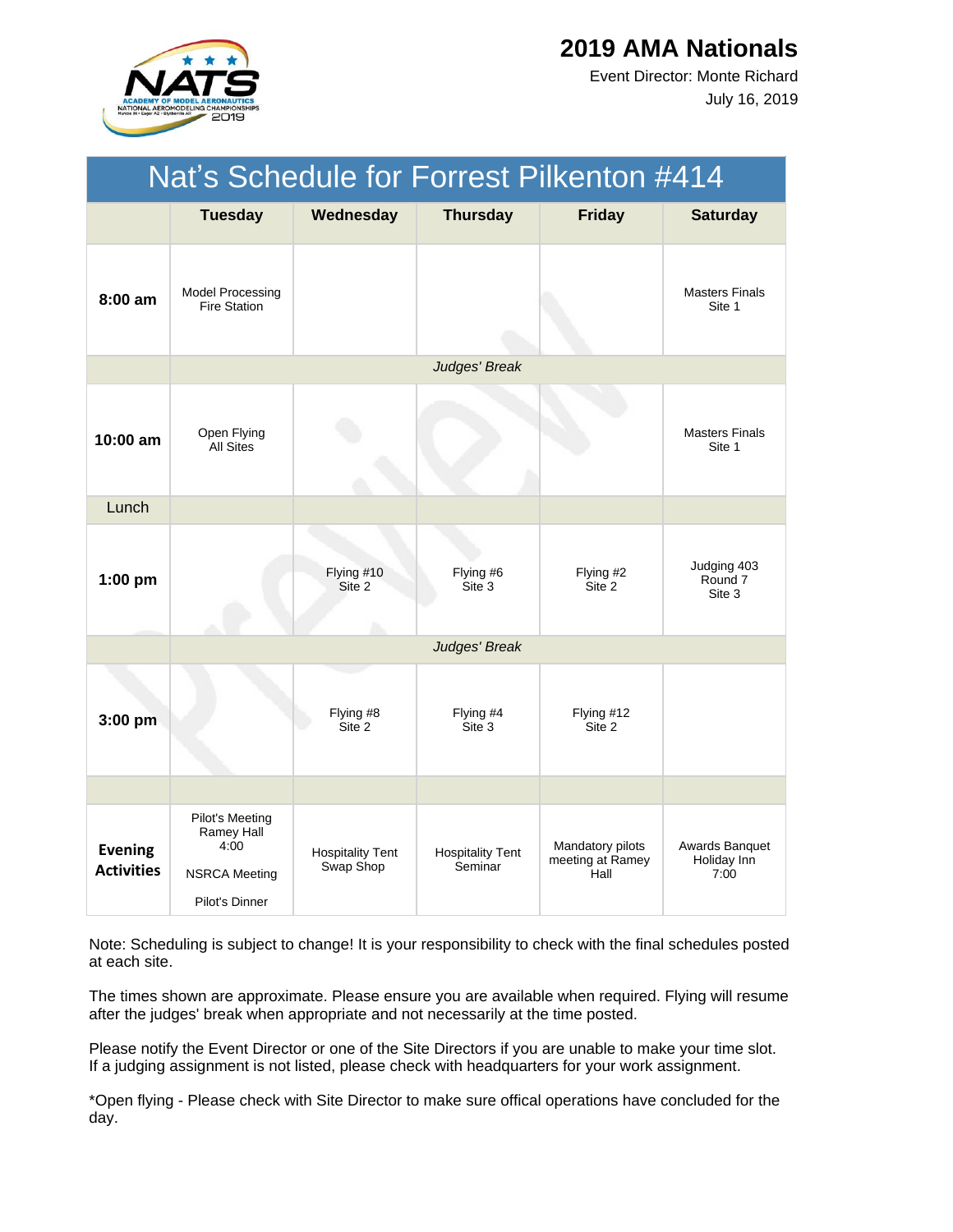# 2019 AMA Nationals

Event Director: Monte Richard

July 16, 2019

## Nat's Schedule for Forrest Pilkenton #414

| | Tuesday | Wednesday | Thursday | Friday | Saturday |
|---|---|---|---|---|---|
| **8:00 am** | Model Processing Fire Station | | | | Masters Finals Site 1 |
| | | | *Judges' Break* | | |
| **10:00 am** | Open Flying All Sites | | | | Masters Finals Site 1 |
| Lunch | | | | | |
| **1:00 pm** | | Flying #10 Site 2 | Flying #6 Site 3 | Flying #2 Site 2 | Judging 403 Round 7 Site 3 |
| | | | *Judges' Break* | | |
| **3:00 pm** | | Flying #8 Site 2 | Flying #4 Site 3 | Flying #12 Site 2 | |
| | | | | | |
| **Evening Activities** | Pilot's Meeting Ramey Hall 4:00<br><br>NSRCA Meeting<br><br>Pilot's Dinner | Hospitality Tent Swap Shop | Hospitality Tent Seminar | Mandatory pilots meeting at Ramey Hall | Awards Banquet Holiday Inn 7:00 |

Note: Scheduling is subject to change! It is your responsibility to check with the final schedules posted at each site.

The times shown are approximate. Please ensure you are available when required. Flying will resume after the judges' break when appropriate and not necessarily at the time posted.

Please notify the Event Director or one of the Site Directors if you are unable to make your time slot. If a judging assignment is not listed, please check with headquarters for your work assignment.

*Open flying - Please check with Site Director to make sure offical operations have concluded for the day.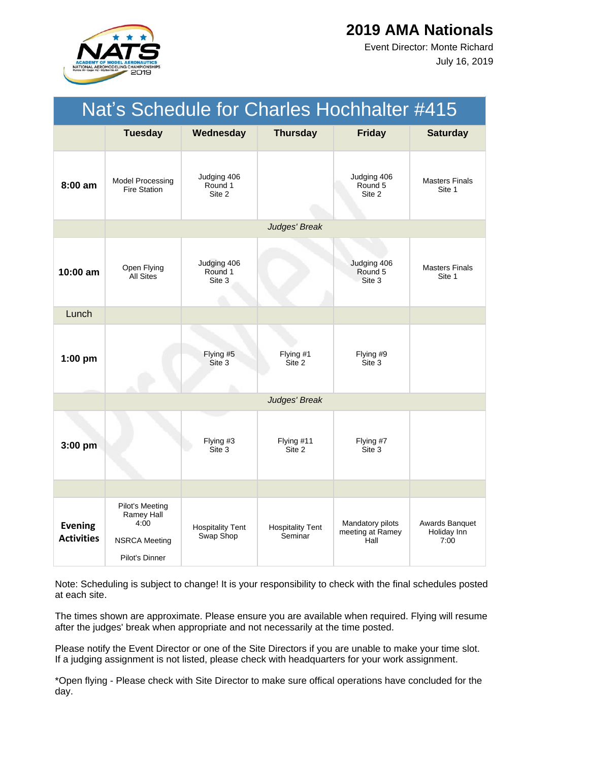# 2019 AMA Nationals

Event Director: Monte Richard

July 16, 2019

## Nat's Schedule for Charles Hochhalter #415

| | Tuesday | Wednesday | Thursday | Friday | Saturday |
|---|---|---|---|---|---|
| **8:00 am** | Model Processing Fire Station | Judging 406 Round 1 Site 2 | | Judging 406 Round 5 Site 2 | Masters Finals Site 1 |
| | *Judges' Break* | | | | |
| **10:00 am** | Open Flying All Sites | Judging 406 Round 1 Site 3 | | Judging 406 Round 5 Site 3 | Masters Finals Site 1 |
| Lunch | | | | | |
| **1:00 pm** | | Flying #5 Site 3 | Flying #1 Site 2 | Flying #9 Site 3 | |
| | *Judges' Break* | | | | |
| **3:00 pm** | | Flying #3 Site 3 | Flying #11 Site 2 | Flying #7 Site 3 | |
| | | | | | |
| **Evening Activities** | Pilot's Meeting Ramey Hall 4:00<br>NSRCA Meeting<br>Pilot's Dinner | Hospitality Tent Swap Shop | Hospitality Tent Seminar | Mandatory pilots meeting at Ramey Hall | Awards Banquet Holiday Inn 7:00 |

Note: Scheduling is subject to change! It is your responsibility to check with the final schedules posted at each site.

The times shown are approximate. Please ensure you are available when required. Flying will resume after the judges' break when appropriate and not necessarily at the time posted.

Please notify the Event Director or one of the Site Directors if you are unable to make your time slot. If a judging assignment is not listed, please check with headquarters for your work assignment.

*Open flying - Please check with Site Director to make sure offical operations have concluded for the day.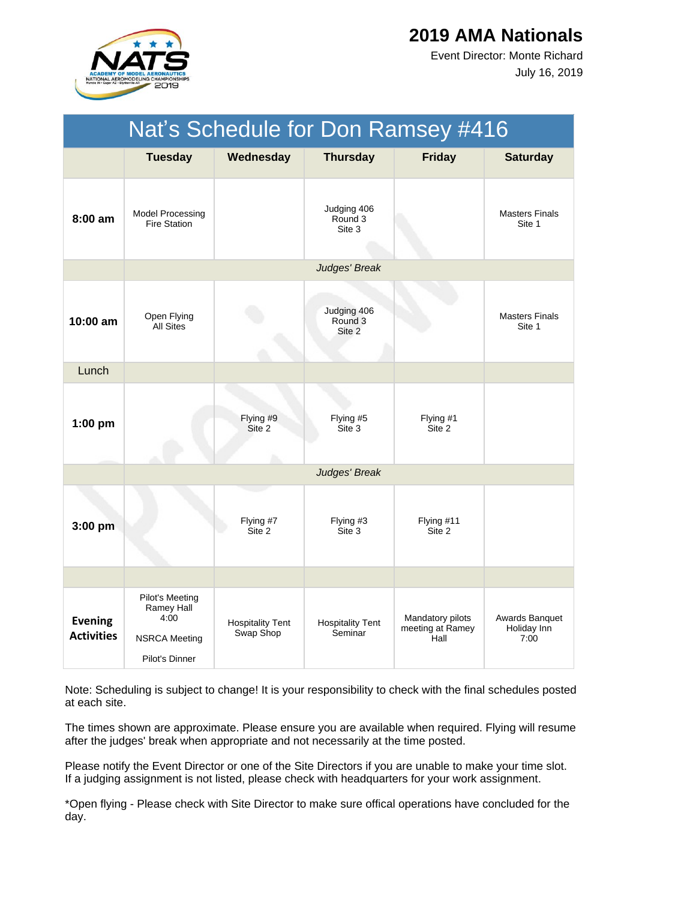# 2019 AMA Nationals

Event Director: Monte Richard

July 16, 2019

## Nat's Schedule for Don Ramsey #416

| | Tuesday | Wednesday | Thursday | Friday | Saturday |
|---|---|---|---|---|---|
| **8:00 am** | Model Processing Fire Station | | Judging 406 Round 3 Site 3 | | Masters Finals Site 1 |
| | *Judges' Break* | | | | |
| **10:00 am** | Open Flying All Sites | | Judging 406 Round 3 Site 2 | | Masters Finals Site 1 |
| Lunch | | | | | |
| **1:00 pm** | | Flying #9 Site 2 | Flying #5 Site 3 | Flying #1 Site 2 | |
| | *Judges' Break* | | | | |
| **3:00 pm** | | Flying #7 Site 2 | Flying #3 Site 3 | Flying #11 Site 2 | |
| | | | | | |
| **Evening Activities** | Pilot's Meeting Ramey Hall 4:00<br><br>NSRCA Meeting<br><br>Pilot's Dinner | Hospitality Tent Swap Shop | Hospitality Tent Seminar | Mandatory pilots meeting at Ramey Hall | Awards Banquet Holiday Inn 7:00 |

Note: Scheduling is subject to change! It is your responsibility to check with the final schedules posted at each site.

The times shown are approximate. Please ensure you are available when required. Flying will resume after the judges' break when appropriate and not necessarily at the time posted.

Please notify the Event Director or one of the Site Directors if you are unable to make your time slot. If a judging assignment is not listed, please check with headquarters for your work assignment.

*Open flying - Please check with Site Director to make sure offical operations have concluded for the day.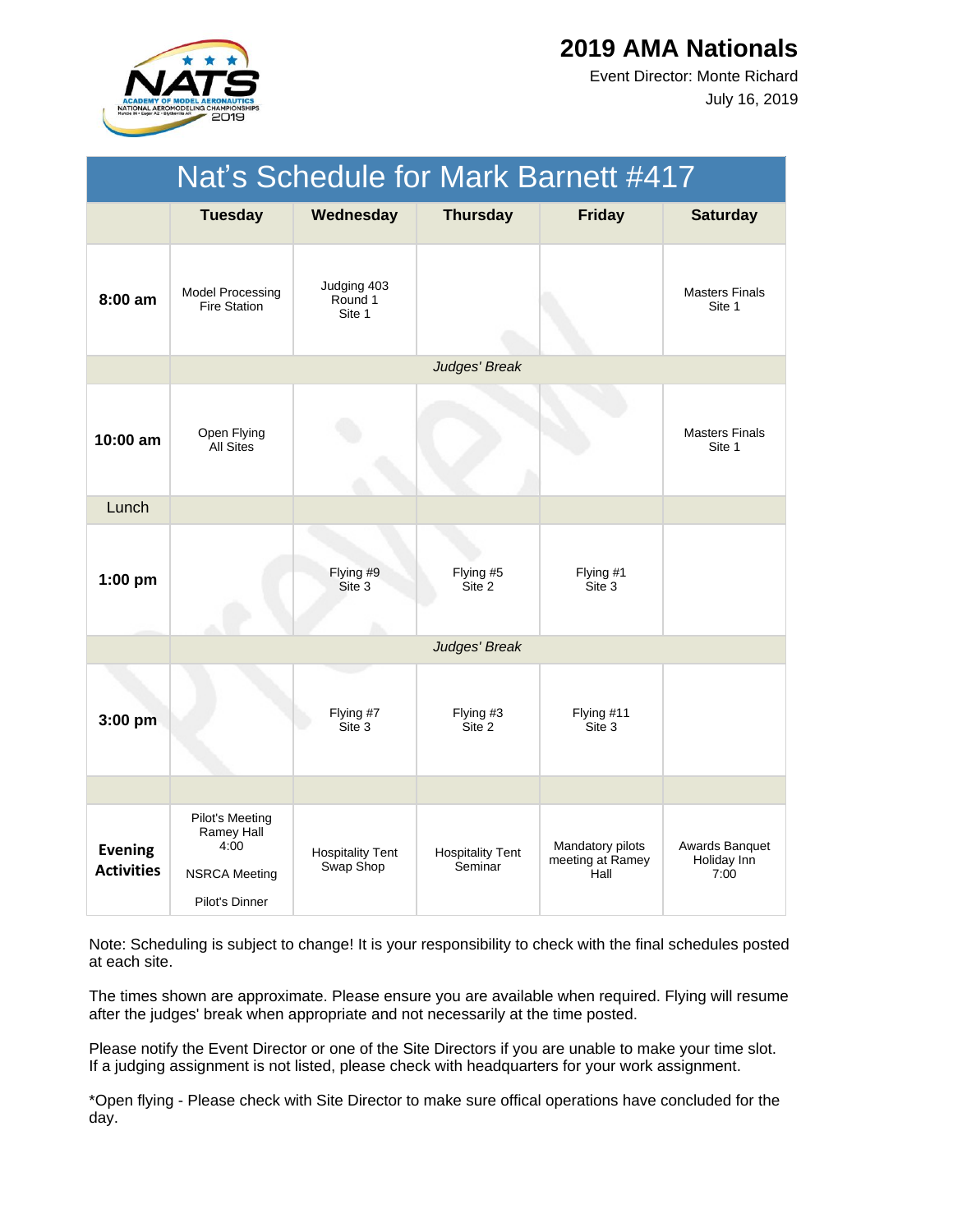# 2019 AMA Nationals

Event Director: Monte Richard

July 16, 2019

| Nat's Schedule for Mark Barnett #417 | | | | | |
|---|---|---|---|---|---|
| | **Tuesday** | **Wednesday** | **Thursday** | **Friday** | **Saturday** |
| **8:00 am** | Model Processing Fire Station | Judging 403 Round 1 Site 1 | | | Masters Finals Site 1 |
| | | | *Judges' Break* | | |
| **10:00 am** | Open Flying All Sites | | | | Masters Finals Site 1 |
| Lunch | | | | | |
| **1:00 pm** | | Flying #9 Site 3 | Flying #5 Site 2 | Flying #1 Site 3 | |
| | | | *Judges' Break* | | |
| **3:00 pm** | | Flying #7 Site 3 | Flying #3 Site 2 | Flying #11 Site 3 | |
| | | | | | |
| **Evening Activities** | Pilot's Meeting Ramey Hall 4:00<br><br>NSRCA Meeting<br><br>Pilot's Dinner | Hospitality Tent Swap Shop | Hospitality Tent Seminar | Mandatory pilots meeting at Ramey Hall | Awards Banquet Holiday Inn 7:00 |

Note: Scheduling is subject to change! It is your responsibility to check with the final schedules posted at each site.

The times shown are approximate. Please ensure you are available when required. Flying will resume after the judges' break when appropriate and not necessarily at the time posted.

Please notify the Event Director or one of the Site Directors if you are unable to make your time slot. If a judging assignment is not listed, please check with headquarters for your work assignment.

*Open flying - Please check with Site Director to make sure offical operations have concluded for the day.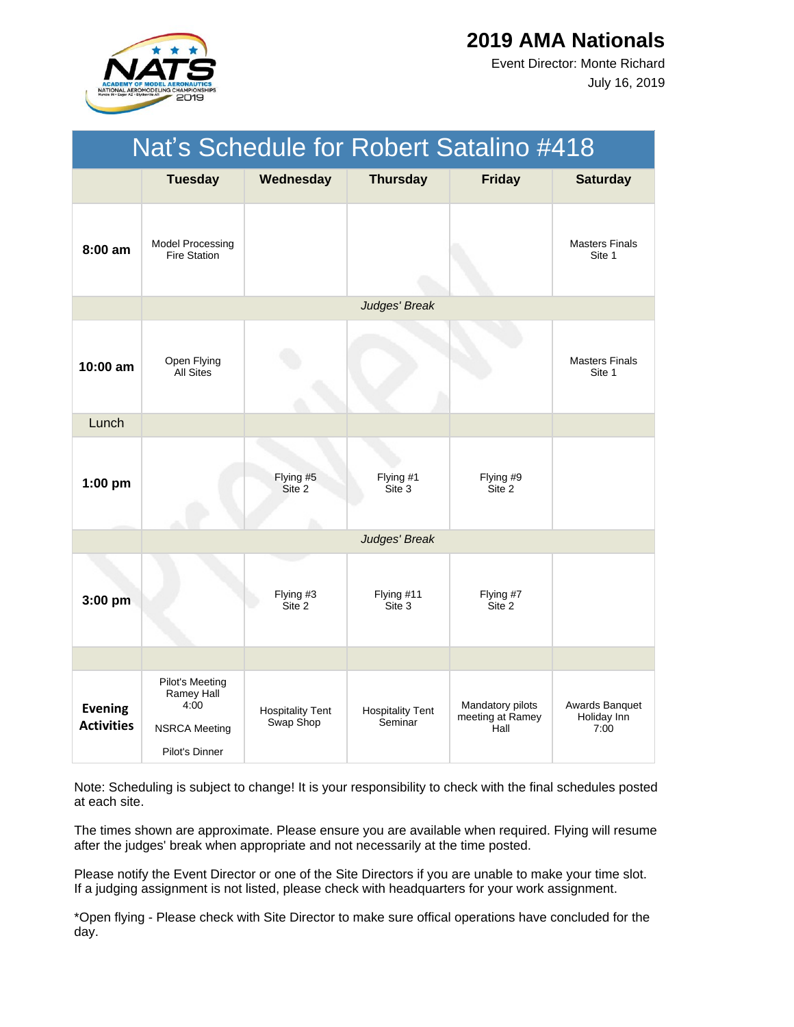# 2019 AMA Nationals

Event Director: Monte Richard

July 16, 2019

## Nat's Schedule for Robert Satalino #418

| | Tuesday | Wednesday | Thursday | Friday | Saturday |
|---|---|---|---|---|---|
| **8:00 am** | Model Processing Fire Station | | | | Masters Finals Site 1 |
| | | | *Judges' Break* | | |
| **10:00 am** | Open Flying All Sites | | | | Masters Finals Site 1 |
| Lunch | | | | | |
| **1:00 pm** | | Flying #5 Site 2 | Flying #1 Site 3 | Flying #9 Site 2 | |
| | | | *Judges' Break* | | |
| **3:00 pm** | | Flying #3 Site 2 | Flying #11 Site 3 | Flying #7 Site 2 | |
| | | | | | |
| **Evening Activities** | Pilot's Meeting Ramey Hall 4:00<br>NSRCA Meeting<br>Pilot's Dinner | Hospitality Tent Swap Shop | Hospitality Tent Seminar | Mandatory pilots meeting at Ramey Hall | Awards Banquet Holiday Inn 7:00 |

Note: Scheduling is subject to change! It is your responsibility to check with the final schedules posted at each site.

The times shown are approximate. Please ensure you are available when required. Flying will resume after the judges' break when appropriate and not necessarily at the time posted.

Please notify the Event Director or one of the Site Directors if you are unable to make your time slot. If a judging assignment is not listed, please check with headquarters for your work assignment.

*Open flying - Please check with Site Director to make sure offical operations have concluded for the day.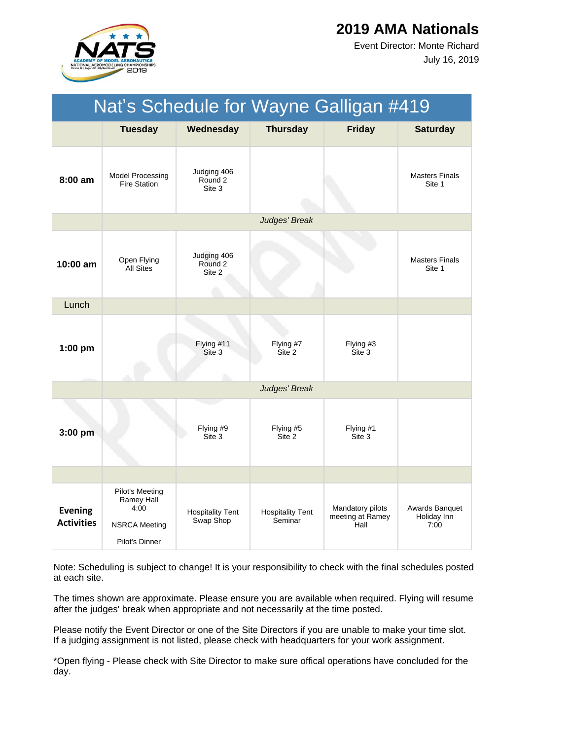# 2019 AMA Nationals

Event Director: Monte Richard

July 16, 2019

## Nat's Schedule for Wayne Galligan #419

| | Tuesday | Wednesday | Thursday | Friday | Saturday |
|---|---|---|---|---|---|
| **8:00 am** | Model Processing Fire Station | Judging 406 Round 2 Site 3 | | | Masters Finals Site 1 |
| | | | *Judges' Break* | | |
| **10:00 am** | Open Flying All Sites | Judging 406 Round 2 Site 2 | | | Masters Finals Site 1 |
| Lunch | | | | | |
| **1:00 pm** | | Flying #11 Site 3 | Flying #7 Site 2 | Flying #3 Site 3 | |
| | | | *Judges' Break* | | |
| **3:00 pm** | | Flying #9 Site 3 | Flying #5 Site 2 | Flying #1 Site 3 | |
| | | | | | |
| **Evening Activities** | Pilot's Meeting Ramey Hall 4:00<br><br>NSRCA Meeting<br><br>Pilot's Dinner | Hospitality Tent Swap Shop | Hospitality Tent Seminar | Mandatory pilots meeting at Ramey Hall | Awards Banquet Holiday Inn 7:00 |

Note: Scheduling is subject to change! It is your responsibility to check with the final schedules posted at each site.

The times shown are approximate. Please ensure you are available when required. Flying will resume after the judges' break when appropriate and not necessarily at the time posted.

Please notify the Event Director or one of the Site Directors if you are unable to make your time slot. If a judging assignment is not listed, please check with headquarters for your work assignment.

*Open flying - Please check with Site Director to make sure offical operations have concluded for the day.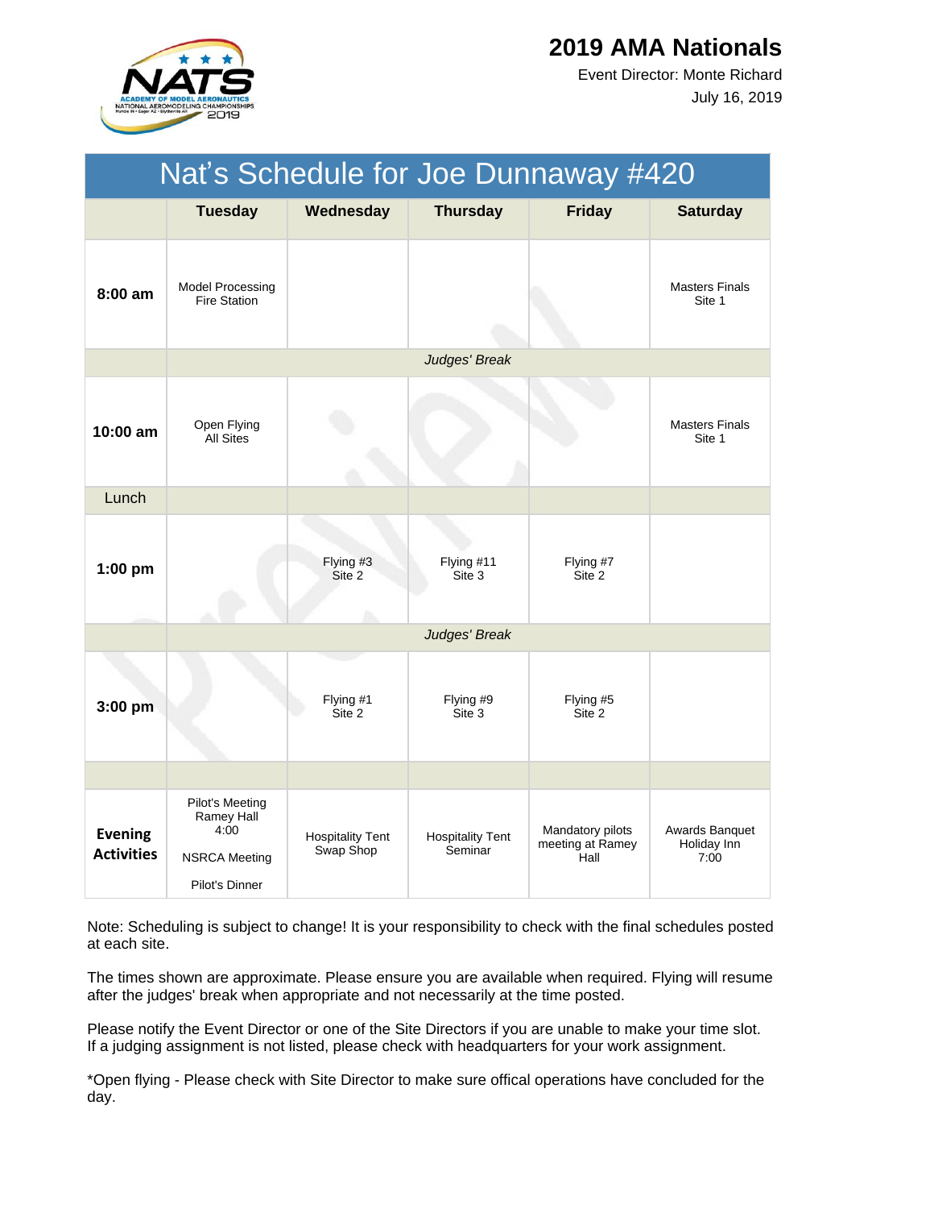# 2019 AMA Nationals

Event Director: Monte Richard

July 16, 2019

| Nat's Schedule for Joe Dunnaway #420 | | | | | |
|---|---|---|---|---|---|
| | **Tuesday** | **Wednesday** | **Thursday** | **Friday** | **Saturday** |
| **8:00 am** | Model Processing Fire Station | | | | Masters Finals Site 1 |
| | | | *Judges' Break* | | |
| **10:00 am** | Open Flying All Sites | | | | Masters Finals Site 1 |
| Lunch | | | | | |
| **1:00 pm** | | Flying #3 Site 2 | Flying #11 Site 3 | Flying #7 Site 2 | |
| | | | *Judges' Break* | | |
| **3:00 pm** | | Flying #1 Site 2 | Flying #9 Site 3 | Flying #5 Site 2 | |
| | | | | | |
| **Evening Activities** | Pilot's Meeting Ramey Hall 4:00<br><br>NSRCA Meeting<br><br>Pilot's Dinner | Hospitality Tent Swap Shop | Hospitality Tent Seminar | Mandatory pilots meeting at Ramey Hall | Awards Banquet Holiday Inn 7:00 |

Note: Scheduling is subject to change! It is your responsibility to check with the final schedules posted at each site.

The times shown are approximate. Please ensure you are available when required. Flying will resume after the judges' break when appropriate and not necessarily at the time posted.

Please notify the Event Director or one of the Site Directors if you are unable to make your time slot. If a judging assignment is not listed, please check with headquarters for your work assignment.

*Open flying - Please check with Site Director to make sure offical operations have concluded for the day.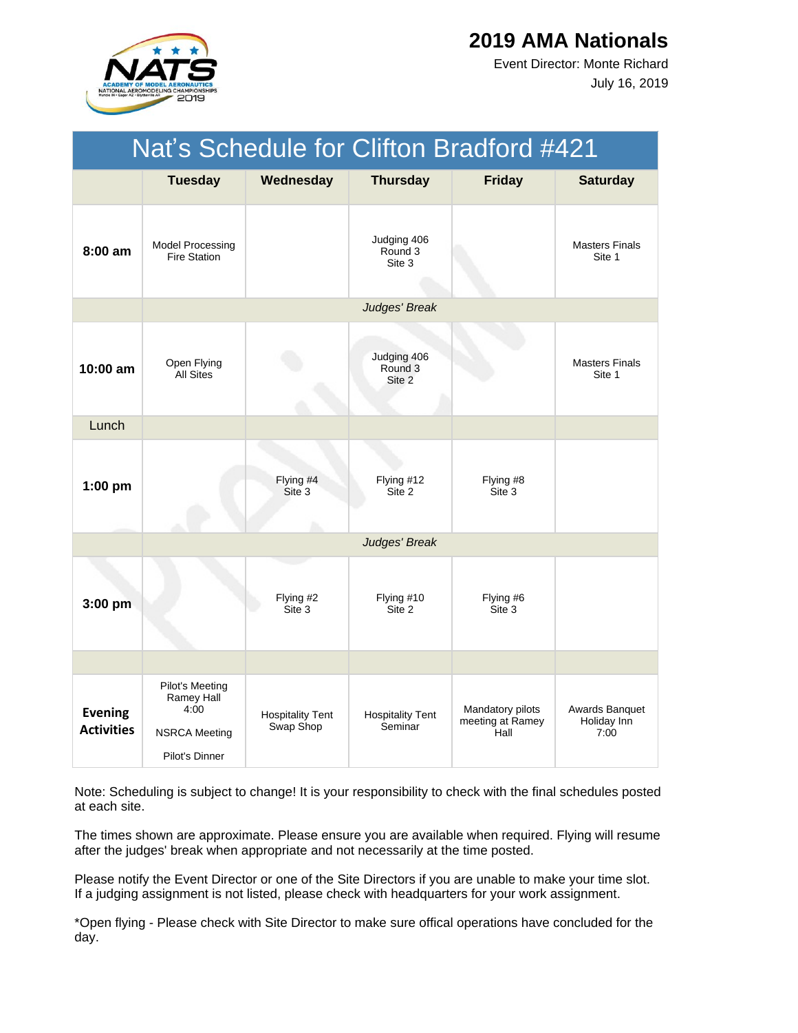# 2019 AMA Nationals

Event Director: Monte Richard

July 16, 2019

| Nat's Schedule for Clifton Bradford #421 | | | | | |
|---|---|---|---|---|---|
| | **Tuesday** | **Wednesday** | **Thursday** | **Friday** | **Saturday** |
| **8:00 am** | Model Processing Fire Station | | Judging 406 Round 3 Site 3 | | Masters Finals Site 1 |
| | | | *Judges' Break* | | |
| **10:00 am** | Open Flying All Sites | | Judging 406 Round 3 Site 2 | | Masters Finals Site 1 |
| Lunch | | | | | |
| **1:00 pm** | | Flying #4 Site 3 | Flying #12 Site 2 | Flying #8 Site 3 | |
| | | | *Judges' Break* | | |
| **3:00 pm** | | Flying #2 Site 3 | Flying #10 Site 2 | Flying #6 Site 3 | |
| | | | | | |
| **Evening Activities** | Pilot's Meeting Ramey Hall 4:00<br><br>NSRCA Meeting<br><br>Pilot's Dinner | Hospitality Tent Swap Shop | Hospitality Tent Seminar | Mandatory pilots meeting at Ramey Hall | Awards Banquet Holiday Inn 7:00 |

Note: Scheduling is subject to change! It is your responsibility to check with the final schedules posted at each site.

The times shown are approximate. Please ensure you are available when required. Flying will resume after the judges' break when appropriate and not necessarily at the time posted.

Please notify the Event Director or one of the Site Directors if you are unable to make your time slot. If a judging assignment is not listed, please check with headquarters for your work assignment.

*Open flying - Please check with Site Director to make sure offical operations have concluded for the day.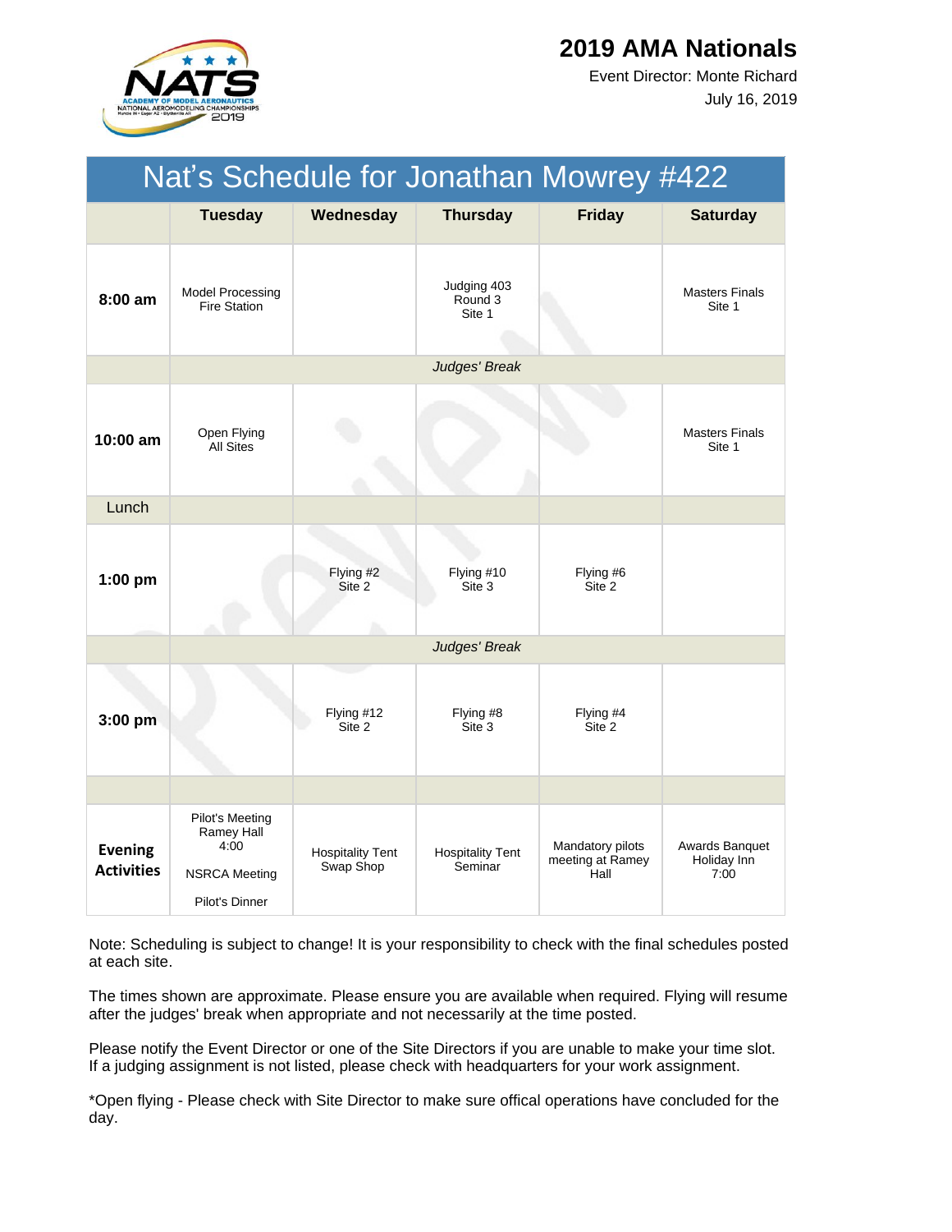# 2019 AMA Nationals

Event Director: Monte Richard

July 16, 2019

| Nat's Schedule for Jonathan Mowrey #422 | | | | | |
|---|---|---|---|---|---|
| | **Tuesday** | **Wednesday** | **Thursday** | **Friday** | **Saturday** |
| **8:00 am** | Model Processing Fire Station | | Judging 403 Round 3 Site 1 | | Masters Finals Site 1 |
| | *Judges' Break* | | | | |
| **10:00 am** | Open Flying All Sites | | | | Masters Finals Site 1 |
| Lunch | | | | | |
| **1:00 pm** | | Flying #2 Site 2 | Flying #10 Site 3 | Flying #6 Site 2 | |
| | *Judges' Break* | | | | |
| **3:00 pm** | | Flying #12 Site 2 | Flying #8 Site 3 | Flying #4 Site 2 | |
| | | | | | |
| **Evening Activities** | Pilot's Meeting Ramey Hall 4:00<br>NSRCA Meeting<br>Pilot's Dinner | Hospitality Tent Swap Shop | Hospitality Tent Seminar | Mandatory pilots meeting at Ramey Hall | Awards Banquet Holiday Inn 7:00 |

Note: Scheduling is subject to change! It is your responsibility to check with the final schedules posted at each site.

The times shown are approximate. Please ensure you are available when required. Flying will resume after the judges' break when appropriate and not necessarily at the time posted.

Please notify the Event Director or one of the Site Directors if you are unable to make your time slot. If a judging assignment is not listed, please check with headquarters for your work assignment.

*Open flying - Please check with Site Director to make sure offical operations have concluded for the day.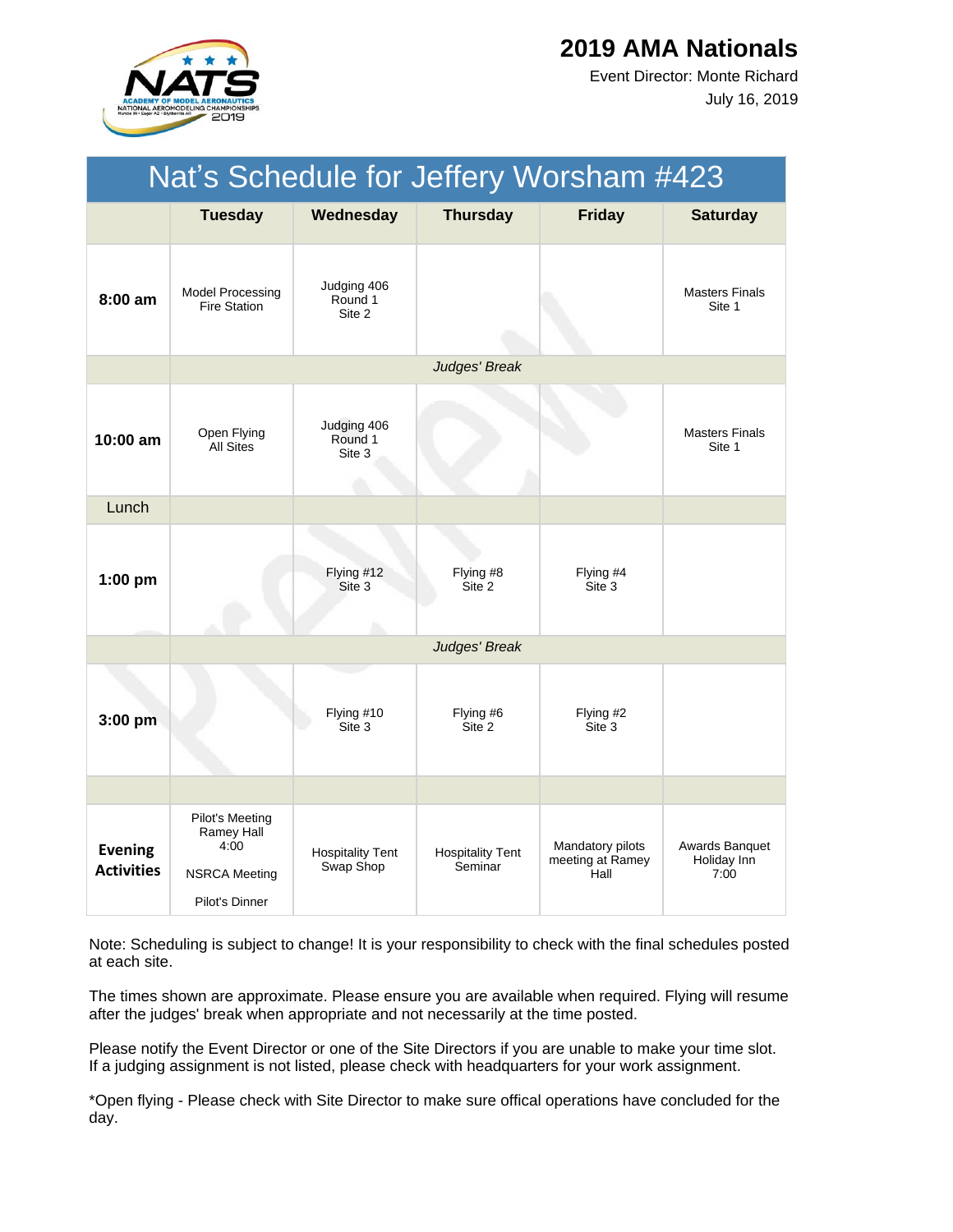# 2019 AMA Nationals

Event Director: Monte Richard

July 16, 2019

| Nat's Schedule for Jeffery Worsham #423 | | | | | |
|---|---|---|---|---|---|
| | **Tuesday** | **Wednesday** | **Thursday** | **Friday** | **Saturday** |
| **8:00 am** | Model Processing Fire Station | Judging 406 Round 1 Site 2 | | | Masters Finals Site 1 |
| | | | *Judges' Break* | | |
| **10:00 am** | Open Flying All Sites | Judging 406 Round 1 Site 3 | | | Masters Finals Site 1 |
| Lunch | | | | | |
| **1:00 pm** | | Flying #12 Site 3 | Flying #8 Site 2 | Flying #4 Site 3 | |
| | | | *Judges' Break* | | |
| **3:00 pm** | | Flying #10 Site 3 | Flying #6 Site 2 | Flying #2 Site 3 | |
| | | | | | |
| **Evening Activities** | Pilot's Meeting Ramey Hall 4:00<br>NSRCA Meeting<br>Pilot's Dinner | Hospitality Tent Swap Shop | Hospitality Tent Seminar | Mandatory pilots meeting at Ramey Hall | Awards Banquet Holiday Inn 7:00 |

Note: Scheduling is subject to change! It is your responsibility to check with the final schedules posted at each site.

The times shown are approximate. Please ensure you are available when required. Flying will resume after the judges' break when appropriate and not necessarily at the time posted.

Please notify the Event Director or one of the Site Directors if you are unable to make your time slot. If a judging assignment is not listed, please check with headquarters for your work assignment.

*Open flying - Please check with Site Director to make sure offical operations have concluded for the day.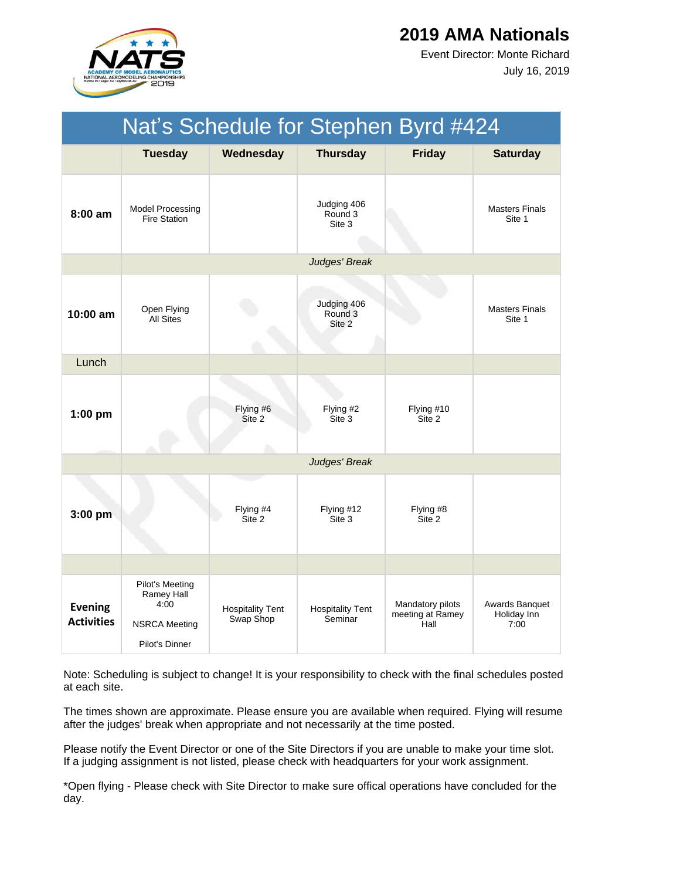# 2019 AMA Nationals

Event Director: Monte Richard

July 16, 2019

| Nat's Schedule for Stephen Byrd #424 | | | | | |
|---|---|---|---|---|---|
| | **Tuesday** | **Wednesday** | **Thursday** | **Friday** | **Saturday** |
| **8:00 am** | Model Processing Fire Station | | Judging 406 Round 3 Site 3 | | Masters Finals Site 1 |
| | | | *Judges' Break* | | |
| **10:00 am** | Open Flying All Sites | | Judging 406 Round 3 Site 2 | | Masters Finals Site 1 |
| Lunch | | | | | |
| **1:00 pm** | | Flying #6 Site 2 | Flying #2 Site 3 | Flying #10 Site 2 | |
| | | | *Judges' Break* | | |
| **3:00 pm** | | Flying #4 Site 2 | Flying #12 Site 3 | Flying #8 Site 2 | |
| | | | | | |
| **Evening Activities** | Pilot's Meeting Ramey Hall 4:00<br><br>NSRCA Meeting<br><br>Pilot's Dinner | Hospitality Tent Swap Shop | Hospitality Tent Seminar | Mandatory pilots meeting at Ramey Hall | Awards Banquet Holiday Inn 7:00 |

Note: Scheduling is subject to change! It is your responsibility to check with the final schedules posted at each site.

The times shown are approximate. Please ensure you are available when required. Flying will resume after the judges' break when appropriate and not necessarily at the time posted.

Please notify the Event Director or one of the Site Directors if you are unable to make your time slot. If a judging assignment is not listed, please check with headquarters for your work assignment.

*Open flying - Please check with Site Director to make sure offical operations have concluded for the day.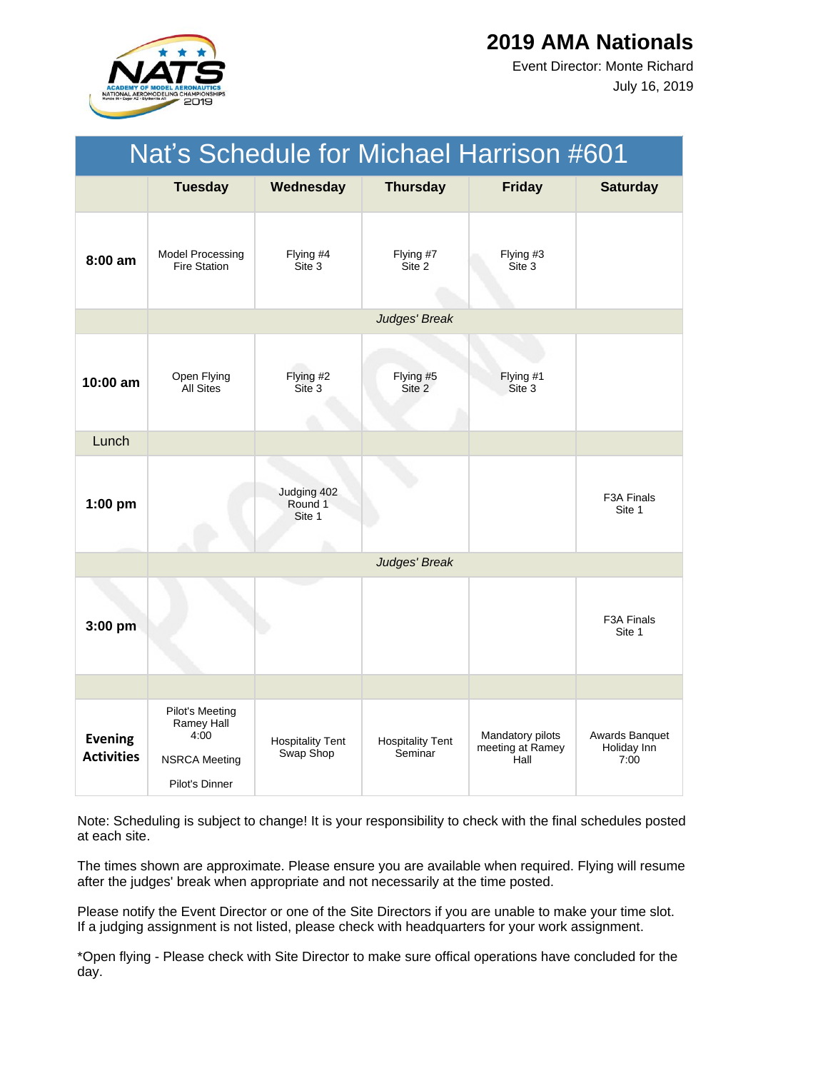# 2019 AMA Nationals

Event Director: Monte Richard

July 16, 2019

| Nat's Schedule for Michael Harrison #601 | | | | | |
|---|---|---|---|---|---|
| | **Tuesday** | **Wednesday** | **Thursday** | **Friday** | **Saturday** |
| **8:00 am** | Model Processing Fire Station | Flying #4 Site 3 | Flying #7 Site 2 | Flying #3 Site 3 | |
| | | | *Judges' Break* | | |
| **10:00 am** | Open Flying All Sites | Flying #2 Site 3 | Flying #5 Site 2 | Flying #1 Site 3 | |
| Lunch | | | | | |
| **1:00 pm** | | Judging 402 Round 1 Site 1 | | | F3A Finals Site 1 |
| | | | *Judges' Break* | | |
| **3:00 pm** | | | | | F3A Finals Site 1 |
| | | | | | |
| **Evening Activities** | Pilot's Meeting Ramey Hall 4:00<br><br>NSRCA Meeting<br><br>Pilot's Dinner | Hospitality Tent Swap Shop | Hospitality Tent Seminar | Mandatory pilots meeting at Ramey Hall | Awards Banquet Holiday Inn 7:00 |

Note: Scheduling is subject to change! It is your responsibility to check with the final schedules posted at each site.

The times shown are approximate. Please ensure you are available when required. Flying will resume after the judges' break when appropriate and not necessarily at the time posted.

Please notify the Event Director or one of the Site Directors if you are unable to make your time slot. If a judging assignment is not listed, please check with headquarters for your work assignment.

*Open flying - Please check with Site Director to make sure offical operations have concluded for the day.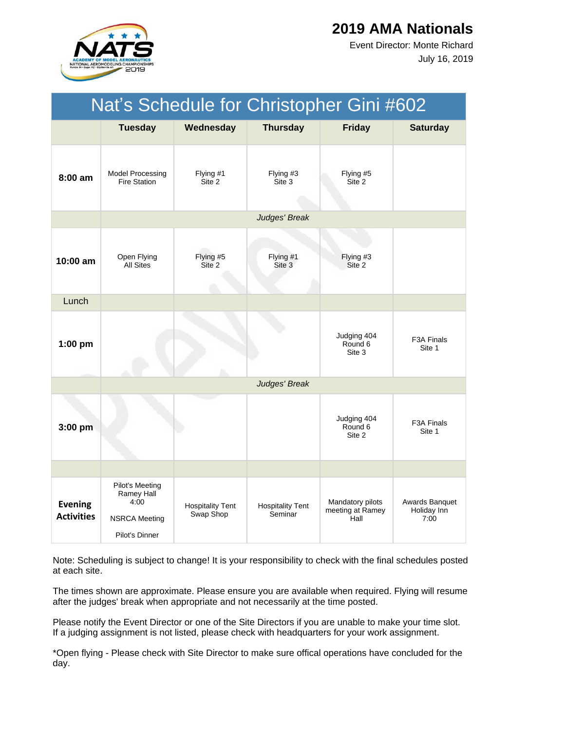# 2019 AMA Nationals

Event Director: Monte Richard

July 16, 2019

| Nat's Schedule for Christopher Gini #602 | | | | | |
|---|---|---|---|---|---|
| | **Tuesday** | **Wednesday** | **Thursday** | **Friday** | **Saturday** |
| **8:00 am** | Model Processing Fire Station | Flying #1 Site 2 | Flying #3 Site 3 | Flying #5 Site 2 | |
| | | | *Judges' Break* | | |
| **10:00 am** | Open Flying All Sites | Flying #5 Site 2 | Flying #1 Site 3 | Flying #3 Site 2 | |
| Lunch | | | | | |
| **1:00 pm** | | | | Judging 404 Round 6 Site 3 | F3A Finals Site 1 |
| | | | *Judges' Break* | | |
| **3:00 pm** | | | | Judging 404 Round 6 Site 2 | F3A Finals Site 1 |
| | | | | | |
| **Evening Activities** | Pilot's Meeting Ramey Hall 4:00<br>NSRCA Meeting<br>Pilot's Dinner | Hospitality Tent Swap Shop | Hospitality Tent Seminar | Mandatory pilots meeting at Ramey Hall | Awards Banquet Holiday Inn 7:00 |

Note: Scheduling is subject to change! It is your responsibility to check with the final schedules posted at each site.

The times shown are approximate. Please ensure you are available when required. Flying will resume after the judges' break when appropriate and not necessarily at the time posted.

Please notify the Event Director or one of the Site Directors if you are unable to make your time slot. If a judging assignment is not listed, please check with headquarters for your work assignment.

*Open flying - Please check with Site Director to make sure offical operations have concluded for the day.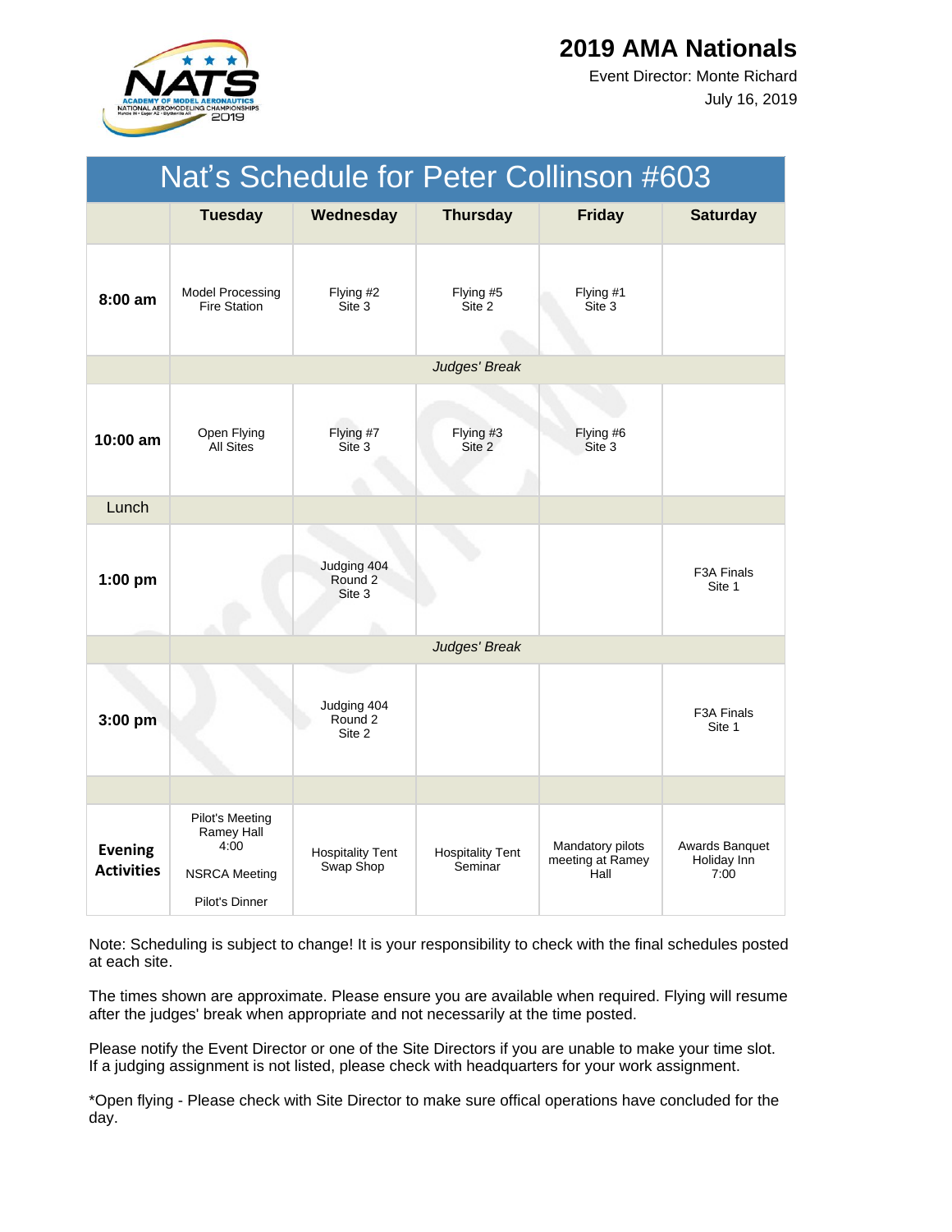# 2019 AMA Nationals

Event Director: Monte Richard

July 16, 2019

## Nat's Schedule for Peter Collinson #603

| | Tuesday | Wednesday | Thursday | Friday | Saturday |
|---|---|---|---|---|---|
| **8:00 am** | Model Processing Fire Station | Flying #2 Site 3 | Flying #5 Site 2 | Flying #1 Site 3 | |
| | | | *Judges' Break* | | |
| **10:00 am** | Open Flying All Sites | Flying #7 Site 3 | Flying #3 Site 2 | Flying #6 Site 3 | |
| Lunch | | | | | |
| **1:00 pm** | | Judging 404 Round 2 Site 3 | | | F3A Finals Site 1 |
| | | | *Judges' Break* | | |
| **3:00 pm** | | Judging 404 Round 2 Site 2 | | | F3A Finals Site 1 |
| | | | | | |
| **Evening Activities** | Pilot's Meeting Ramey Hall 4:00<br><br>NSRCA Meeting<br><br>Pilot's Dinner | Hospitality Tent Swap Shop | Hospitality Tent Seminar | Mandatory pilots meeting at Ramey Hall | Awards Banquet Holiday Inn 7:00 |

Note: Scheduling is subject to change! It is your responsibility to check with the final schedules posted at each site.

The times shown are approximate. Please ensure you are available when required. Flying will resume after the judges' break when appropriate and not necessarily at the time posted.

Please notify the Event Director or one of the Site Directors if you are unable to make your time slot. If a judging assignment is not listed, please check with headquarters for your work assignment.

*Open flying - Please check with Site Director to make sure offical operations have concluded for the day.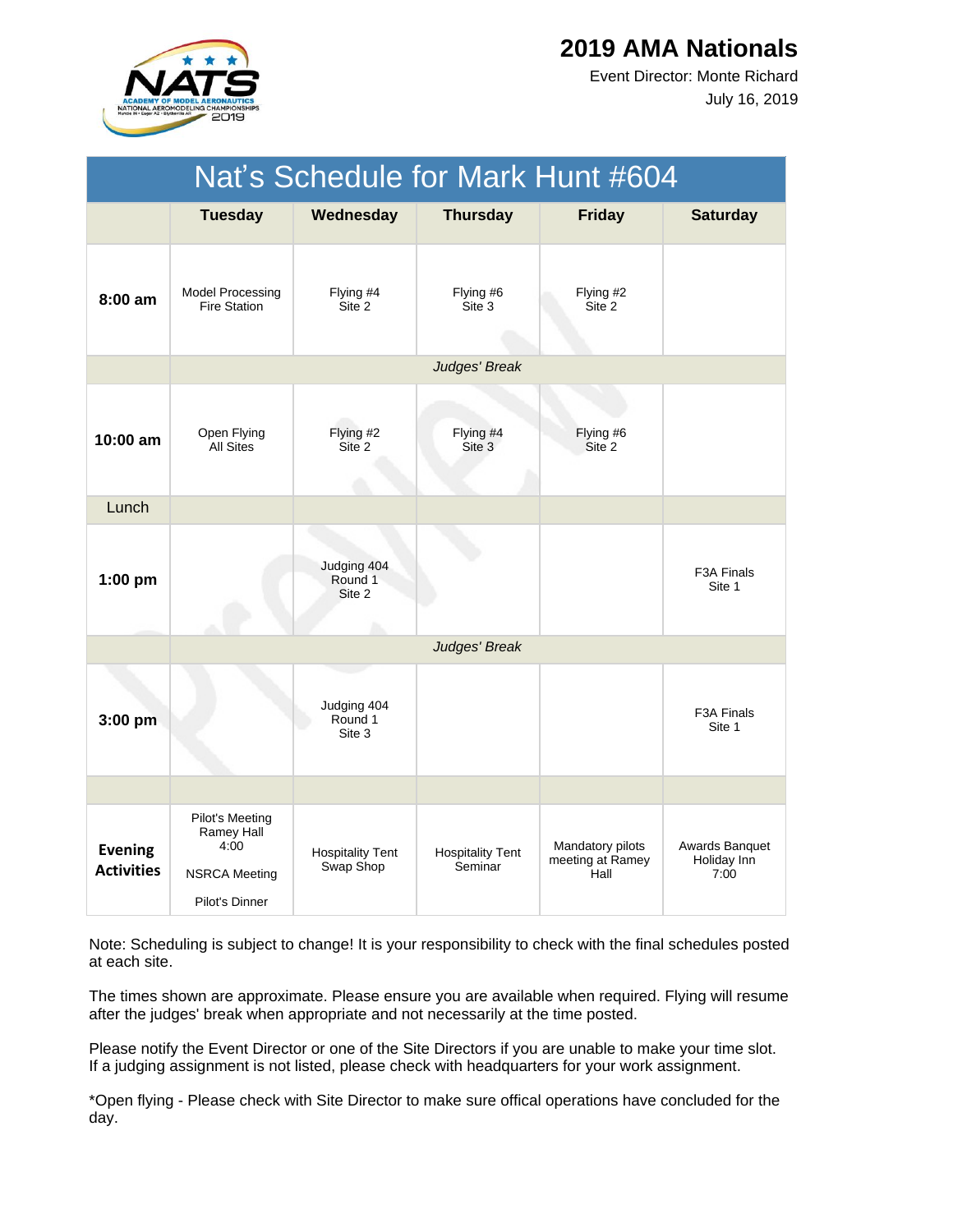# 2019 AMA Nationals

Event Director: Monte Richard

July 16, 2019

| Nat's Schedule for Mark Hunt #604 | | | | | |
|---|---|---|---|---|---|
| | **Tuesday** | **Wednesday** | **Thursday** | **Friday** | **Saturday** |
| **8:00 am** | Model Processing Fire Station | Flying #4 Site 2 | Flying #6 Site 3 | Flying #2 Site 2 | |
| | | | *Judges' Break* | | |
| **10:00 am** | Open Flying All Sites | Flying #2 Site 2 | Flying #4 Site 3 | Flying #6 Site 2 | |
| Lunch | | | | | |
| **1:00 pm** | | Judging 404 Round 1 Site 2 | | | F3A Finals Site 1 |
| | | | *Judges' Break* | | |
| **3:00 pm** | | Judging 404 Round 1 Site 3 | | | F3A Finals Site 1 |
| | | | | | |
| **Evening Activities** | Pilot's Meeting Ramey Hall 4:00<br><br>NSRCA Meeting<br><br>Pilot's Dinner | Hospitality Tent Swap Shop | Hospitality Tent Seminar | Mandatory pilots meeting at Ramey Hall | Awards Banquet Holiday Inn 7:00 |

Note: Scheduling is subject to change! It is your responsibility to check with the final schedules posted at each site.

The times shown are approximate. Please ensure you are available when required. Flying will resume after the judges' break when appropriate and not necessarily at the time posted.

Please notify the Event Director or one of the Site Directors if you are unable to make your time slot. If a judging assignment is not listed, please check with headquarters for your work assignment.

*Open flying - Please check with Site Director to make sure offical operations have concluded for the day.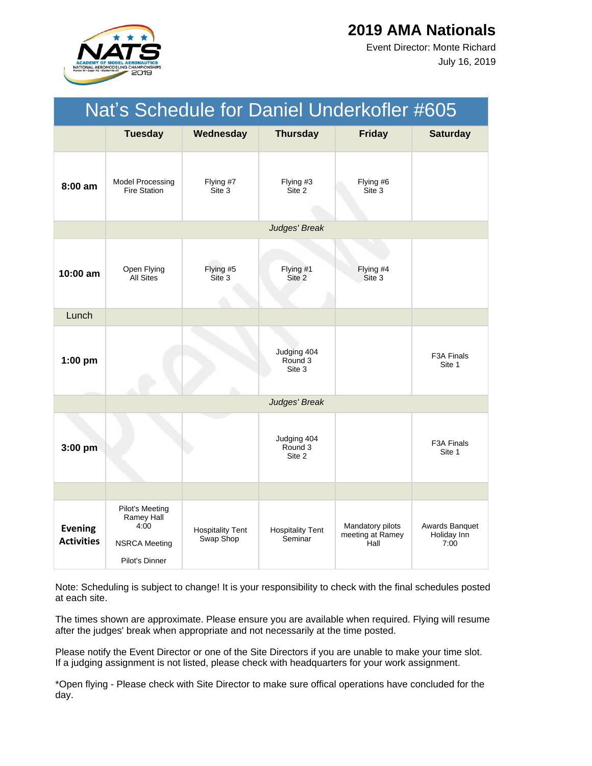# 2019 AMA Nationals

Event Director: Monte Richard

July 16, 2019

## Nat's Schedule for Daniel Underkofler #605

| | Tuesday | Wednesday | Thursday | Friday | Saturday |
|---|---|---|---|---|---|
| **8:00 am** | Model Processing Fire Station | Flying #7 Site 3 | Flying #3 Site 2 | Flying #6 Site 3 | |
| | *Judges' Break* | | | | |
| **10:00 am** | Open Flying All Sites | Flying #5 Site 3 | Flying #1 Site 2 | Flying #4 Site 3 | |
| Lunch | | | | | |
| **1:00 pm** | | | Judging 404 Round 3 Site 3 | | F3A Finals Site 1 |
| | *Judges' Break* | | | | |
| **3:00 pm** | | | Judging 404 Round 3 Site 2 | | F3A Finals Site 1 |
| | | | | | |
| **Evening Activities** | Pilot's Meeting Ramey Hall 4:00<br><br>NSRCA Meeting<br><br>Pilot's Dinner | Hospitality Tent Swap Shop | Hospitality Tent Seminar | Mandatory pilots meeting at Ramey Hall | Awards Banquet Holiday Inn 7:00 |

Note: Scheduling is subject to change! It is your responsibility to check with the final schedules posted at each site.

The times shown are approximate. Please ensure you are available when required. Flying will resume after the judges' break when appropriate and not necessarily at the time posted.

Please notify the Event Director or one of the Site Directors if you are unable to make your time slot. If a judging assignment is not listed, please check with headquarters for your work assignment.

*Open flying - Please check with Site Director to make sure offical operations have concluded for the day.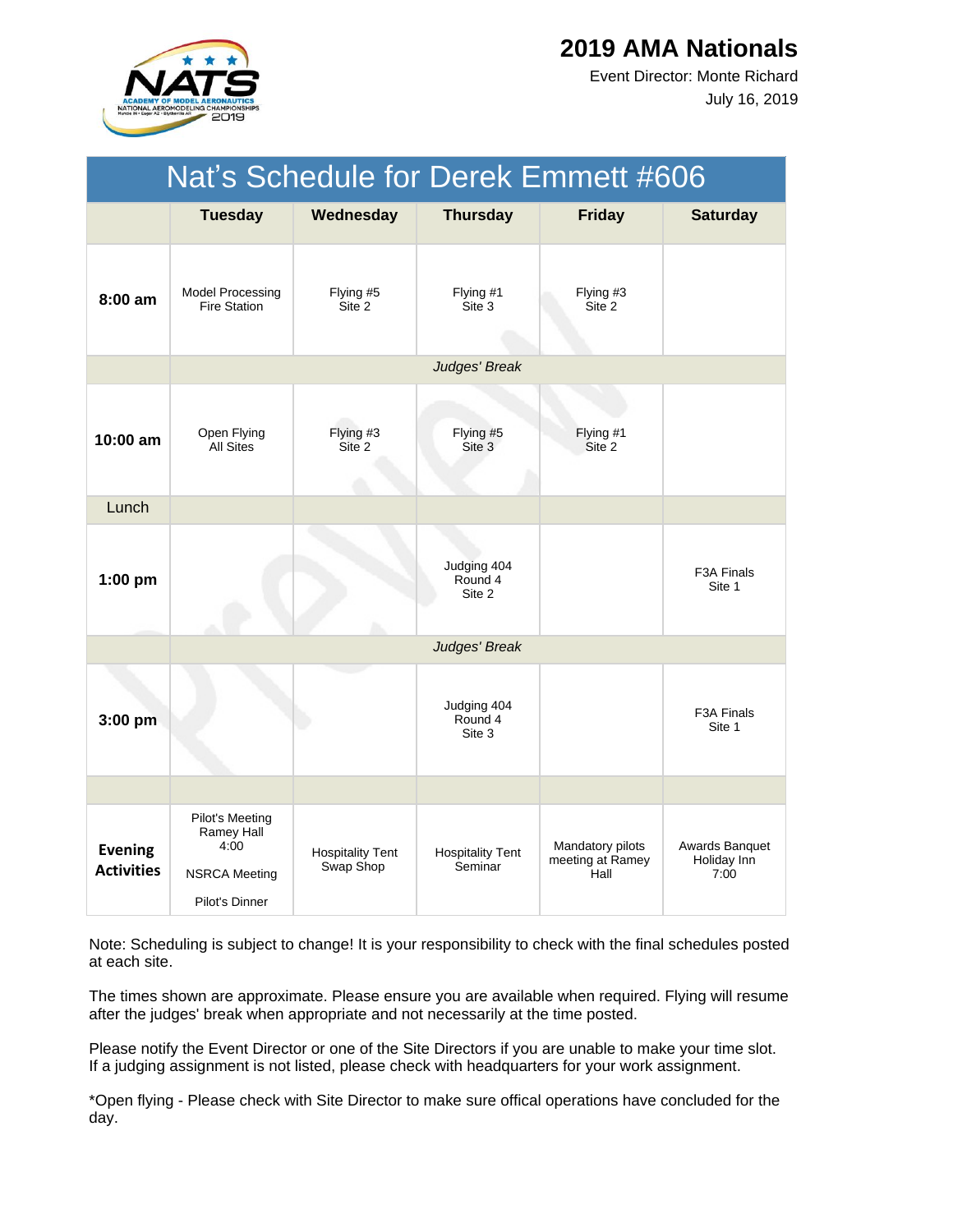# 2019 AMA Nationals

Event Director: Monte Richard

July 16, 2019

## Nat's Schedule for Derek Emmett #606

| | Tuesday | Wednesday | Thursday | Friday | Saturday |
|---|---|---|---|---|---|
| **8:00 am** | Model Processing Fire Station | Flying #5 Site 2 | Flying #1 Site 3 | Flying #3 Site 2 | |
| | *Judges' Break* | | | | |
| **10:00 am** | Open Flying All Sites | Flying #3 Site 2 | Flying #5 Site 3 | Flying #1 Site 2 | |
| Lunch | | | | | |
| **1:00 pm** | | | Judging 404 Round 4 Site 2 | | F3A Finals Site 1 |
| | *Judges' Break* | | | | |
| **3:00 pm** | | | Judging 404 Round 4 Site 3 | | F3A Finals Site 1 |
| | | | | | |
| **Evening Activities** | Pilot's Meeting Ramey Hall 4:00<br><br>NSRCA Meeting<br><br>Pilot's Dinner | Hospitality Tent Swap Shop | Hospitality Tent Seminar | Mandatory pilots meeting at Ramey Hall | Awards Banquet Holiday Inn 7:00 |

Note: Scheduling is subject to change! It is your responsibility to check with the final schedules posted at each site.

The times shown are approximate. Please ensure you are available when required. Flying will resume after the judges' break when appropriate and not necessarily at the time posted.

Please notify the Event Director or one of the Site Directors if you are unable to make your time slot. If a judging assignment is not listed, please check with headquarters for your work assignment.

*Open flying - Please check with Site Director to make sure offical operations have concluded for the day.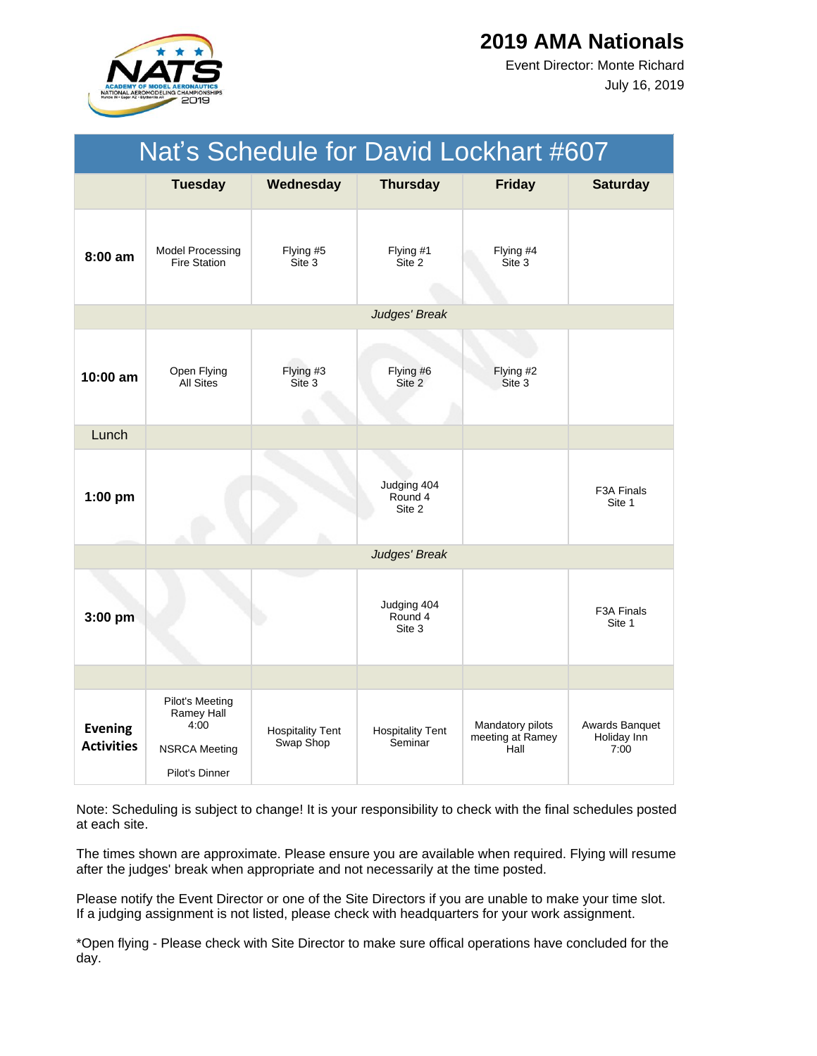# 2019 AMA Nationals

Event Director: Monte Richard

July 16, 2019

## Nat's Schedule for David Lockhart #607

| | Tuesday | Wednesday | Thursday | Friday | Saturday |
|---|---|---|---|---|---|
| **8:00 am** | Model Processing Fire Station | Flying #5 Site 3 | Flying #1 Site 2 | Flying #4 Site 3 | |
| | *Judges' Break* | | | | |
| **10:00 am** | Open Flying All Sites | Flying #3 Site 3 | Flying #6 Site 2 | Flying #2 Site 3 | |
| Lunch | | | | | |
| **1:00 pm** | | | Judging 404 Round 4 Site 2 | | F3A Finals Site 1 |
| | *Judges' Break* | | | | |
| **3:00 pm** | | | Judging 404 Round 4 Site 3 | | F3A Finals Site 1 |
| | | | | | |
| **Evening Activities** | Pilot's Meeting Ramey Hall 4:00<br><br>NSRCA Meeting<br><br>Pilot's Dinner | Hospitality Tent Swap Shop | Hospitality Tent Seminar | Mandatory pilots meeting at Ramey Hall | Awards Banquet Holiday Inn 7:00 |

Note: Scheduling is subject to change! It is your responsibility to check with the final schedules posted at each site.

The times shown are approximate. Please ensure you are available when required. Flying will resume after the judges' break when appropriate and not necessarily at the time posted.

Please notify the Event Director or one of the Site Directors if you are unable to make your time slot. If a judging assignment is not listed, please check with headquarters for your work assignment.

*Open flying - Please check with Site Director to make sure offical operations have concluded for the day.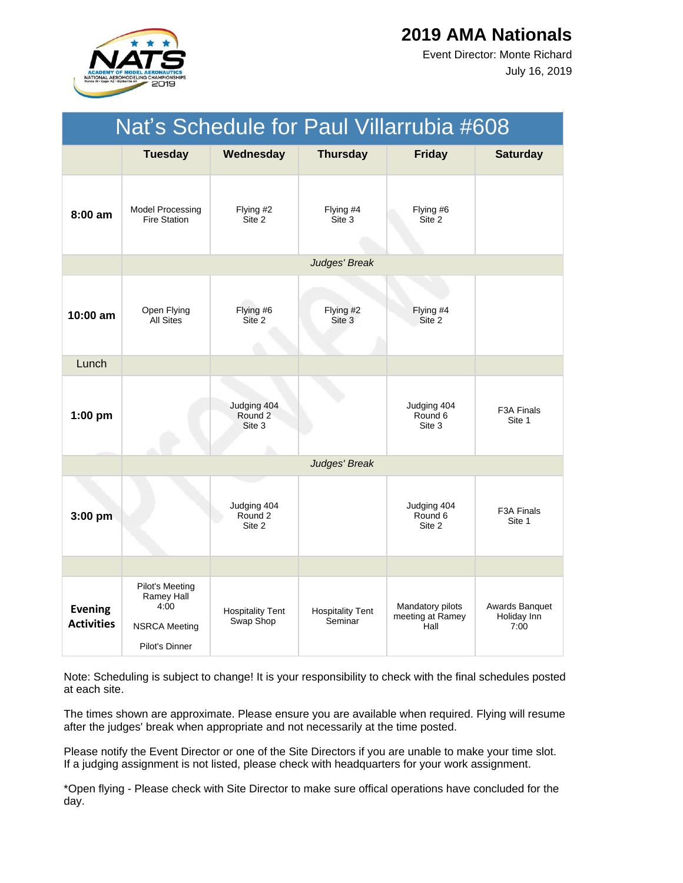# 2019 AMA Nationals

Event Director: Monte Richard

July 16, 2019

## Nat's Schedule for Paul Villarrubia #608

| | Tuesday | Wednesday | Thursday | Friday | Saturday |
|---|---|---|---|---|---|
| **8:00 am** | Model Processing Fire Station | Flying #2 Site 2 | Flying #4 Site 3 | Flying #6 Site 2 | |
| | *Judges' Break* | | | | |
| **10:00 am** | Open Flying All Sites | Flying #6 Site 2 | Flying #2 Site 3 | Flying #4 Site 2 | |
| Lunch | | | | | |
| **1:00 pm** | | Judging 404 Round 2 Site 3 | | Judging 404 Round 6 Site 3 | F3A Finals Site 1 |
| | *Judges' Break* | | | | |
| **3:00 pm** | | Judging 404 Round 2 Site 2 | | Judging 404 Round 6 Site 2 | F3A Finals Site 1 |
| | | | | | |
| **Evening Activities** | Pilot's Meeting Ramey Hall 4:00<br>NSRCA Meeting<br>Pilot's Dinner | Hospitality Tent Swap Shop | Hospitality Tent Seminar | Mandatory pilots meeting at Ramey Hall | Awards Banquet Holiday Inn 7:00 |

Note: Scheduling is subject to change! It is your responsibility to check with the final schedules posted at each site.

The times shown are approximate. Please ensure you are available when required. Flying will resume after the judges' break when appropriate and not necessarily at the time posted.

Please notify the Event Director or one of the Site Directors if you are unable to make your time slot. If a judging assignment is not listed, please check with headquarters for your work assignment.

*Open flying - Please check with Site Director to make sure offical operations have concluded for the day.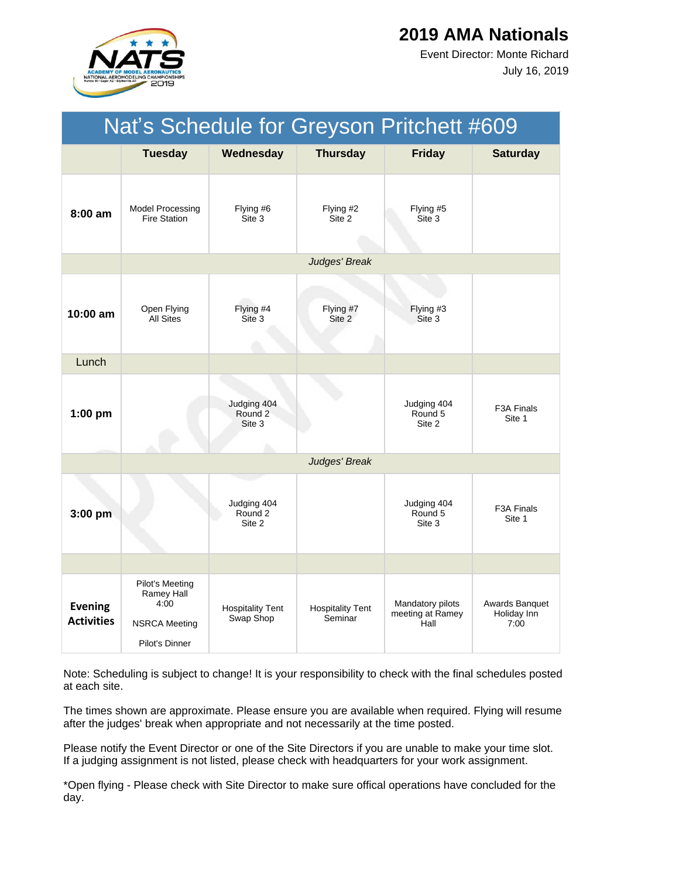# 2019 AMA Nationals

Event Director: Monte Richard

July 16, 2019

## Nat's Schedule for Greyson Pritchett #609

| | Tuesday | Wednesday | Thursday | Friday | Saturday |
|---|---|---|---|---|---|
| **8:00 am** | Model Processing Fire Station | Flying #6 Site 3 | Flying #2 Site 2 | Flying #5 Site 3 | |
| | | | *Judges' Break* | | |
| **10:00 am** | Open Flying All Sites | Flying #4 Site 3 | Flying #7 Site 2 | Flying #3 Site 3 | |
| Lunch | | | | | |
| **1:00 pm** | | Judging 404 Round 2 Site 3 | | Judging 404 Round 5 Site 2 | F3A Finals Site 1 |
| | | | *Judges' Break* | | |
| **3:00 pm** | | Judging 404 Round 2 Site 2 | | Judging 404 Round 5 Site 3 | F3A Finals Site 1 |
| | | | | | |
| **Evening Activities** | Pilot's Meeting Ramey Hall 4:00<br><br>NSRCA Meeting<br><br>Pilot's Dinner | Hospitality Tent Swap Shop | Hospitality Tent Seminar | Mandatory pilots meeting at Ramey Hall | Awards Banquet Holiday Inn 7:00 |

Note: Scheduling is subject to change! It is your responsibility to check with the final schedules posted at each site.

The times shown are approximate. Please ensure you are available when required. Flying will resume after the judges' break when appropriate and not necessarily at the time posted.

Please notify the Event Director or one of the Site Directors if you are unable to make your time slot. If a judging assignment is not listed, please check with headquarters for your work assignment.

*Open flying - Please check with Site Director to make sure offical operations have concluded for the day.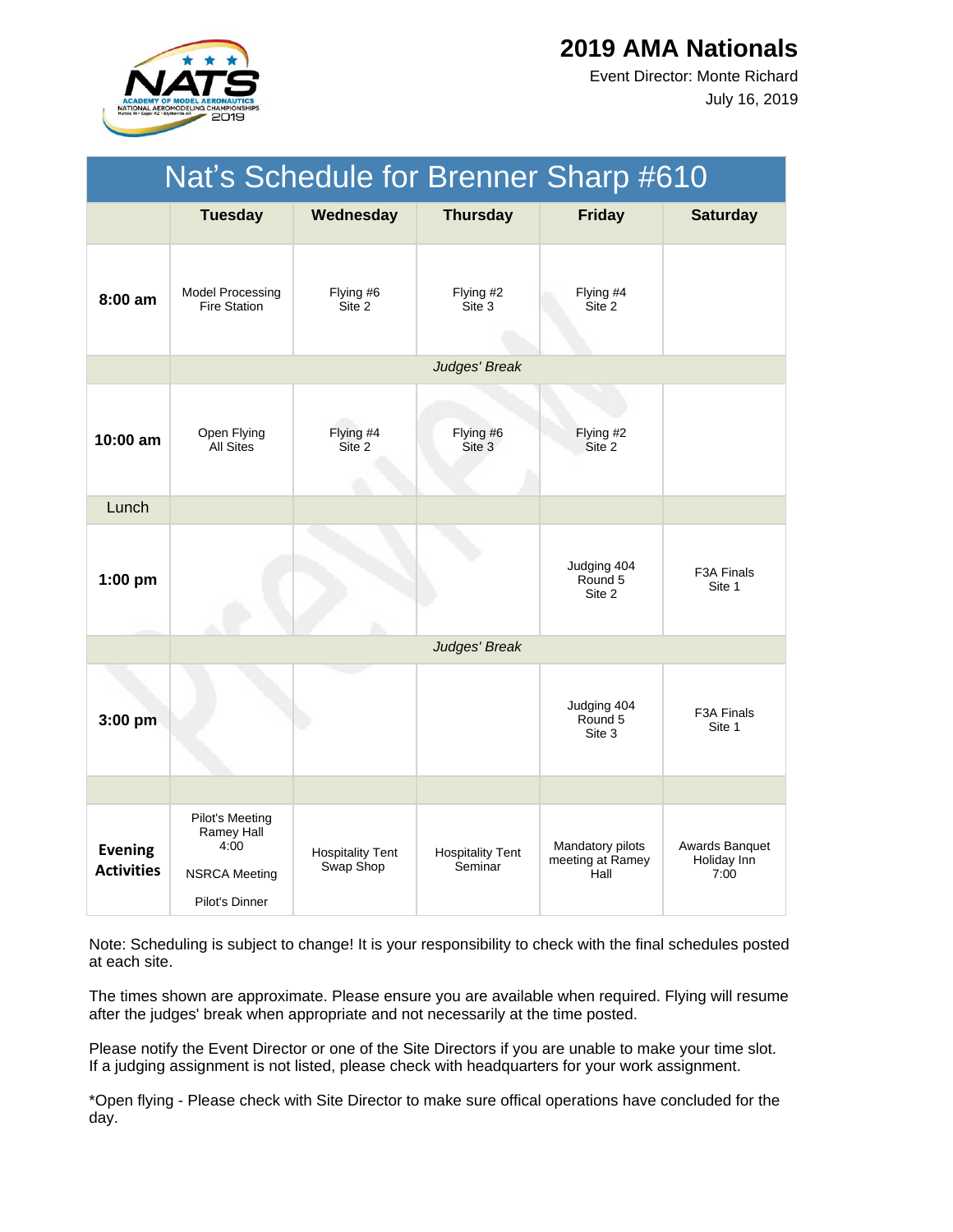# 2019 AMA Nationals

Event Director: Monte Richard

July 16, 2019

## Nat's Schedule for Brenner Sharp #610

| | Tuesday | Wednesday | Thursday | Friday | Saturday |
|---|---|---|---|---|---|
| **8:00 am** | Model Processing Fire Station | Flying #6 Site 2 | Flying #2 Site 3 | Flying #4 Site 2 | |
| | | | *Judges' Break* | | |
| **10:00 am** | Open Flying All Sites | Flying #4 Site 2 | Flying #6 Site 3 | Flying #2 Site 2 | |
| Lunch | | | | | |
| **1:00 pm** | | | | Judging 404 Round 5 Site 2 | F3A Finals Site 1 |
| | | | *Judges' Break* | | |
| **3:00 pm** | | | | Judging 404 Round 5 Site 3 | F3A Finals Site 1 |
| | | | | | |
| **Evening Activities** | Pilot's Meeting Ramey Hall 4:00<br><br>NSRCA Meeting<br><br>Pilot's Dinner | Hospitality Tent Swap Shop | Hospitality Tent Seminar | Mandatory pilots meeting at Ramey Hall | Awards Banquet Holiday Inn 7:00 |

Note: Scheduling is subject to change! It is your responsibility to check with the final schedules posted at each site.

The times shown are approximate. Please ensure you are available when required. Flying will resume after the judges' break when appropriate and not necessarily at the time posted.

Please notify the Event Director or one of the Site Directors if you are unable to make your time slot. If a judging assignment is not listed, please check with headquarters for your work assignment.

*Open flying - Please check with Site Director to make sure offical operations have concluded for the day.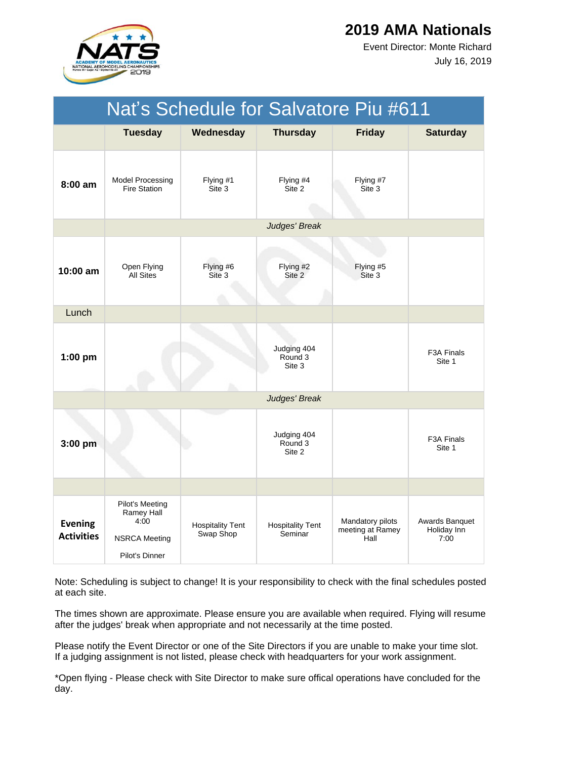# 2019 AMA Nationals

Event Director: Monte Richard

July 16, 2019

## Nat's Schedule for Salvatore Piu #611

| | Tuesday | Wednesday | Thursday | Friday | Saturday |
|---|---|---|---|---|---|
| **8:00 am** | Model Processing Fire Station | Flying #1 Site 3 | Flying #4 Site 2 | Flying #7 Site 3 | |
| | *Judges' Break* | | | | |
| **10:00 am** | Open Flying All Sites | Flying #6 Site 3 | Flying #2 Site 2 | Flying #5 Site 3 | |
| Lunch | | | | | |
| **1:00 pm** | | | Judging 404 Round 3 Site 3 | | F3A Finals Site 1 |
| | *Judges' Break* | | | | |
| **3:00 pm** | | | Judging 404 Round 3 Site 2 | | F3A Finals Site 1 |
| | | | | | |
| **Evening Activities** | Pilot's Meeting Ramey Hall 4:00<br>NSRCA Meeting<br>Pilot's Dinner | Hospitality Tent Swap Shop | Hospitality Tent Seminar | Mandatory pilots meeting at Ramey Hall | Awards Banquet Holiday Inn 7:00 |

Note: Scheduling is subject to change! It is your responsibility to check with the final schedules posted at each site.

The times shown are approximate. Please ensure you are available when required. Flying will resume after the judges' break when appropriate and not necessarily at the time posted.

Please notify the Event Director or one of the Site Directors if you are unable to make your time slot. If a judging assignment is not listed, please check with headquarters for your work assignment.

*Open flying - Please check with Site Director to make sure offical operations have concluded for the day.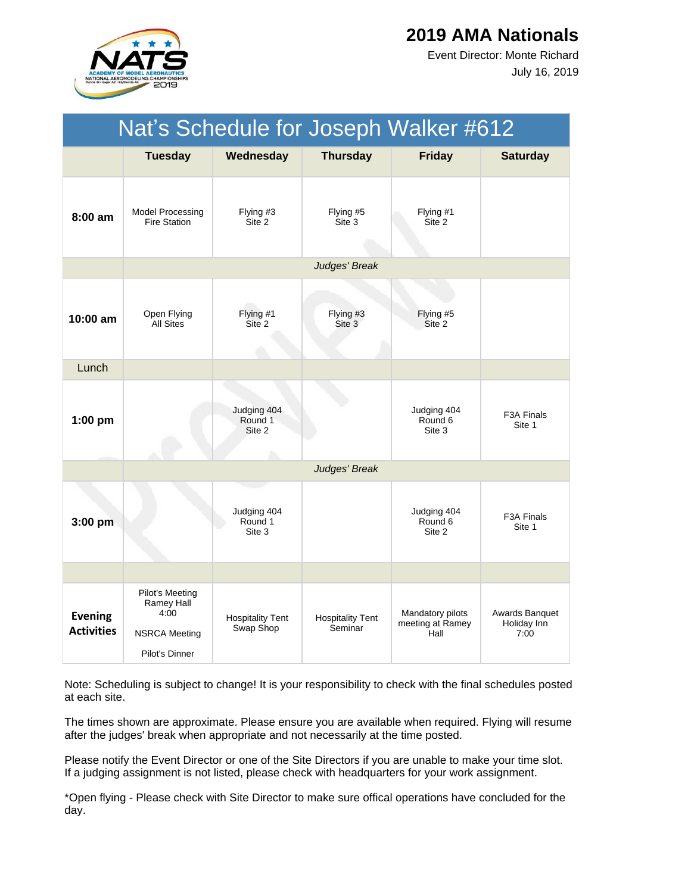# 2019 AMA Nationals

Event Director: Monte Richard

July 16, 2019

## Nat's Schedule for Joseph Walker #612

| | Tuesday | Wednesday | Thursday | Friday | Saturday |
|---|---|---|---|---|---|
| **8:00 am** | Model Processing Fire Station | Flying #3 Site 2 | Flying #5 Site 3 | Flying #1 Site 2 | |
| | | | *Judges' Break* | | |
| **10:00 am** | Open Flying All Sites | Flying #1 Site 2 | Flying #3 Site 3 | Flying #5 Site 2 | |
| Lunch | | | | | |
| **1:00 pm** | | Judging 404 Round 1 Site 2 | | Judging 404 Round 6 Site 3 | F3A Finals Site 1 |
| | | | *Judges' Break* | | |
| **3:00 pm** | | Judging 404 Round 1 Site 3 | | Judging 404 Round 6 Site 2 | F3A Finals Site 1 |
| | | | | | |
| **Evening Activities** | Pilot's Meeting Ramey Hall 4:00<br><br>NSRCA Meeting<br><br>Pilot's Dinner | Hospitality Tent Swap Shop | Hospitality Tent Seminar | Mandatory pilots meeting at Ramey Hall | Awards Banquet Holiday Inn 7:00 |

Note: Scheduling is subject to change! It is your responsibility to check with the final schedules posted at each site.

The times shown are approximate. Please ensure you are available when required. Flying will resume after the judges' break when appropriate and not necessarily at the time posted.

Please notify the Event Director or one of the Site Directors if you are unable to make your time slot. If a judging assignment is not listed, please check with headquarters for your work assignment.

*Open flying - Please check with Site Director to make sure offical operations have concluded for the day.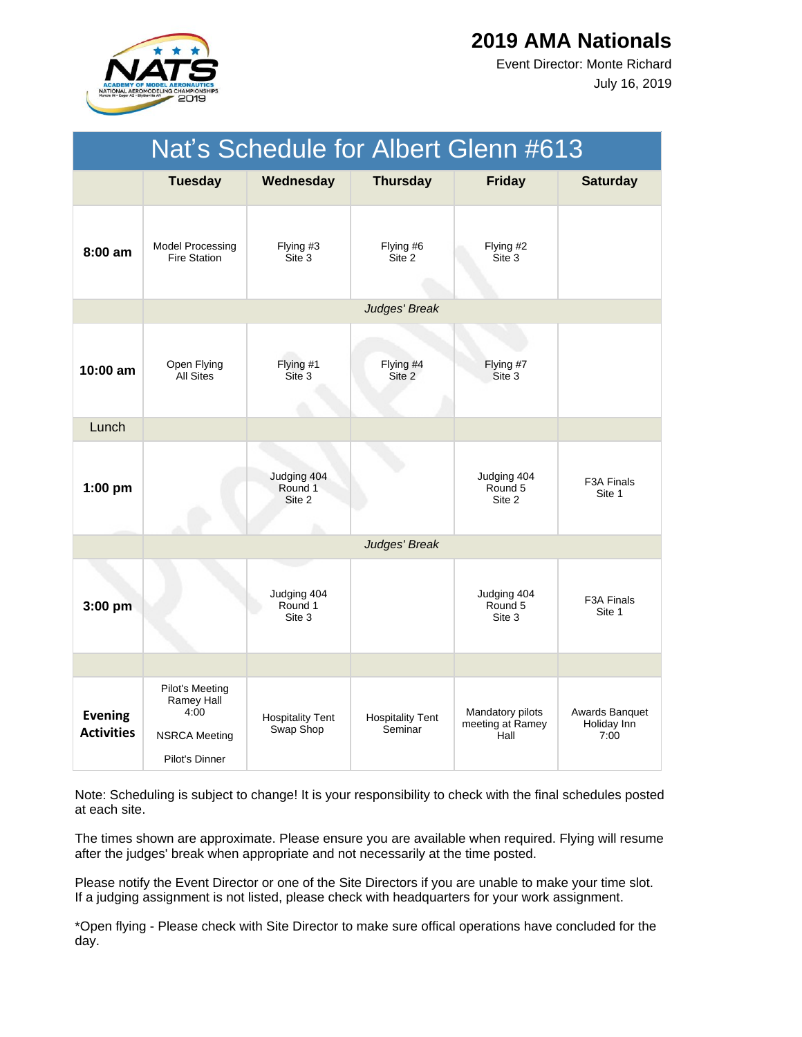# 2019 AMA Nationals

Event Director: Monte Richard

July 16, 2019

## Nat's Schedule for Albert Glenn #613

| | Tuesday | Wednesday | Thursday | Friday | Saturday |
|---|---|---|---|---|---|
| **8:00 am** | Model Processing Fire Station | Flying #3 Site 3 | Flying #6 Site 2 | Flying #2 Site 3 | |
| | *Judges' Break* | | | | |
| **10:00 am** | Open Flying All Sites | Flying #1 Site 3 | Flying #4 Site 2 | Flying #7 Site 3 | |
| Lunch | | | | | |
| **1:00 pm** | | Judging 404 Round 1 Site 2 | | Judging 404 Round 5 Site 2 | F3A Finals Site 1 |
| | *Judges' Break* | | | | |
| **3:00 pm** | | Judging 404 Round 1 Site 3 | | Judging 404 Round 5 Site 3 | F3A Finals Site 1 |
| | | | | | |
| **Evening Activities** | Pilot's Meeting Ramey Hall 4:00<br><br>NSRCA Meeting<br><br>Pilot's Dinner | Hospitality Tent Swap Shop | Hospitality Tent Seminar | Mandatory pilots meeting at Ramey Hall | Awards Banquet Holiday Inn 7:00 |

Note: Scheduling is subject to change! It is your responsibility to check with the final schedules posted at each site.

The times shown are approximate. Please ensure you are available when required. Flying will resume after the judges' break when appropriate and not necessarily at the time posted.

Please notify the Event Director or one of the Site Directors if you are unable to make your time slot. If a judging assignment is not listed, please check with headquarters for your work assignment.

*Open flying - Please check with Site Director to make sure offical operations have concluded for the day.